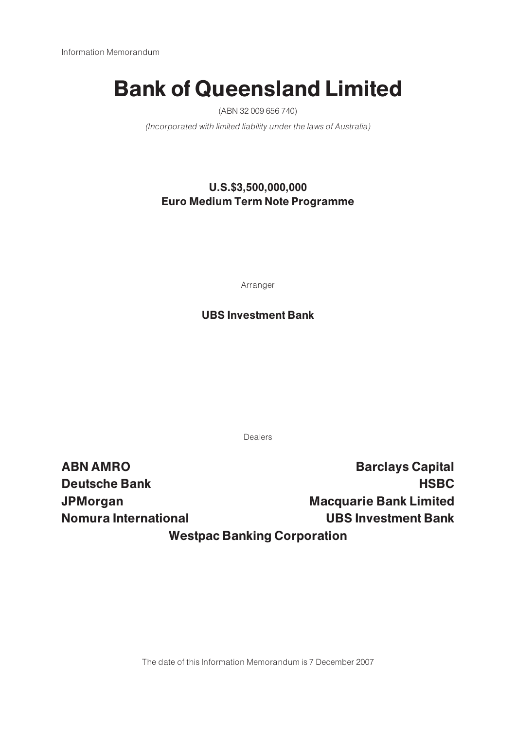Information Memorandum

# Bank of Queensland Limited

(ABN 32 009 656 740)

*(Incorporated with limited liability under the laws of Australia)*

**U.S.$3,500,000,000**
**Euro Medium Term Note Programme**

Arranger

**UBS Investment Bank**

Dealers

**ABN AMRO**

**Barclays Capital**

**Deutsche Bank**

**HSBC**

**JPMorgan**

**Macquarie Bank Limited**

**Nomura International**

**UBS Investment Bank**

**Westpac Banking Corporation**

The date of this Information Memorandum is 7 December 2007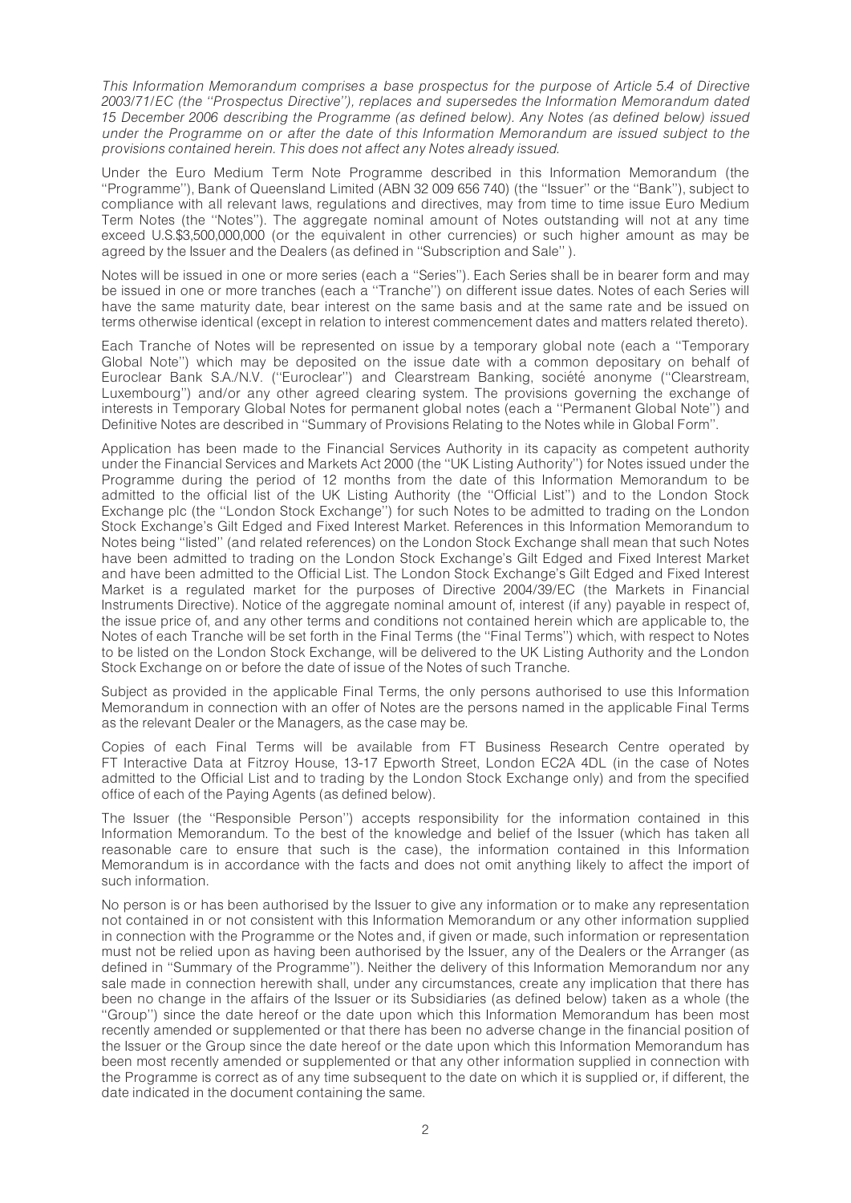*This Information Memorandum comprises a base prospectus for the purpose of Article 5.4 of Directive 2003/71/EC (the ''Prospectus Directive''), replaces and supersedes the Information Memorandum dated 15 December 2006 describing the Programme (as defined below). Any Notes (as defined below) issued under the Programme on or after the date of this Information Memorandum are issued subject to the provisions contained herein. This does not affect any Notes already issued.*

Under the Euro Medium Term Note Programme described in this Information Memorandum (the ''Programme''), Bank of Queensland Limited (ABN 32 009 656 740) (the ''Issuer'' or the ''Bank''), subject to compliance with all relevant laws, regulations and directives, may from time to time issue Euro Medium Term Notes (the ''Notes''). The aggregate nominal amount of Notes outstanding will not at any time exceed U.S.$3,500,000,000 (or the equivalent in other currencies) or such higher amount as may be agreed by the Issuer and the Dealers (as defined in ''Subscription and Sale'' ).

Notes will be issued in one or more series (each a ''Series''). Each Series shall be in bearer form and may be issued in one or more tranches (each a ''Tranche'') on different issue dates. Notes of each Series will have the same maturity date, bear interest on the same basis and at the same rate and be issued on terms otherwise identical (except in relation to interest commencement dates and matters related thereto).

Each Tranche of Notes will be represented on issue by a temporary global note (each a ''Temporary Global Note'') which may be deposited on the issue date with a common depositary on behalf of Euroclear Bank S.A./N.V. (''Euroclear'') and Clearstream Banking, société anonyme (''Clearstream, Luxembourg'') and/or any other agreed clearing system. The provisions governing the exchange of interests in Temporary Global Notes for permanent global notes (each a ''Permanent Global Note'') and Definitive Notes are described in ''Summary of Provisions Relating to the Notes while in Global Form''.

Application has been made to the Financial Services Authority in its capacity as competent authority under the Financial Services and Markets Act 2000 (the ''UK Listing Authority'') for Notes issued under the Programme during the period of 12 months from the date of this Information Memorandum to be admitted to the official list of the UK Listing Authority (the ''Official List'') and to the London Stock Exchange plc (the ''London Stock Exchange'') for such Notes to be admitted to trading on the London Stock Exchange's Gilt Edged and Fixed Interest Market. References in this Information Memorandum to Notes being ''listed'' (and related references) on the London Stock Exchange shall mean that such Notes have been admitted to trading on the London Stock Exchange's Gilt Edged and Fixed Interest Market and have been admitted to the Official List. The London Stock Exchange's Gilt Edged and Fixed Interest Market is a regulated market for the purposes of Directive 2004/39/EC (the Markets in Financial Instruments Directive). Notice of the aggregate nominal amount of, interest (if any) payable in respect of, the issue price of, and any other terms and conditions not contained herein which are applicable to, the Notes of each Tranche will be set forth in the Final Terms (the ''Final Terms'') which, with respect to Notes to be listed on the London Stock Exchange, will be delivered to the UK Listing Authority and the London Stock Exchange on or before the date of issue of the Notes of such Tranche.

Subject as provided in the applicable Final Terms, the only persons authorised to use this Information Memorandum in connection with an offer of Notes are the persons named in the applicable Final Terms as the relevant Dealer or the Managers, as the case may be.

Copies of each Final Terms will be available from FT Business Research Centre operated by FT Interactive Data at Fitzroy House, 13-17 Epworth Street, London EC2A 4DL (in the case of Notes admitted to the Official List and to trading by the London Stock Exchange only) and from the specified office of each of the Paying Agents (as defined below).

The Issuer (the ''Responsible Person'') accepts responsibility for the information contained in this Information Memorandum. To the best of the knowledge and belief of the Issuer (which has taken all reasonable care to ensure that such is the case), the information contained in this Information Memorandum is in accordance with the facts and does not omit anything likely to affect the import of such information.

No person is or has been authorised by the Issuer to give any information or to make any representation not contained in or not consistent with this Information Memorandum or any other information supplied in connection with the Programme or the Notes and, if given or made, such information or representation must not be relied upon as having been authorised by the Issuer, any of the Dealers or the Arranger (as defined in ''Summary of the Programme''). Neither the delivery of this Information Memorandum nor any sale made in connection herewith shall, under any circumstances, create any implication that there has been no change in the affairs of the Issuer or its Subsidiaries (as defined below) taken as a whole (the ''Group'') since the date hereof or the date upon which this Information Memorandum has been most recently amended or supplemented or that there has been no adverse change in the financial position of the Issuer or the Group since the date hereof or the date upon which this Information Memorandum has been most recently amended or supplemented or that any other information supplied in connection with the Programme is correct as of any time subsequent to the date on which it is supplied or, if different, the date indicated in the document containing the same.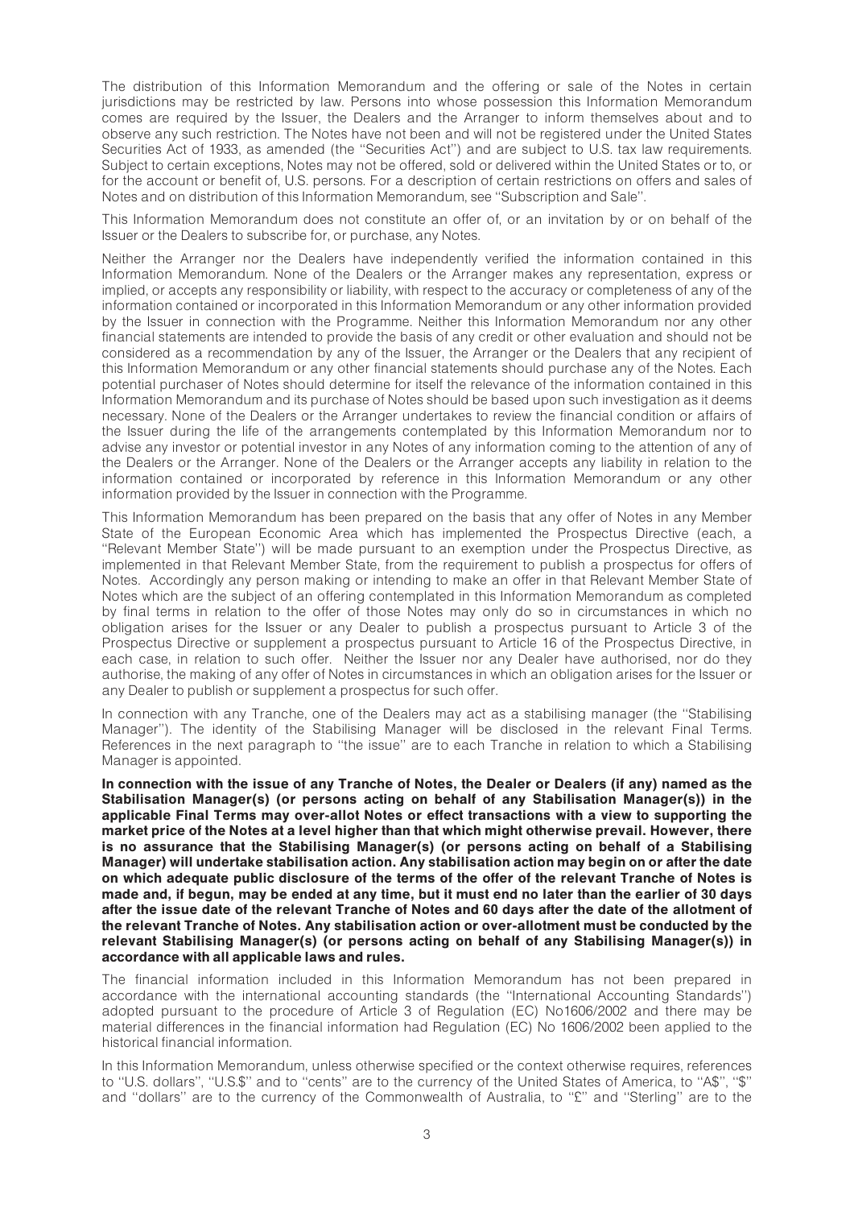The distribution of this Information Memorandum and the offering or sale of the Notes in certain jurisdictions may be restricted by law. Persons into whose possession this Information Memorandum comes are required by the Issuer, the Dealers and the Arranger to inform themselves about and to observe any such restriction. The Notes have not been and will not be registered under the United States Securities Act of 1933, as amended (the ''Securities Act'') and are subject to U.S. tax law requirements. Subject to certain exceptions, Notes may not be offered, sold or delivered within the United States or to, or for the account or benefit of, U.S. persons. For a description of certain restrictions on offers and sales of Notes and on distribution of this Information Memorandum, see ''Subscription and Sale''.

This Information Memorandum does not constitute an offer of, or an invitation by or on behalf of the Issuer or the Dealers to subscribe for, or purchase, any Notes.

Neither the Arranger nor the Dealers have independently verified the information contained in this Information Memorandum. None of the Dealers or the Arranger makes any representation, express or implied, or accepts any responsibility or liability, with respect to the accuracy or completeness of any of the information contained or incorporated in this Information Memorandum or any other information provided by the Issuer in connection with the Programme. Neither this Information Memorandum nor any other financial statements are intended to provide the basis of any credit or other evaluation and should not be considered as a recommendation by any of the Issuer, the Arranger or the Dealers that any recipient of this Information Memorandum or any other financial statements should purchase any of the Notes. Each potential purchaser of Notes should determine for itself the relevance of the information contained in this Information Memorandum and its purchase of Notes should be based upon such investigation as it deems necessary. None of the Dealers or the Arranger undertakes to review the financial condition or affairs of the Issuer during the life of the arrangements contemplated by this Information Memorandum nor to advise any investor or potential investor in any Notes of any information coming to the attention of any of the Dealers or the Arranger. None of the Dealers or the Arranger accepts any liability in relation to the information contained or incorporated by reference in this Information Memorandum or any other information provided by the Issuer in connection with the Programme.

This Information Memorandum has been prepared on the basis that any offer of Notes in any Member State of the European Economic Area which has implemented the Prospectus Directive (each, a ''Relevant Member State'') will be made pursuant to an exemption under the Prospectus Directive, as implemented in that Relevant Member State, from the requirement to publish a prospectus for offers of Notes. Accordingly any person making or intending to make an offer in that Relevant Member State of Notes which are the subject of an offering contemplated in this Information Memorandum as completed by final terms in relation to the offer of those Notes may only do so in circumstances in which no obligation arises for the Issuer or any Dealer to publish a prospectus pursuant to Article 3 of the Prospectus Directive or supplement a prospectus pursuant to Article 16 of the Prospectus Directive, in each case, in relation to such offer. Neither the Issuer nor any Dealer have authorised, nor do they authorise, the making of any offer of Notes in circumstances in which an obligation arises for the Issuer or any Dealer to publish or supplement a prospectus for such offer.

In connection with any Tranche, one of the Dealers may act as a stabilising manager (the ''Stabilising Manager''). The identity of the Stabilising Manager will be disclosed in the relevant Final Terms. References in the next paragraph to ''the issue'' are to each Tranche in relation to which a Stabilising Manager is appointed.

**In connection with the issue of any Tranche of Notes, the Dealer or Dealers (if any) named as the Stabilisation Manager(s) (or persons acting on behalf of any Stabilisation Manager(s)) in the applicable Final Terms may over-allot Notes or effect transactions with a view to supporting the market price of the Notes at a level higher than that which might otherwise prevail. However, there is no assurance that the Stabilising Manager(s) (or persons acting on behalf of a Stabilising Manager) will undertake stabilisation action. Any stabilisation action may begin on or after the date on which adequate public disclosure of the terms of the offer of the relevant Tranche of Notes is made and, if begun, may be ended at any time, but it must end no later than the earlier of 30 days after the issue date of the relevant Tranche of Notes and 60 days after the date of the allotment of the relevant Tranche of Notes. Any stabilisation action or over-allotment must be conducted by the relevant Stabilising Manager(s) (or persons acting on behalf of any Stabilising Manager(s)) in accordance with all applicable laws and rules.**

The financial information included in this Information Memorandum has not been prepared in accordance with the international accounting standards (the ''International Accounting Standards'') adopted pursuant to the procedure of Article 3 of Regulation (EC) No1606/2002 and there may be material differences in the financial information had Regulation (EC) No 1606/2002 been applied to the historical financial information.

In this Information Memorandum, unless otherwise specified or the context otherwise requires, references to ''U.S. dollars'', ''U.S.$'' and to ''cents'' are to the currency of the United States of America, to ''A$'', ''$'' and ''dollars'' are to the currency of the Commonwealth of Australia, to ''£'' and ''Sterling'' are to the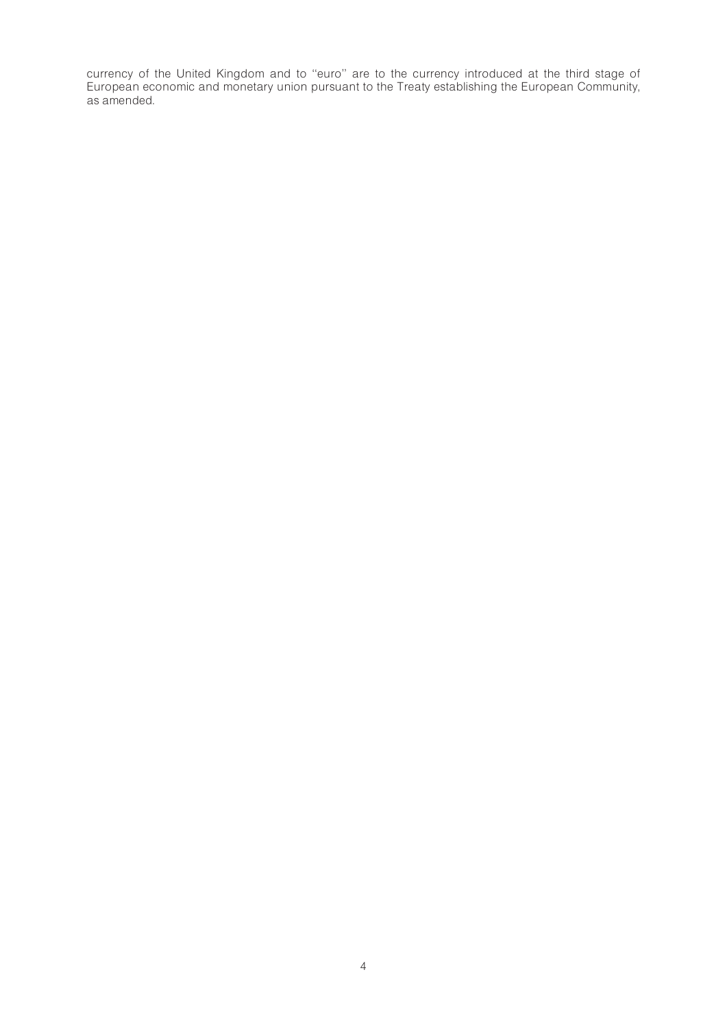currency of the United Kingdom and to "euro" are to the currency introduced at the third stage of European economic and monetary union pursuant to the Treaty establishing the European Community, as amended.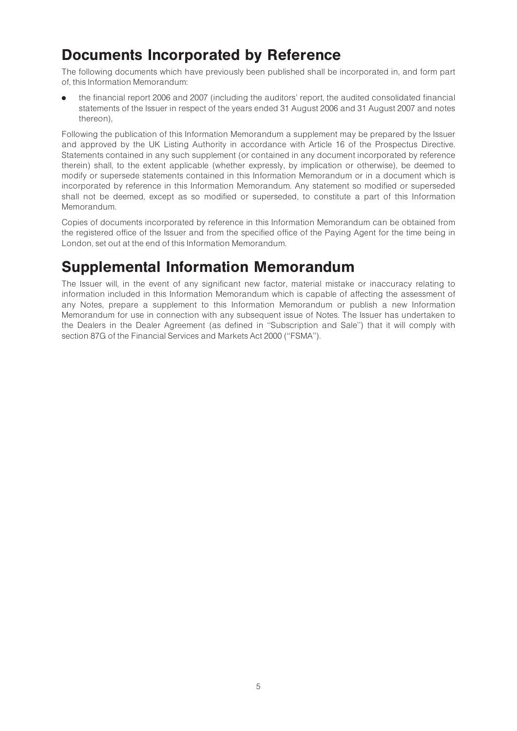## Documents Incorporated by Reference

The following documents which have previously been published shall be incorporated in, and form part of, this Information Memorandum:

- the financial report 2006 and 2007 (including the auditors' report, the audited consolidated financial statements of the Issuer in respect of the years ended 31 August 2006 and 31 August 2007 and notes thereon),

Following the publication of this Information Memorandum a supplement may be prepared by the Issuer and approved by the UK Listing Authority in accordance with Article 16 of the Prospectus Directive. Statements contained in any such supplement (or contained in any document incorporated by reference therein) shall, to the extent applicable (whether expressly, by implication or otherwise), be deemed to modify or supersede statements contained in this Information Memorandum or in a document which is incorporated by reference in this Information Memorandum. Any statement so modified or superseded shall not be deemed, except as so modified or superseded, to constitute a part of this Information Memorandum.

Copies of documents incorporated by reference in this Information Memorandum can be obtained from the registered office of the Issuer and from the specified office of the Paying Agent for the time being in London, set out at the end of this Information Memorandum.

## Supplemental Information Memorandum

The Issuer will, in the event of any significant new factor, material mistake or inaccuracy relating to information included in this Information Memorandum which is capable of affecting the assessment of any Notes, prepare a supplement to this Information Memorandum or publish a new Information Memorandum for use in connection with any subsequent issue of Notes. The Issuer has undertaken to the Dealers in the Dealer Agreement (as defined in ''Subscription and Sale'') that it will comply with section 87G of the Financial Services and Markets Act 2000 (''FSMA'').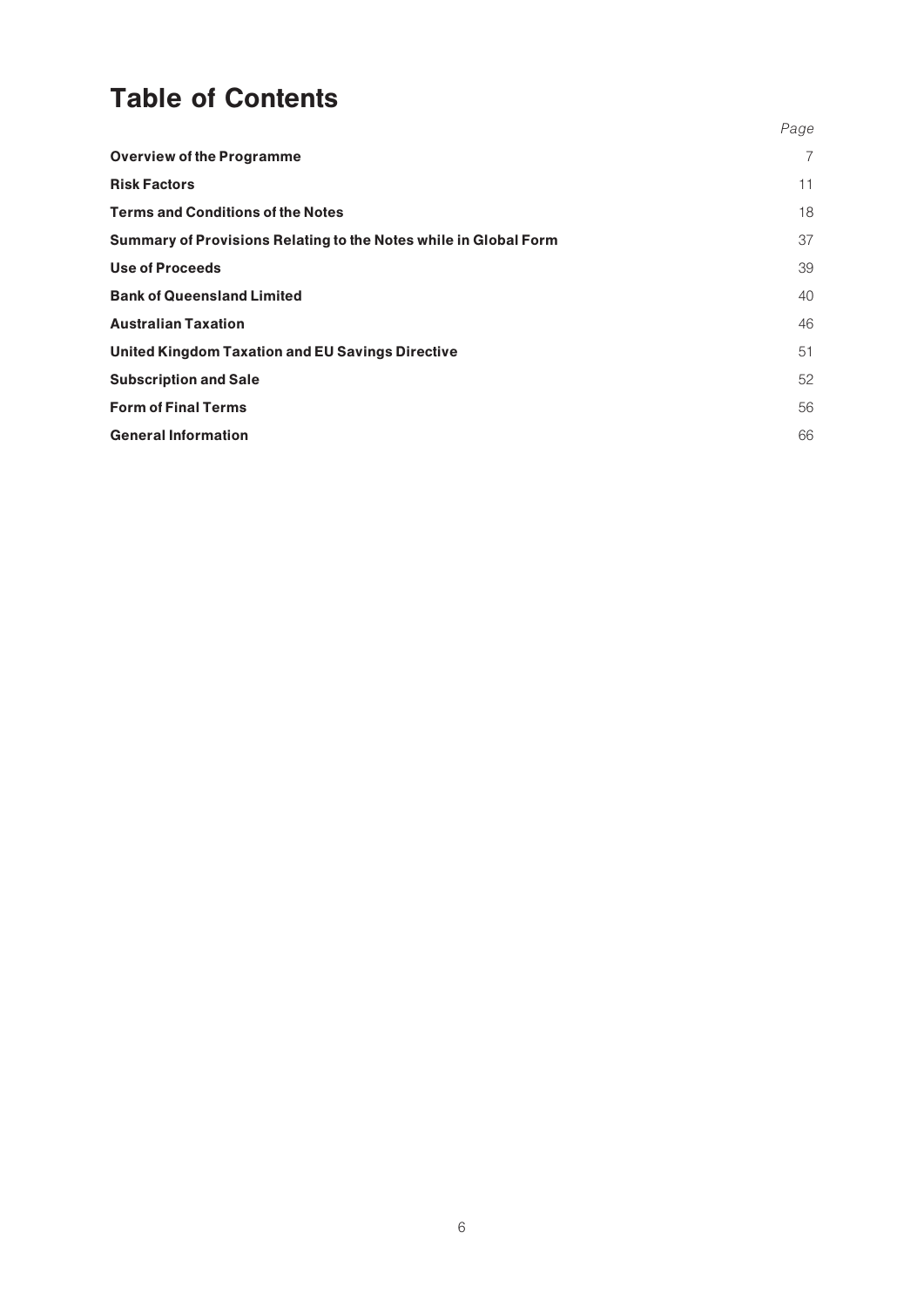# Table of Contents

| | Page |
|---|---|
| **Overview of the Programme** | 7 |
| **Risk Factors** | 11 |
| **Terms and Conditions of the Notes** | 18 |
| **Summary of Provisions Relating to the Notes while in Global Form** | 37 |
| **Use of Proceeds** | 39 |
| **Bank of Queensland Limited** | 40 |
| **Australian Taxation** | 46 |
| **United Kingdom Taxation and EU Savings Directive** | 51 |
| **Subscription and Sale** | 52 |
| **Form of Final Terms** | 56 |
| **General Information** | 66 |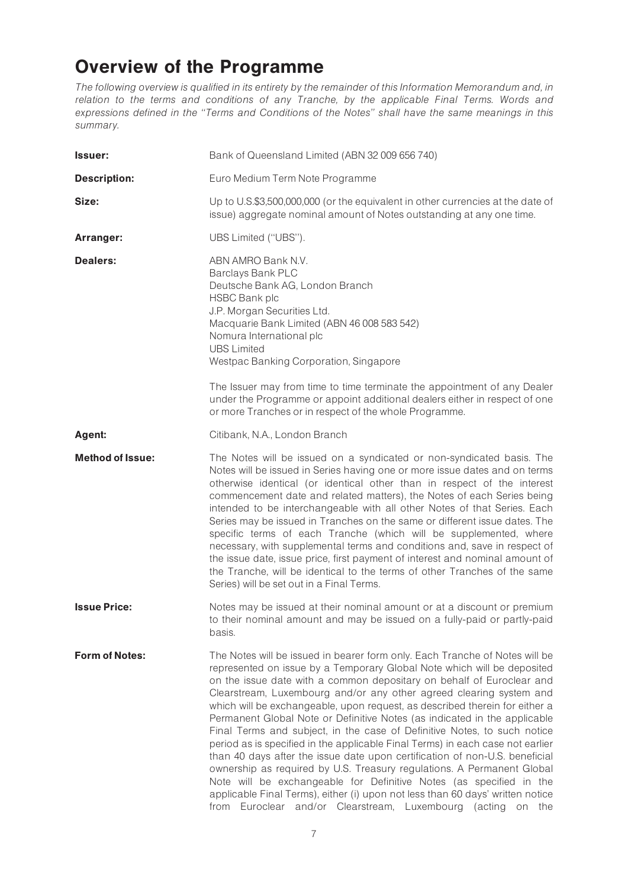# Overview of the Programme

*The following overview is qualified in its entirety by the remainder of this Information Memorandum and, in relation to the terms and conditions of any Tranche, by the applicable Final Terms. Words and expressions defined in the "Terms and Conditions of the Notes" shall have the same meanings in this summary.*

**Issuer:** Bank of Queensland Limited (ABN 32 009 656 740)

**Description:** Euro Medium Term Note Programme

**Size:** Up to U.S.$3,500,000,000 (or the equivalent in other currencies at the date of issue) aggregate nominal amount of Notes outstanding at any one time.

**Arranger:** UBS Limited ("UBS").

**Dealers:**

ABN AMRO Bank N.V.
Barclays Bank PLC
Deutsche Bank AG, London Branch
HSBC Bank plc
J.P. Morgan Securities Ltd.
Macquarie Bank Limited (ABN 46 008 583 542)
Nomura International plc
UBS Limited
Westpac Banking Corporation, Singapore

The Issuer may from time to time terminate the appointment of any Dealer under the Programme or appoint additional dealers either in respect of one or more Tranches or in respect of the whole Programme.

**Agent:** Citibank, N.A., London Branch

**Method of Issue:** The Notes will be issued on a syndicated or non-syndicated basis. The Notes will be issued in Series having one or more issue dates and on terms otherwise identical (or identical other than in respect of the interest commencement date and related matters), the Notes of each Series being intended to be interchangeable with all other Notes of that Series. Each Series may be issued in Tranches on the same or different issue dates. The specific terms of each Tranche (which will be supplemented, where necessary, with supplemental terms and conditions and, save in respect of the issue date, issue price, first payment of interest and nominal amount of the Tranche, will be identical to the terms of other Tranches of the same Series) will be set out in a Final Terms.

**Issue Price:** Notes may be issued at their nominal amount or at a discount or premium to their nominal amount and may be issued on a fully-paid or partly-paid basis.

**Form of Notes:** The Notes will be issued in bearer form only. Each Tranche of Notes will be represented on issue by a Temporary Global Note which will be deposited on the issue date with a common depositary on behalf of Euroclear and Clearstream, Luxembourg and/or any other agreed clearing system and which will be exchangeable, upon request, as described therein for either a Permanent Global Note or Definitive Notes (as indicated in the applicable Final Terms and subject, in the case of Definitive Notes, to such notice period as is specified in the applicable Final Terms) in each case not earlier than 40 days after the issue date upon certification of non-U.S. beneficial ownership as required by U.S. Treasury regulations. A Permanent Global Note will be exchangeable for Definitive Notes (as specified in the applicable Final Terms), either (i) upon not less than 60 days' written notice from Euroclear and/or Clearstream, Luxembourg (acting on the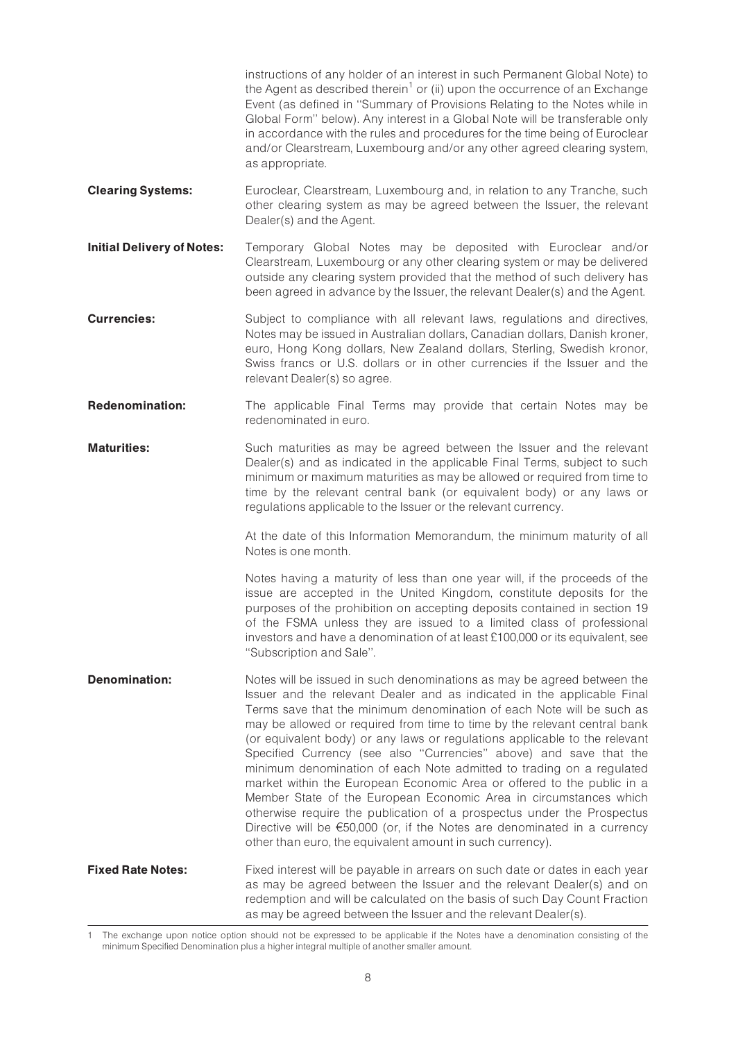instructions of any holder of an interest in such Permanent Global Note) to the Agent as described therein[1] or (ii) upon the occurrence of an Exchange Event (as defined in "Summary of Provisions Relating to the Notes while in Global Form" below). Any interest in a Global Note will be transferable only in accordance with the rules and procedures for the time being of Euroclear and/or Clearstream, Luxembourg and/or any other agreed clearing system, as appropriate.

**Clearing Systems:** Euroclear, Clearstream, Luxembourg and, in relation to any Tranche, such other clearing system as may be agreed between the Issuer, the relevant Dealer(s) and the Agent.

**Initial Delivery of Notes:** Temporary Global Notes may be deposited with Euroclear and/or Clearstream, Luxembourg or any other clearing system or may be delivered outside any clearing system provided that the method of such delivery has been agreed in advance by the Issuer, the relevant Dealer(s) and the Agent.

**Currencies:** Subject to compliance with all relevant laws, regulations and directives, Notes may be issued in Australian dollars, Canadian dollars, Danish kroner, euro, Hong Kong dollars, New Zealand dollars, Sterling, Swedish kronor, Swiss francs or U.S. dollars or in other currencies if the Issuer and the relevant Dealer(s) so agree.

**Redenomination:** The applicable Final Terms may provide that certain Notes may be redenominated in euro.

**Maturities:** Such maturities as may be agreed between the Issuer and the relevant Dealer(s) and as indicated in the applicable Final Terms, subject to such minimum or maximum maturities as may be allowed or required from time to time by the relevant central bank (or equivalent body) or any laws or regulations applicable to the Issuer or the relevant currency.

At the date of this Information Memorandum, the minimum maturity of all Notes is one month.

Notes having a maturity of less than one year will, if the proceeds of the issue are accepted in the United Kingdom, constitute deposits for the purposes of the prohibition on accepting deposits contained in section 19 of the FSMA unless they are issued to a limited class of professional investors and have a denomination of at least £100,000 or its equivalent, see "Subscription and Sale".

**Denomination:** Notes will be issued in such denominations as may be agreed between the Issuer and the relevant Dealer and as indicated in the applicable Final Terms save that the minimum denomination of each Note will be such as may be allowed or required from time to time by the relevant central bank (or equivalent body) or any laws or regulations applicable to the relevant Specified Currency (see also "Currencies" above) and save that the minimum denomination of each Note admitted to trading on a regulated market within the European Economic Area or offered to the public in a Member State of the European Economic Area in circumstances which otherwise require the publication of a prospectus under the Prospectus Directive will be €50,000 (or, if the Notes are denominated in a currency other than euro, the equivalent amount in such currency).

**Fixed Rate Notes:** Fixed interest will be payable in arrears on such date or dates in each year as may be agreed between the Issuer and the relevant Dealer(s) and on redemption and will be calculated on the basis of such Day Count Fraction as may be agreed between the Issuer and the relevant Dealer(s).

---

1 The exchange upon notice option should not be expressed to be applicable if the Notes have a denomination consisting of the minimum Specified Denomination plus a higher integral multiple of another smaller amount.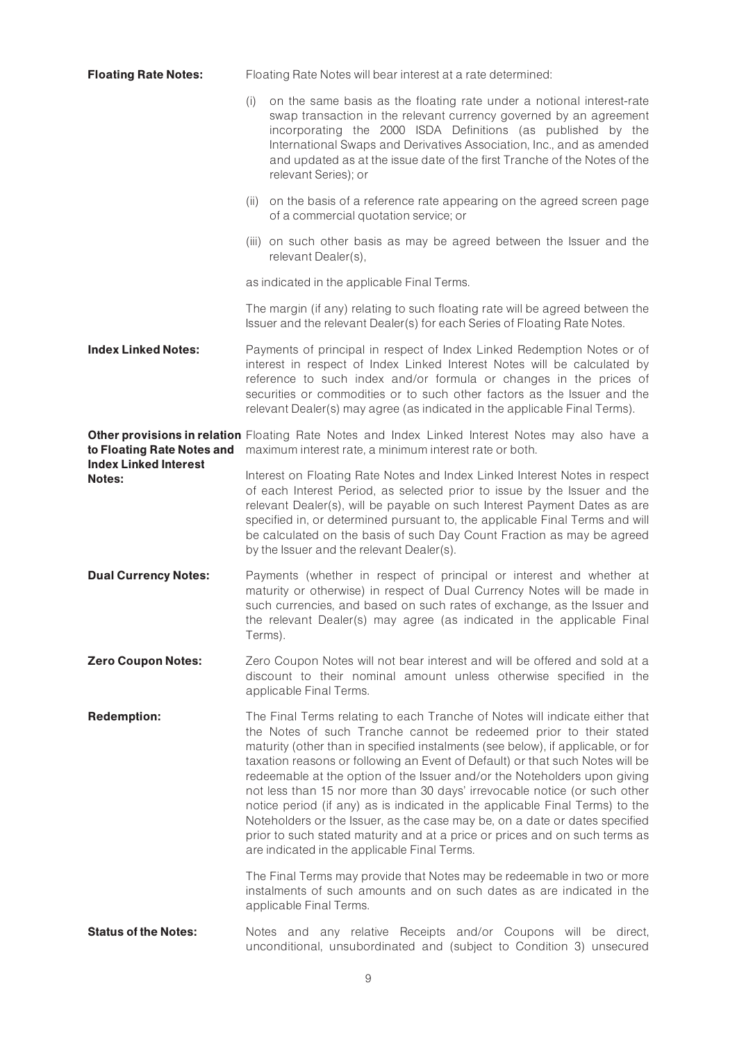**Floating Rate Notes:** Floating Rate Notes will bear interest at a rate determined:

(i) on the same basis as the floating rate under a notional interest-rate swap transaction in the relevant currency governed by an agreement incorporating the 2000 ISDA Definitions (as published by the International Swaps and Derivatives Association, Inc., and as amended and updated as at the issue date of the first Tranche of the Notes of the relevant Series); or

(ii) on the basis of a reference rate appearing on the agreed screen page of a commercial quotation service; or

(iii) on such other basis as may be agreed between the Issuer and the relevant Dealer(s),

as indicated in the applicable Final Terms.

The margin (if any) relating to such floating rate will be agreed between the Issuer and the relevant Dealer(s) for each Series of Floating Rate Notes.

**Index Linked Notes:** Payments of principal in respect of Index Linked Redemption Notes or of interest in respect of Index Linked Interest Notes will be calculated by reference to such index and/or formula or changes in the prices of securities or commodities or to such other factors as the Issuer and the relevant Dealer(s) may agree (as indicated in the applicable Final Terms).

**Other provisions in relation to Floating Rate Notes and Index Linked Interest Notes:** Floating Rate Notes and Index Linked Interest Notes may also have a maximum interest rate, a minimum interest rate or both.

Interest on Floating Rate Notes and Index Linked Interest Notes in respect of each Interest Period, as selected prior to issue by the Issuer and the relevant Dealer(s), will be payable on such Interest Payment Dates as are specified in, or determined pursuant to, the applicable Final Terms and will be calculated on the basis of such Day Count Fraction as may be agreed by the Issuer and the relevant Dealer(s).

**Dual Currency Notes:** Payments (whether in respect of principal or interest and whether at maturity or otherwise) in respect of Dual Currency Notes will be made in such currencies, and based on such rates of exchange, as the Issuer and the relevant Dealer(s) may agree (as indicated in the applicable Final Terms).

**Zero Coupon Notes:** Zero Coupon Notes will not bear interest and will be offered and sold at a discount to their nominal amount unless otherwise specified in the applicable Final Terms.

**Redemption:** The Final Terms relating to each Tranche of Notes will indicate either that the Notes of such Tranche cannot be redeemed prior to their stated maturity (other than in specified instalments (see below), if applicable, or for taxation reasons or following an Event of Default) or that such Notes will be redeemable at the option of the Issuer and/or the Noteholders upon giving not less than 15 nor more than 30 days' irrevocable notice (or such other notice period (if any) as is indicated in the applicable Final Terms) to the Noteholders or the Issuer, as the case may be, on a date or dates specified prior to such stated maturity and at a price or prices and on such terms as are indicated in the applicable Final Terms.

The Final Terms may provide that Notes may be redeemable in two or more instalments of such amounts and on such dates as are indicated in the applicable Final Terms.

**Status of the Notes:** Notes and any relative Receipts and/or Coupons will be direct, unconditional, unsubordinated and (subject to Condition 3) unsecured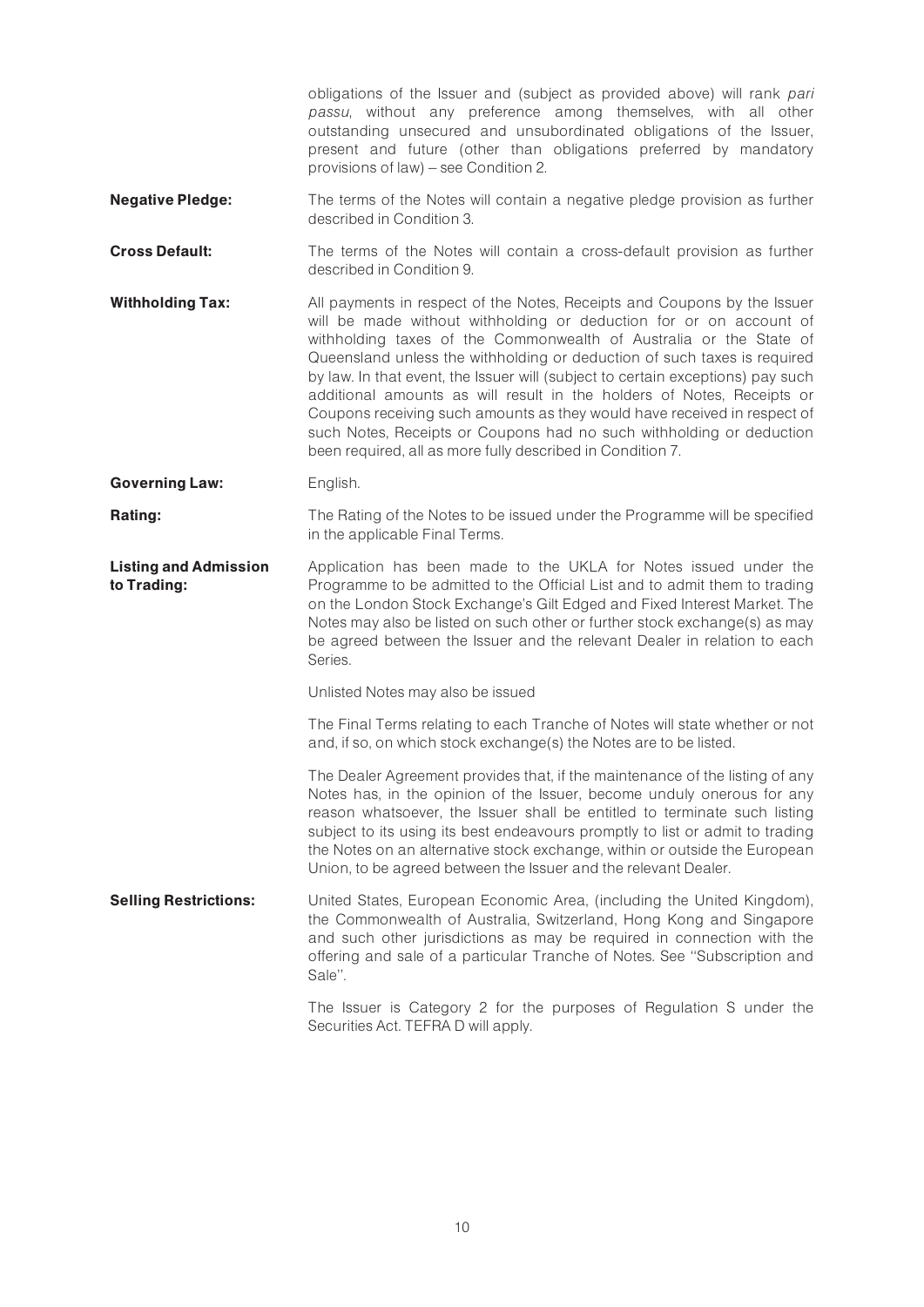obligations of the Issuer and (subject as provided above) will rank *pari passu*, without any preference among themselves, with all other outstanding unsecured and unsubordinated obligations of the Issuer, present and future (other than obligations preferred by mandatory provisions of law) – see Condition 2.

**Negative Pledge:** The terms of the Notes will contain a negative pledge provision as further described in Condition 3.

**Cross Default:** The terms of the Notes will contain a cross-default provision as further described in Condition 9.

**Withholding Tax:** All payments in respect of the Notes, Receipts and Coupons by the Issuer will be made without withholding or deduction for or on account of withholding taxes of the Commonwealth of Australia or the State of Queensland unless the withholding or deduction of such taxes is required by law. In that event, the Issuer will (subject to certain exceptions) pay such additional amounts as will result in the holders of Notes, Receipts or Coupons receiving such amounts as they would have received in respect of such Notes, Receipts or Coupons had no such withholding or deduction been required, all as more fully described in Condition 7.

**Governing Law:** English.

**Rating:** The Rating of the Notes to be issued under the Programme will be specified in the applicable Final Terms.

**Listing and Admission to Trading:** Application has been made to the UKLA for Notes issued under the Programme to be admitted to the Official List and to admit them to trading on the London Stock Exchange's Gilt Edged and Fixed Interest Market. The Notes may also be listed on such other or further stock exchange(s) as may be agreed between the Issuer and the relevant Dealer in relation to each Series.

Unlisted Notes may also be issued

The Final Terms relating to each Tranche of Notes will state whether or not and, if so, on which stock exchange(s) the Notes are to be listed.

The Dealer Agreement provides that, if the maintenance of the listing of any Notes has, in the opinion of the Issuer, become unduly onerous for any reason whatsoever, the Issuer shall be entitled to terminate such listing subject to its using its best endeavours promptly to list or admit to trading the Notes on an alternative stock exchange, within or outside the European Union, to be agreed between the Issuer and the relevant Dealer.

**Selling Restrictions:** United States, European Economic Area, (including the United Kingdom), the Commonwealth of Australia, Switzerland, Hong Kong and Singapore and such other jurisdictions as may be required in connection with the offering and sale of a particular Tranche of Notes. See ''Subscription and Sale''.

The Issuer is Category 2 for the purposes of Regulation S under the Securities Act. TEFRA D will apply.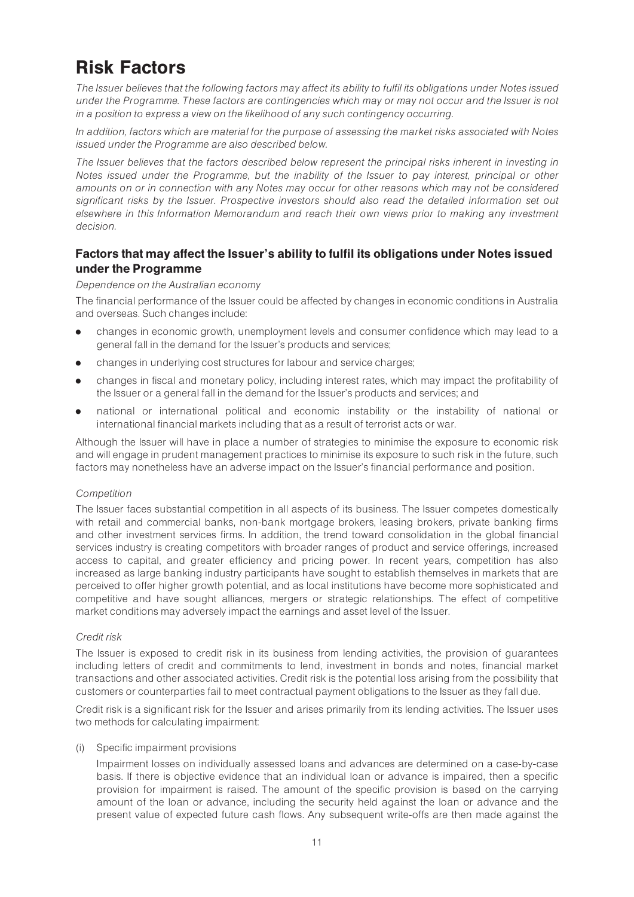# Risk Factors

*The Issuer believes that the following factors may affect its ability to fulfil its obligations under Notes issued under the Programme. These factors are contingencies which may or may not occur and the Issuer is not in a position to express a view on the likelihood of any such contingency occurring.*

*In addition, factors which are material for the purpose of assessing the market risks associated with Notes issued under the Programme are also described below.*

*The Issuer believes that the factors described below represent the principal risks inherent in investing in Notes issued under the Programme, but the inability of the Issuer to pay interest, principal or other amounts on or in connection with any Notes may occur for other reasons which may not be considered significant risks by the Issuer. Prospective investors should also read the detailed information set out elsewhere in this Information Memorandum and reach their own views prior to making any investment decision.*

## Factors that may affect the Issuer's ability to fulfil its obligations under Notes issued under the Programme

*Dependence on the Australian economy*

The financial performance of the Issuer could be affected by changes in economic conditions in Australia and overseas. Such changes include:

- changes in economic growth, unemployment levels and consumer confidence which may lead to a general fall in the demand for the Issuer's products and services;
- changes in underlying cost structures for labour and service charges;
- changes in fiscal and monetary policy, including interest rates, which may impact the profitability of the Issuer or a general fall in the demand for the Issuer's products and services; and
- national or international political and economic instability or the instability of national or international financial markets including that as a result of terrorist acts or war.

Although the Issuer will have in place a number of strategies to minimise the exposure to economic risk and will engage in prudent management practices to minimise its exposure to such risk in the future, such factors may nonetheless have an adverse impact on the Issuer's financial performance and position.

*Competition*

The Issuer faces substantial competition in all aspects of its business. The Issuer competes domestically with retail and commercial banks, non-bank mortgage brokers, leasing brokers, private banking firms and other investment services firms. In addition, the trend toward consolidation in the global financial services industry is creating competitors with broader ranges of product and service offerings, increased access to capital, and greater efficiency and pricing power. In recent years, competition has also increased as large banking industry participants have sought to establish themselves in markets that are perceived to offer higher growth potential, and as local institutions have become more sophisticated and competitive and have sought alliances, mergers or strategic relationships. The effect of competitive market conditions may adversely impact the earnings and asset level of the Issuer.

*Credit risk*

The Issuer is exposed to credit risk in its business from lending activities, the provision of guarantees including letters of credit and commitments to lend, investment in bonds and notes, financial market transactions and other associated activities. Credit risk is the potential loss arising from the possibility that customers or counterparties fail to meet contractual payment obligations to the Issuer as they fall due.

Credit risk is a significant risk for the Issuer and arises primarily from its lending activities. The Issuer uses two methods for calculating impairment:

(i) Specific impairment provisions

Impairment losses on individually assessed loans and advances are determined on a case-by-case basis. If there is objective evidence that an individual loan or advance is impaired, then a specific provision for impairment is raised. The amount of the specific provision is based on the carrying amount of the loan or advance, including the security held against the loan or advance and the present value of expected future cash flows. Any subsequent write-offs are then made against the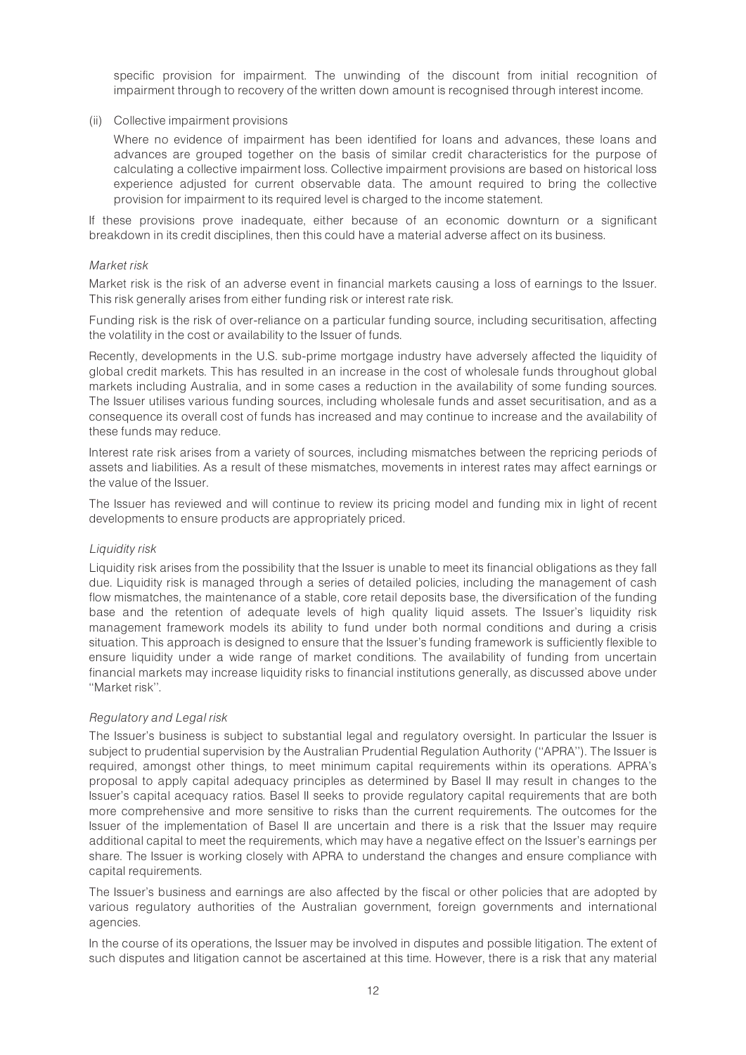specific provision for impairment. The unwinding of the discount from initial recognition of impairment through to recovery of the written down amount is recognised through interest income.

(ii) Collective impairment provisions

Where no evidence of impairment has been identified for loans and advances, these loans and advances are grouped together on the basis of similar credit characteristics for the purpose of calculating a collective impairment loss. Collective impairment provisions are based on historical loss experience adjusted for current observable data. The amount required to bring the collective provision for impairment to its required level is charged to the income statement.

If these provisions prove inadequate, either because of an economic downturn or a significant breakdown in its credit disciplines, then this could have a material adverse affect on its business.

*Market risk*

Market risk is the risk of an adverse event in financial markets causing a loss of earnings to the Issuer. This risk generally arises from either funding risk or interest rate risk.

Funding risk is the risk of over-reliance on a particular funding source, including securitisation, affecting the volatility in the cost or availability to the Issuer of funds.

Recently, developments in the U.S. sub-prime mortgage industry have adversely affected the liquidity of global credit markets. This has resulted in an increase in the cost of wholesale funds throughout global markets including Australia, and in some cases a reduction in the availability of some funding sources. The Issuer utilises various funding sources, including wholesale funds and asset securitisation, and as a consequence its overall cost of funds has increased and may continue to increase and the availability of these funds may reduce.

Interest rate risk arises from a variety of sources, including mismatches between the repricing periods of assets and liabilities. As a result of these mismatches, movements in interest rates may affect earnings or the value of the Issuer.

The Issuer has reviewed and will continue to review its pricing model and funding mix in light of recent developments to ensure products are appropriately priced.

*Liquidity risk*

Liquidity risk arises from the possibility that the Issuer is unable to meet its financial obligations as they fall due. Liquidity risk is managed through a series of detailed policies, including the management of cash flow mismatches, the maintenance of a stable, core retail deposits base, the diversification of the funding base and the retention of adequate levels of high quality liquid assets. The Issuer's liquidity risk management framework models its ability to fund under both normal conditions and during a crisis situation. This approach is designed to ensure that the Issuer's funding framework is sufficiently flexible to ensure liquidity under a wide range of market conditions. The availability of funding from uncertain financial markets may increase liquidity risks to financial institutions generally, as discussed above under "Market risk".

*Regulatory and Legal risk*

The Issuer's business is subject to substantial legal and regulatory oversight. In particular the Issuer is subject to prudential supervision by the Australian Prudential Regulation Authority ("APRA"). The Issuer is required, amongst other things, to meet minimum capital requirements within its operations. APRA's proposal to apply capital adequacy principles as determined by Basel II may result in changes to the Issuer's capital acequacy ratios. Basel II seeks to provide regulatory capital requirements that are both more comprehensive and more sensitive to risks than the current requirements. The outcomes for the Issuer of the implementation of Basel II are uncertain and there is a risk that the Issuer may require additional capital to meet the requirements, which may have a negative effect on the Issuer's earnings per share. The Issuer is working closely with APRA to understand the changes and ensure compliance with capital requirements.

The Issuer's business and earnings are also affected by the fiscal or other policies that are adopted by various regulatory authorities of the Australian government, foreign governments and international agencies.

In the course of its operations, the Issuer may be involved in disputes and possible litigation. The extent of such disputes and litigation cannot be ascertained at this time. However, there is a risk that any material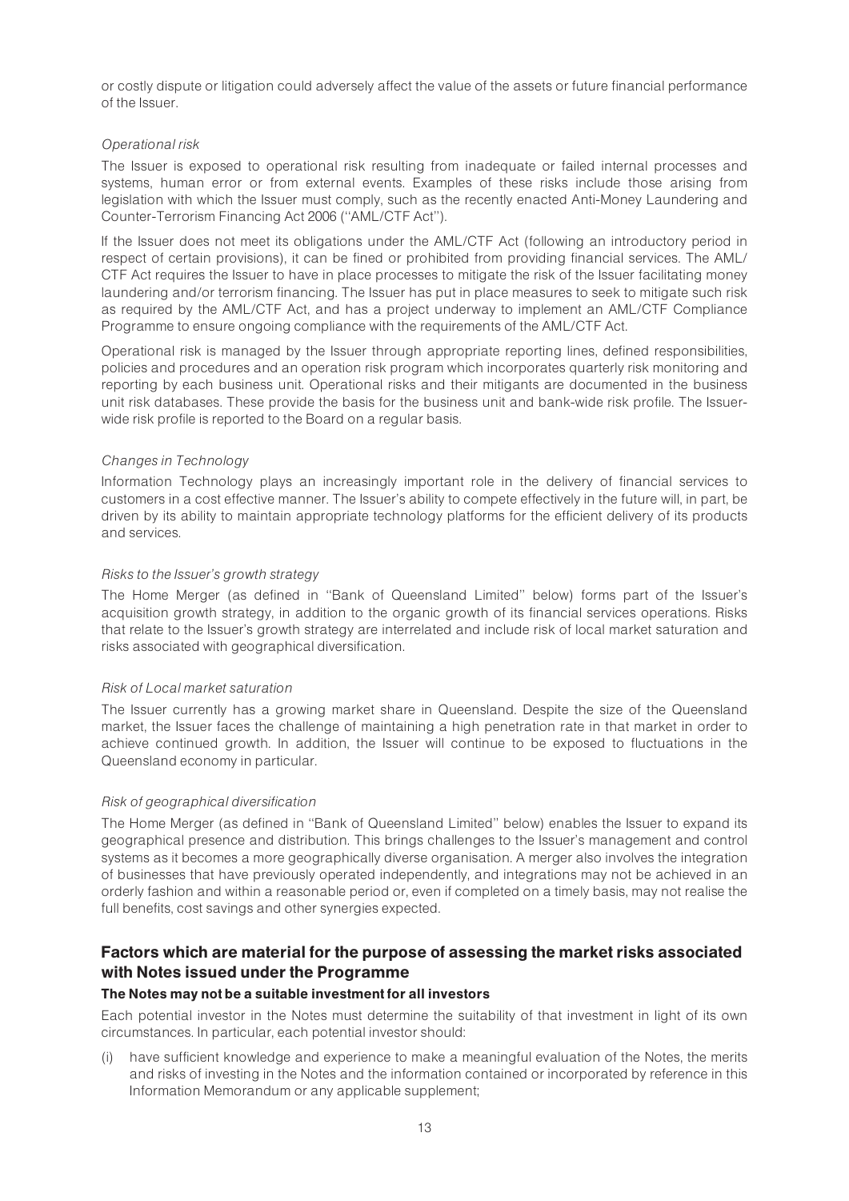or costly dispute or litigation could adversely affect the value of the assets or future financial performance of the Issuer.

*Operational risk*

The Issuer is exposed to operational risk resulting from inadequate or failed internal processes and systems, human error or from external events. Examples of these risks include those arising from legislation with which the Issuer must comply, such as the recently enacted Anti-Money Laundering and Counter-Terrorism Financing Act 2006 (''AML/CTF Act'').

If the Issuer does not meet its obligations under the AML/CTF Act (following an introductory period in respect of certain provisions), it can be fined or prohibited from providing financial services. The AML/CTF Act requires the Issuer to have in place processes to mitigate the risk of the Issuer facilitating money laundering and/or terrorism financing. The Issuer has put in place measures to seek to mitigate such risk as required by the AML/CTF Act, and has a project underway to implement an AML/CTF Compliance Programme to ensure ongoing compliance with the requirements of the AML/CTF Act.

Operational risk is managed by the Issuer through appropriate reporting lines, defined responsibilities, policies and procedures and an operation risk program which incorporates quarterly risk monitoring and reporting by each business unit. Operational risks and their mitigants are documented in the business unit risk databases. These provide the basis for the business unit and bank-wide risk profile. The Issuer-wide risk profile is reported to the Board on a regular basis.

*Changes in Technology*

Information Technology plays an increasingly important role in the delivery of financial services to customers in a cost effective manner. The Issuer's ability to compete effectively in the future will, in part, be driven by its ability to maintain appropriate technology platforms for the efficient delivery of its products and services.

*Risks to the Issuer's growth strategy*

The Home Merger (as defined in ''Bank of Queensland Limited'' below) forms part of the Issuer's acquisition growth strategy, in addition to the organic growth of its financial services operations. Risks that relate to the Issuer's growth strategy are interrelated and include risk of local market saturation and risks associated with geographical diversification.

*Risk of Local market saturation*

The Issuer currently has a growing market share in Queensland. Despite the size of the Queensland market, the Issuer faces the challenge of maintaining a high penetration rate in that market in order to achieve continued growth. In addition, the Issuer will continue to be exposed to fluctuations in the Queensland economy in particular.

*Risk of geographical diversification*

The Home Merger (as defined in ''Bank of Queensland Limited'' below) enables the Issuer to expand its geographical presence and distribution. This brings challenges to the Issuer's management and control systems as it becomes a more geographically diverse organisation. A merger also involves the integration of businesses that have previously operated independently, and integrations may not be achieved in an orderly fashion and within a reasonable period or, even if completed on a timely basis, may not realise the full benefits, cost savings and other synergies expected.

## Factors which are material for the purpose of assessing the market risks associated with Notes issued under the Programme

### The Notes may not be a suitable investment for all investors

Each potential investor in the Notes must determine the suitability of that investment in light of its own circumstances. In particular, each potential investor should:

(i) have sufficient knowledge and experience to make a meaningful evaluation of the Notes, the merits and risks of investing in the Notes and the information contained or incorporated by reference in this Information Memorandum or any applicable supplement;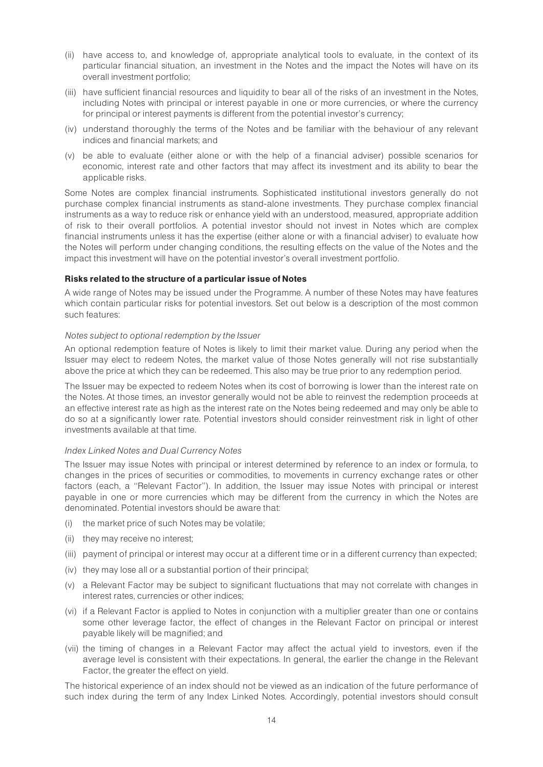(ii) have access to, and knowledge of, appropriate analytical tools to evaluate, in the context of its particular financial situation, an investment in the Notes and the impact the Notes will have on its overall investment portfolio;

(iii) have sufficient financial resources and liquidity to bear all of the risks of an investment in the Notes, including Notes with principal or interest payable in one or more currencies, or where the currency for principal or interest payments is different from the potential investor's currency;

(iv) understand thoroughly the terms of the Notes and be familiar with the behaviour of any relevant indices and financial markets; and

(v) be able to evaluate (either alone or with the help of a financial adviser) possible scenarios for economic, interest rate and other factors that may affect its investment and its ability to bear the applicable risks.

Some Notes are complex financial instruments. Sophisticated institutional investors generally do not purchase complex financial instruments as stand-alone investments. They purchase complex financial instruments as a way to reduce risk or enhance yield with an understood, measured, appropriate addition of risk to their overall portfolios. A potential investor should not invest in Notes which are complex financial instruments unless it has the expertise (either alone or with a financial adviser) to evaluate how the Notes will perform under changing conditions, the resulting effects on the value of the Notes and the impact this investment will have on the potential investor's overall investment portfolio.

**Risks related to the structure of a particular issue of Notes**

A wide range of Notes may be issued under the Programme. A number of these Notes may have features which contain particular risks for potential investors. Set out below is a description of the most common such features:

*Notes subject to optional redemption by the Issuer*

An optional redemption feature of Notes is likely to limit their market value. During any period when the Issuer may elect to redeem Notes, the market value of those Notes generally will not rise substantially above the price at which they can be redeemed. This also may be true prior to any redemption period.

The Issuer may be expected to redeem Notes when its cost of borrowing is lower than the interest rate on the Notes. At those times, an investor generally would not be able to reinvest the redemption proceeds at an effective interest rate as high as the interest rate on the Notes being redeemed and may only be able to do so at a significantly lower rate. Potential investors should consider reinvestment risk in light of other investments available at that time.

*Index Linked Notes and Dual Currency Notes*

The Issuer may issue Notes with principal or interest determined by reference to an index or formula, to changes in the prices of securities or commodities, to movements in currency exchange rates or other factors (each, a ''Relevant Factor''). In addition, the Issuer may issue Notes with principal or interest payable in one or more currencies which may be different from the currency in which the Notes are denominated. Potential investors should be aware that:

(i) the market price of such Notes may be volatile;

(ii) they may receive no interest;

(iii) payment of principal or interest may occur at a different time or in a different currency than expected;

(iv) they may lose all or a substantial portion of their principal;

(v) a Relevant Factor may be subject to significant fluctuations that may not correlate with changes in interest rates, currencies or other indices;

(vi) if a Relevant Factor is applied to Notes in conjunction with a multiplier greater than one or contains some other leverage factor, the effect of changes in the Relevant Factor on principal or interest payable likely will be magnified; and

(vii) the timing of changes in a Relevant Factor may affect the actual yield to investors, even if the average level is consistent with their expectations. In general, the earlier the change in the Relevant Factor, the greater the effect on yield.

The historical experience of an index should not be viewed as an indication of the future performance of such index during the term of any Index Linked Notes. Accordingly, potential investors should consult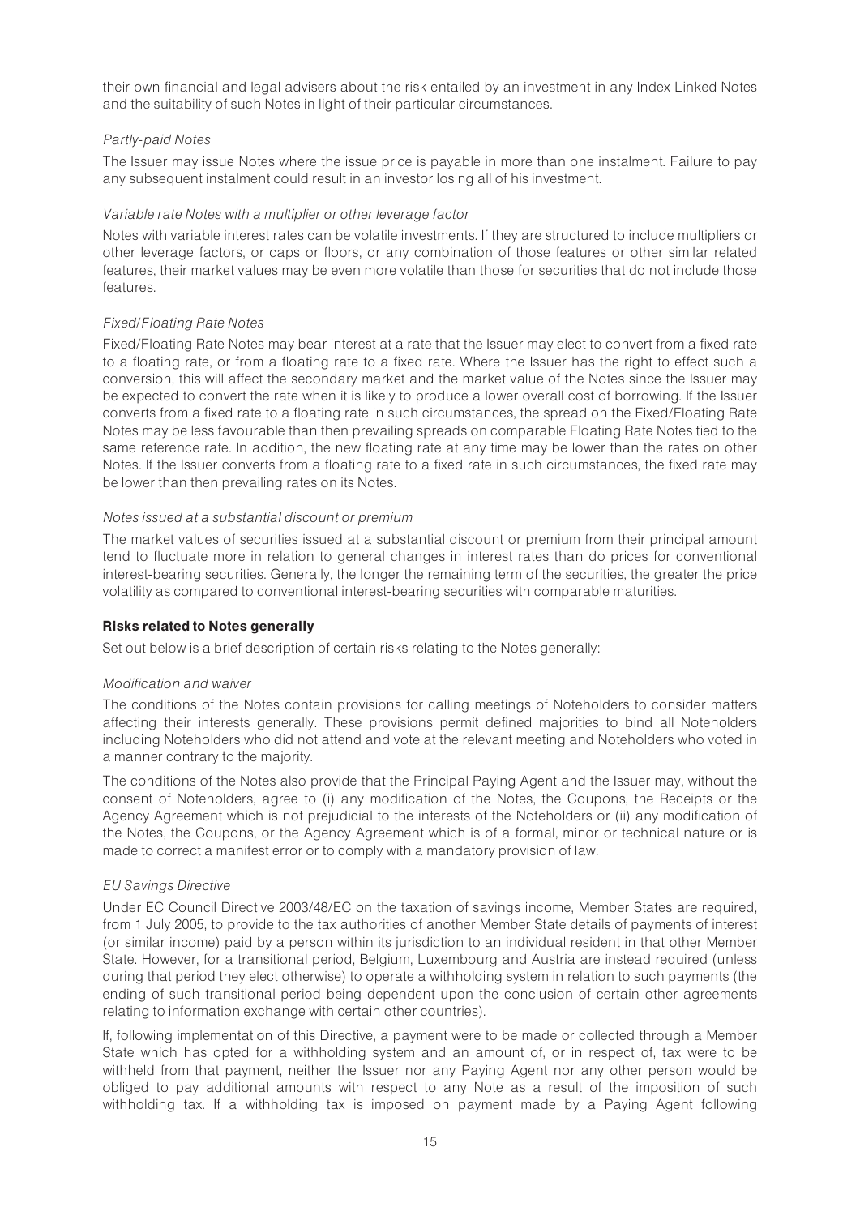their own financial and legal advisers about the risk entailed by an investment in any Index Linked Notes and the suitability of such Notes in light of their particular circumstances.

*Partly-paid Notes*

The Issuer may issue Notes where the issue price is payable in more than one instalment. Failure to pay any subsequent instalment could result in an investor losing all of his investment.

*Variable rate Notes with a multiplier or other leverage factor*

Notes with variable interest rates can be volatile investments. If they are structured to include multipliers or other leverage factors, or caps or floors, or any combination of those features or other similar related features, their market values may be even more volatile than those for securities that do not include those features.

*Fixed/Floating Rate Notes*

Fixed/Floating Rate Notes may bear interest at a rate that the Issuer may elect to convert from a fixed rate to a floating rate, or from a floating rate to a fixed rate. Where the Issuer has the right to effect such a conversion, this will affect the secondary market and the market value of the Notes since the Issuer may be expected to convert the rate when it is likely to produce a lower overall cost of borrowing. If the Issuer converts from a fixed rate to a floating rate in such circumstances, the spread on the Fixed/Floating Rate Notes may be less favourable than then prevailing spreads on comparable Floating Rate Notes tied to the same reference rate. In addition, the new floating rate at any time may be lower than the rates on other Notes. If the Issuer converts from a floating rate to a fixed rate in such circumstances, the fixed rate may be lower than then prevailing rates on its Notes.

*Notes issued at a substantial discount or premium*

The market values of securities issued at a substantial discount or premium from their principal amount tend to fluctuate more in relation to general changes in interest rates than do prices for conventional interest-bearing securities. Generally, the longer the remaining term of the securities, the greater the price volatility as compared to conventional interest-bearing securities with comparable maturities.

**Risks related to Notes generally**

Set out below is a brief description of certain risks relating to the Notes generally:

*Modification and waiver*

The conditions of the Notes contain provisions for calling meetings of Noteholders to consider matters affecting their interests generally. These provisions permit defined majorities to bind all Noteholders including Noteholders who did not attend and vote at the relevant meeting and Noteholders who voted in a manner contrary to the majority.

The conditions of the Notes also provide that the Principal Paying Agent and the Issuer may, without the consent of Noteholders, agree to (i) any modification of the Notes, the Coupons, the Receipts or the Agency Agreement which is not prejudicial to the interests of the Noteholders or (ii) any modification of the Notes, the Coupons, or the Agency Agreement which is of a formal, minor or technical nature or is made to correct a manifest error or to comply with a mandatory provision of law.

*EU Savings Directive*

Under EC Council Directive 2003/48/EC on the taxation of savings income, Member States are required, from 1 July 2005, to provide to the tax authorities of another Member State details of payments of interest (or similar income) paid by a person within its jurisdiction to an individual resident in that other Member State. However, for a transitional period, Belgium, Luxembourg and Austria are instead required (unless during that period they elect otherwise) to operate a withholding system in relation to such payments (the ending of such transitional period being dependent upon the conclusion of certain other agreements relating to information exchange with certain other countries).

If, following implementation of this Directive, a payment were to be made or collected through a Member State which has opted for a withholding system and an amount of, or in respect of, tax were to be withheld from that payment, neither the Issuer nor any Paying Agent nor any other person would be obliged to pay additional amounts with respect to any Note as a result of the imposition of such withholding tax. If a withholding tax is imposed on payment made by a Paying Agent following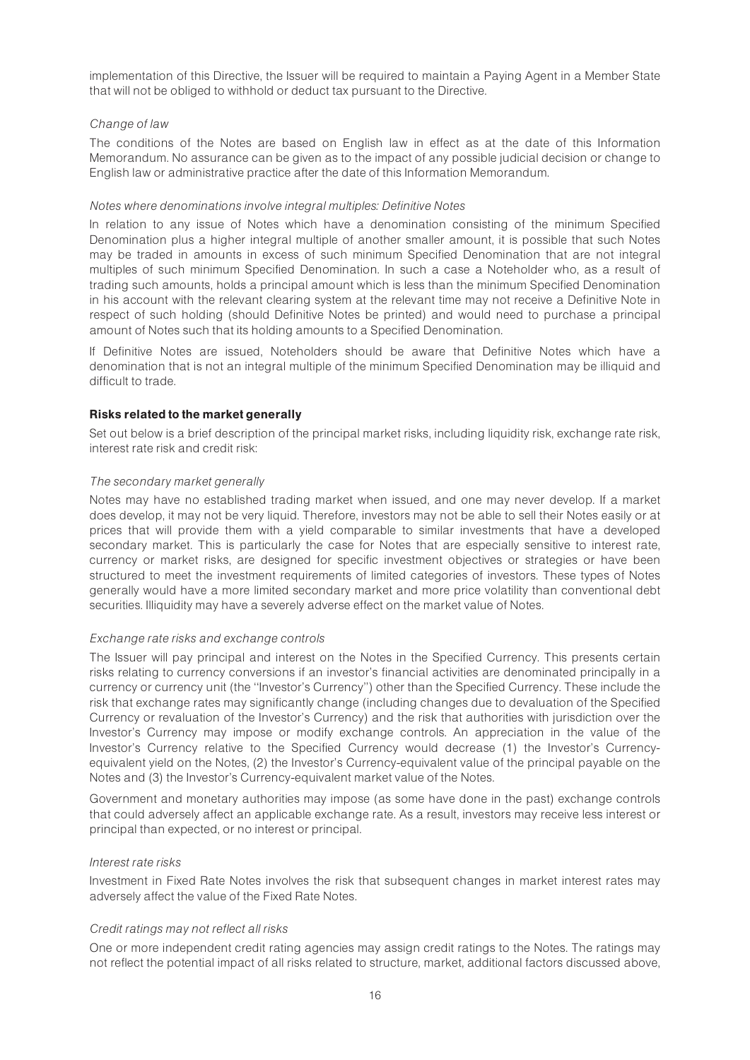implementation of this Directive, the Issuer will be required to maintain a Paying Agent in a Member State that will not be obliged to withhold or deduct tax pursuant to the Directive.

*Change of law*

The conditions of the Notes are based on English law in effect as at the date of this Information Memorandum. No assurance can be given as to the impact of any possible judicial decision or change to English law or administrative practice after the date of this Information Memorandum.

*Notes where denominations involve integral multiples: Definitive Notes*

In relation to any issue of Notes which have a denomination consisting of the minimum Specified Denomination plus a higher integral multiple of another smaller amount, it is possible that such Notes may be traded in amounts in excess of such minimum Specified Denomination that are not integral multiples of such minimum Specified Denomination. In such a case a Noteholder who, as a result of trading such amounts, holds a principal amount which is less than the minimum Specified Denomination in his account with the relevant clearing system at the relevant time may not receive a Definitive Note in respect of such holding (should Definitive Notes be printed) and would need to purchase a principal amount of Notes such that its holding amounts to a Specified Denomination.

If Definitive Notes are issued, Noteholders should be aware that Definitive Notes which have a denomination that is not an integral multiple of the minimum Specified Denomination may be illiquid and difficult to trade.

**Risks related to the market generally**

Set out below is a brief description of the principal market risks, including liquidity risk, exchange rate risk, interest rate risk and credit risk:

*The secondary market generally*

Notes may have no established trading market when issued, and one may never develop. If a market does develop, it may not be very liquid. Therefore, investors may not be able to sell their Notes easily or at prices that will provide them with a yield comparable to similar investments that have a developed secondary market. This is particularly the case for Notes that are especially sensitive to interest rate, currency or market risks, are designed for specific investment objectives or strategies or have been structured to meet the investment requirements of limited categories of investors. These types of Notes generally would have a more limited secondary market and more price volatility than conventional debt securities. Illiquidity may have a severely adverse effect on the market value of Notes.

*Exchange rate risks and exchange controls*

The Issuer will pay principal and interest on the Notes in the Specified Currency. This presents certain risks relating to currency conversions if an investor's financial activities are denominated principally in a currency or currency unit (the ''Investor's Currency'') other than the Specified Currency. These include the risk that exchange rates may significantly change (including changes due to devaluation of the Specified Currency or revaluation of the Investor's Currency) and the risk that authorities with jurisdiction over the Investor's Currency may impose or modify exchange controls. An appreciation in the value of the Investor's Currency relative to the Specified Currency would decrease (1) the Investor's Currency-equivalent yield on the Notes, (2) the Investor's Currency-equivalent value of the principal payable on the Notes and (3) the Investor's Currency-equivalent market value of the Notes.

Government and monetary authorities may impose (as some have done in the past) exchange controls that could adversely affect an applicable exchange rate. As a result, investors may receive less interest or principal than expected, or no interest or principal.

*Interest rate risks*

Investment in Fixed Rate Notes involves the risk that subsequent changes in market interest rates may adversely affect the value of the Fixed Rate Notes.

*Credit ratings may not reflect all risks*

One or more independent credit rating agencies may assign credit ratings to the Notes. The ratings may not reflect the potential impact of all risks related to structure, market, additional factors discussed above,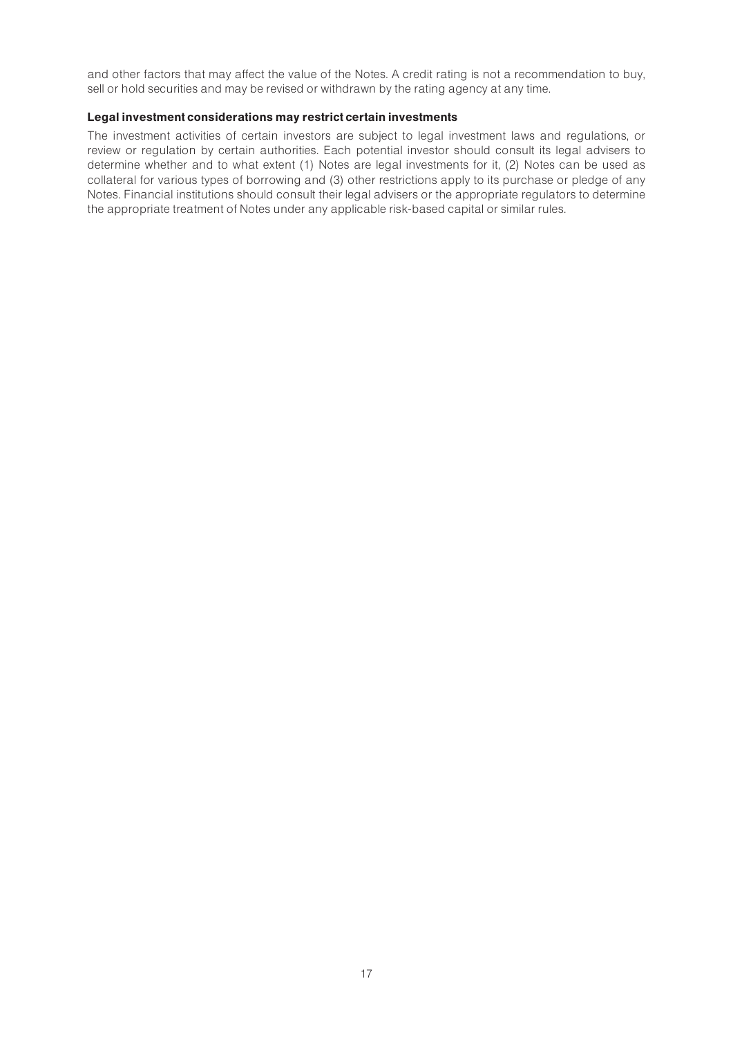and other factors that may affect the value of the Notes. A credit rating is not a recommendation to buy, sell or hold securities and may be revised or withdrawn by the rating agency at any time.

**Legal investment considerations may restrict certain investments**

The investment activities of certain investors are subject to legal investment laws and regulations, or review or regulation by certain authorities. Each potential investor should consult its legal advisers to determine whether and to what extent (1) Notes are legal investments for it, (2) Notes can be used as collateral for various types of borrowing and (3) other restrictions apply to its purchase or pledge of any Notes. Financial institutions should consult their legal advisers or the appropriate regulators to determine the appropriate treatment of Notes under any applicable risk-based capital or similar rules.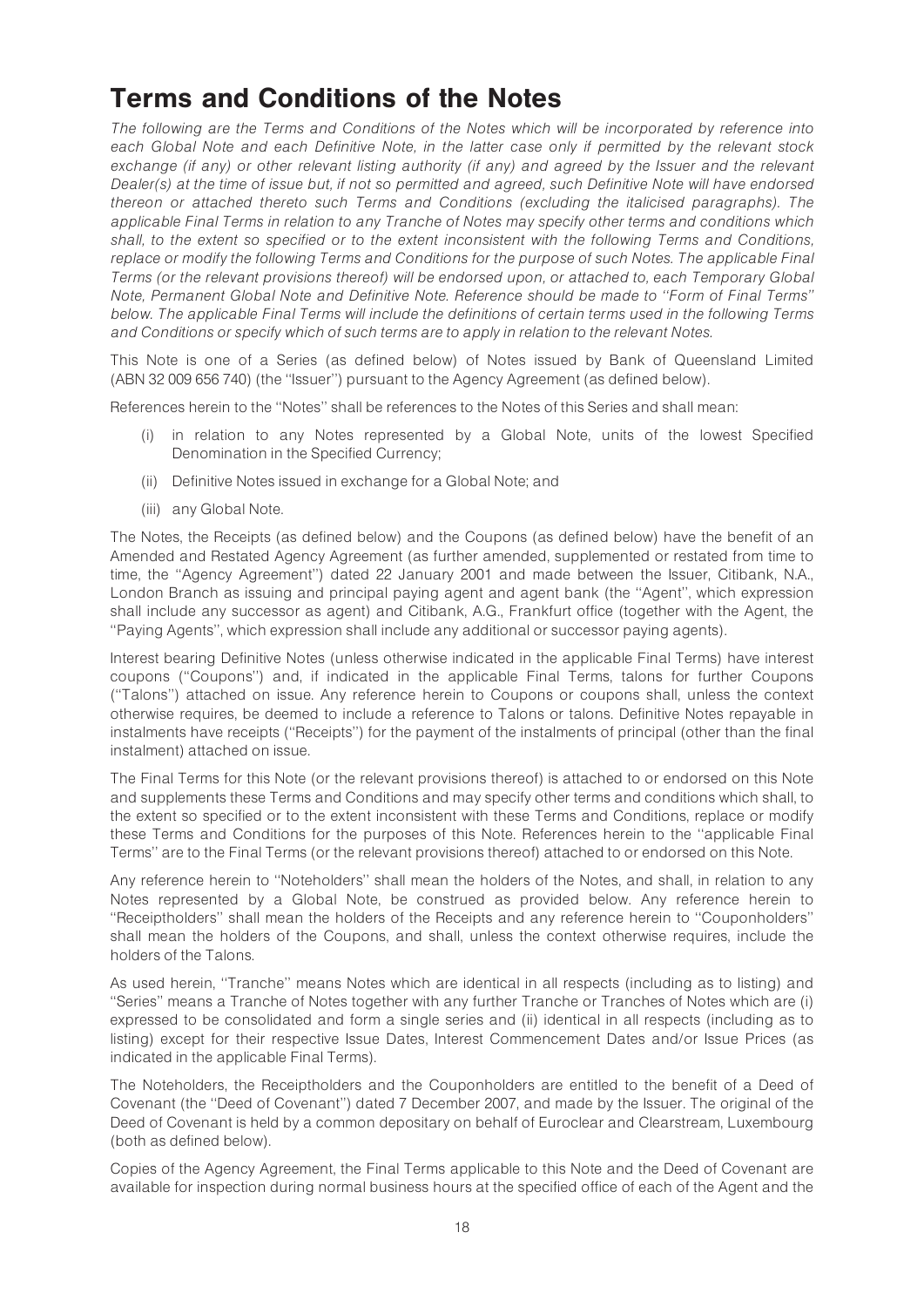# Terms and Conditions of the Notes

*The following are the Terms and Conditions of the Notes which will be incorporated by reference into each Global Note and each Definitive Note, in the latter case only if permitted by the relevant stock exchange (if any) or other relevant listing authority (if any) and agreed by the Issuer and the relevant Dealer(s) at the time of issue but, if not so permitted and agreed, such Definitive Note will have endorsed thereon or attached thereto such Terms and Conditions (excluding the italicised paragraphs). The applicable Final Terms in relation to any Tranche of Notes may specify other terms and conditions which shall, to the extent so specified or to the extent inconsistent with the following Terms and Conditions, replace or modify the following Terms and Conditions for the purpose of such Notes. The applicable Final Terms (or the relevant provisions thereof) will be endorsed upon, or attached to, each Temporary Global Note, Permanent Global Note and Definitive Note. Reference should be made to ''Form of Final Terms'' below. The applicable Final Terms will include the definitions of certain terms used in the following Terms and Conditions or specify which of such terms are to apply in relation to the relevant Notes.*

This Note is one of a Series (as defined below) of Notes issued by Bank of Queensland Limited (ABN 32 009 656 740) (the ''Issuer'') pursuant to the Agency Agreement (as defined below).

References herein to the ''Notes'' shall be references to the Notes of this Series and shall mean:

(i) in relation to any Notes represented by a Global Note, units of the lowest Specified Denomination in the Specified Currency;

(ii) Definitive Notes issued in exchange for a Global Note; and

(iii) any Global Note.

The Notes, the Receipts (as defined below) and the Coupons (as defined below) have the benefit of an Amended and Restated Agency Agreement (as further amended, supplemented or restated from time to time, the ''Agency Agreement'') dated 22 January 2001 and made between the Issuer, Citibank, N.A., London Branch as issuing and principal paying agent and agent bank (the ''Agent'', which expression shall include any successor as agent) and Citibank, A.G., Frankfurt office (together with the Agent, the ''Paying Agents'', which expression shall include any additional or successor paying agents).

Interest bearing Definitive Notes (unless otherwise indicated in the applicable Final Terms) have interest coupons (''Coupons'') and, if indicated in the applicable Final Terms, talons for further Coupons (''Talons'') attached on issue. Any reference herein to Coupons or coupons shall, unless the context otherwise requires, be deemed to include a reference to Talons or talons. Definitive Notes repayable in instalments have receipts (''Receipts'') for the payment of the instalments of principal (other than the final instalment) attached on issue.

The Final Terms for this Note (or the relevant provisions thereof) is attached to or endorsed on this Note and supplements these Terms and Conditions and may specify other terms and conditions which shall, to the extent so specified or to the extent inconsistent with these Terms and Conditions, replace or modify these Terms and Conditions for the purposes of this Note. References herein to the ''applicable Final Terms'' are to the Final Terms (or the relevant provisions thereof) attached to or endorsed on this Note.

Any reference herein to ''Noteholders'' shall mean the holders of the Notes, and shall, in relation to any Notes represented by a Global Note, be construed as provided below. Any reference herein to ''Receiptholders'' shall mean the holders of the Receipts and any reference herein to ''Couponholders'' shall mean the holders of the Coupons, and shall, unless the context otherwise requires, include the holders of the Talons.

As used herein, ''Tranche'' means Notes which are identical in all respects (including as to listing) and ''Series'' means a Tranche of Notes together with any further Tranche or Tranches of Notes which are (i) expressed to be consolidated and form a single series and (ii) identical in all respects (including as to listing) except for their respective Issue Dates, Interest Commencement Dates and/or Issue Prices (as indicated in the applicable Final Terms).

The Noteholders, the Receiptholders and the Couponholders are entitled to the benefit of a Deed of Covenant (the ''Deed of Covenant'') dated 7 December 2007, and made by the Issuer. The original of the Deed of Covenant is held by a common depositary on behalf of Euroclear and Clearstream, Luxembourg (both as defined below).

Copies of the Agency Agreement, the Final Terms applicable to this Note and the Deed of Covenant are available for inspection during normal business hours at the specified office of each of the Agent and the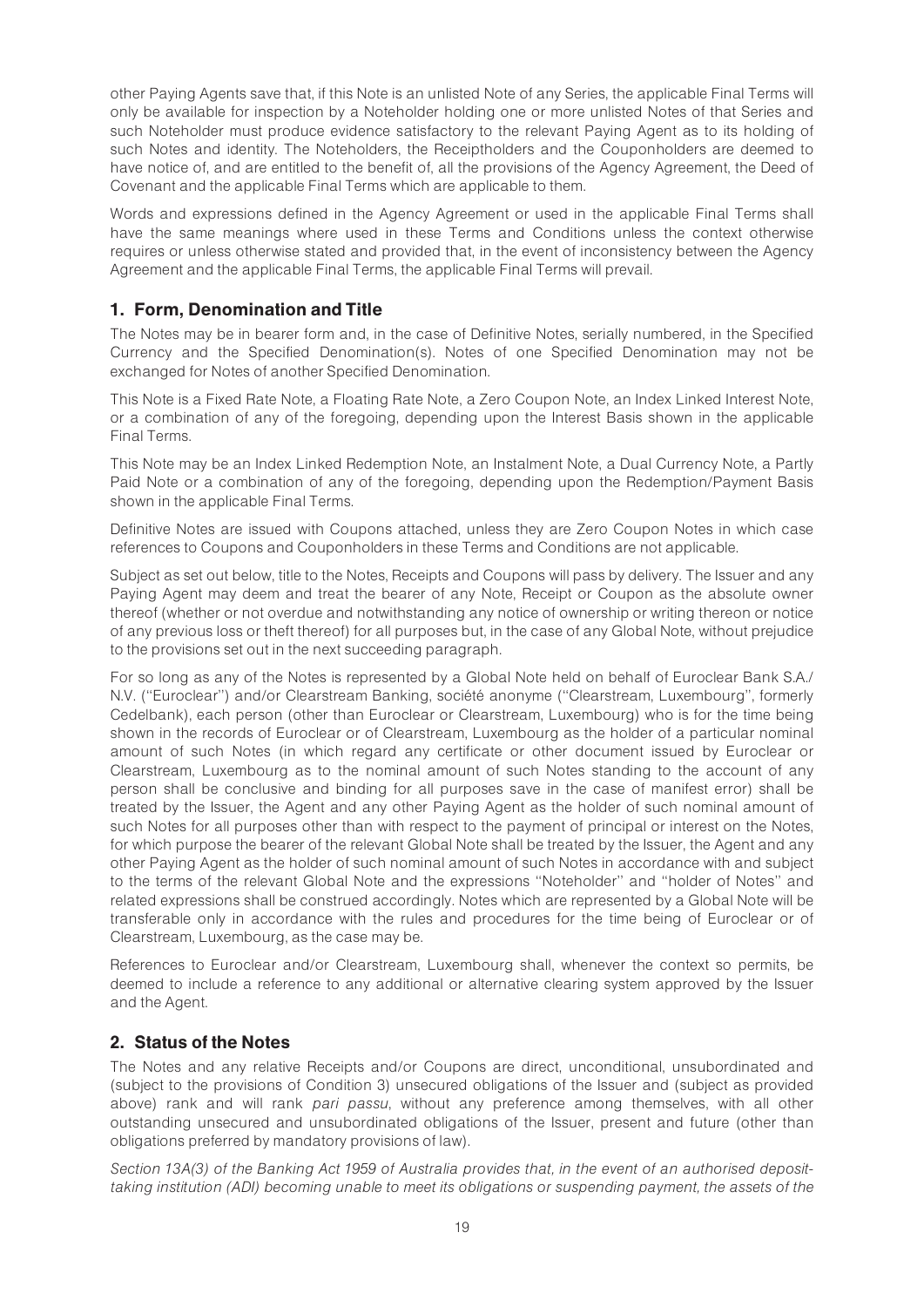other Paying Agents save that, if this Note is an unlisted Note of any Series, the applicable Final Terms will only be available for inspection by a Noteholder holding one or more unlisted Notes of that Series and such Noteholder must produce evidence satisfactory to the relevant Paying Agent as to its holding of such Notes and identity. The Noteholders, the Receiptholders and the Couponholders are deemed to have notice of, and are entitled to the benefit of, all the provisions of the Agency Agreement, the Deed of Covenant and the applicable Final Terms which are applicable to them.

Words and expressions defined in the Agency Agreement or used in the applicable Final Terms shall have the same meanings where used in these Terms and Conditions unless the context otherwise requires or unless otherwise stated and provided that, in the event of inconsistency between the Agency Agreement and the applicable Final Terms, the applicable Final Terms will prevail.

## 1. Form, Denomination and Title

The Notes may be in bearer form and, in the case of Definitive Notes, serially numbered, in the Specified Currency and the Specified Denomination(s). Notes of one Specified Denomination may not be exchanged for Notes of another Specified Denomination.

This Note is a Fixed Rate Note, a Floating Rate Note, a Zero Coupon Note, an Index Linked Interest Note, or a combination of any of the foregoing, depending upon the Interest Basis shown in the applicable Final Terms.

This Note may be an Index Linked Redemption Note, an Instalment Note, a Dual Currency Note, a Partly Paid Note or a combination of any of the foregoing, depending upon the Redemption/Payment Basis shown in the applicable Final Terms.

Definitive Notes are issued with Coupons attached, unless they are Zero Coupon Notes in which case references to Coupons and Couponholders in these Terms and Conditions are not applicable.

Subject as set out below, title to the Notes, Receipts and Coupons will pass by delivery. The Issuer and any Paying Agent may deem and treat the bearer of any Note, Receipt or Coupon as the absolute owner thereof (whether or not overdue and notwithstanding any notice of ownership or writing thereon or notice of any previous loss or theft thereof) for all purposes but, in the case of any Global Note, without prejudice to the provisions set out in the next succeeding paragraph.

For so long as any of the Notes is represented by a Global Note held on behalf of Euroclear Bank S.A./N.V. ("Euroclear") and/or Clearstream Banking, société anonyme ("Clearstream, Luxembourg", formerly Cedelbank), each person (other than Euroclear or Clearstream, Luxembourg) who is for the time being shown in the records of Euroclear or of Clearstream, Luxembourg as the holder of a particular nominal amount of such Notes (in which regard any certificate or other document issued by Euroclear or Clearstream, Luxembourg as to the nominal amount of such Notes standing to the account of any person shall be conclusive and binding for all purposes save in the case of manifest error) shall be treated by the Issuer, the Agent and any other Paying Agent as the holder of such nominal amount of such Notes for all purposes other than with respect to the payment of principal or interest on the Notes, for which purpose the bearer of the relevant Global Note shall be treated by the Issuer, the Agent and any other Paying Agent as the holder of such nominal amount of such Notes in accordance with and subject to the terms of the relevant Global Note and the expressions "Noteholder" and "holder of Notes" and related expressions shall be construed accordingly. Notes which are represented by a Global Note will be transferable only in accordance with the rules and procedures for the time being of Euroclear or of Clearstream, Luxembourg, as the case may be.

References to Euroclear and/or Clearstream, Luxembourg shall, whenever the context so permits, be deemed to include a reference to any additional or alternative clearing system approved by the Issuer and the Agent.

## 2. Status of the Notes

The Notes and any relative Receipts and/or Coupons are direct, unconditional, unsubordinated and (subject to the provisions of Condition 3) unsecured obligations of the Issuer and (subject as provided above) rank and will rank *pari passu*, without any preference among themselves, with all other outstanding unsecured and unsubordinated obligations of the Issuer, present and future (other than obligations preferred by mandatory provisions of law).

*Section 13A(3) of the Banking Act 1959 of Australia provides that, in the event of an authorised deposit-taking institution (ADI) becoming unable to meet its obligations or suspending payment, the assets of the*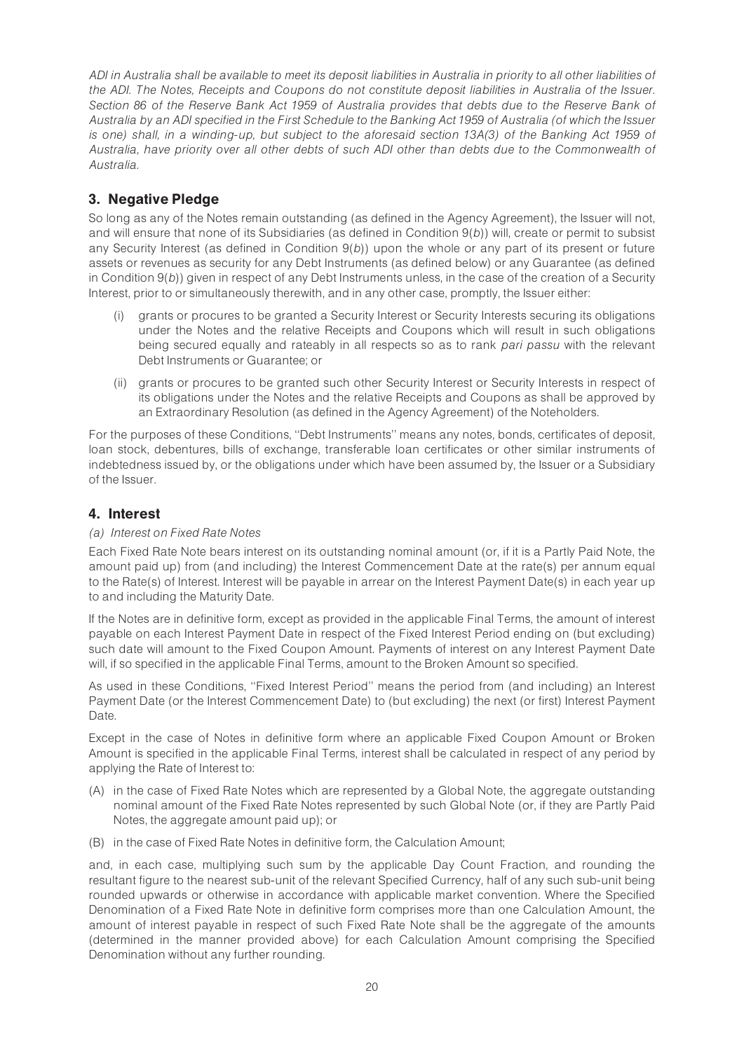*ADI in Australia shall be available to meet its deposit liabilities in Australia in priority to all other liabilities of the ADI. The Notes, Receipts and Coupons do not constitute deposit liabilities in Australia of the Issuer. Section 86 of the Reserve Bank Act 1959 of Australia provides that debts due to the Reserve Bank of Australia by an ADI specified in the First Schedule to the Banking Act 1959 of Australia (of which the Issuer is one) shall, in a winding-up, but subject to the aforesaid section 13A(3) of the Banking Act 1959 of Australia, have priority over all other debts of such ADI other than debts due to the Commonwealth of Australia.*

## 3. Negative Pledge

So long as any of the Notes remain outstanding (as defined in the Agency Agreement), the Issuer will not, and will ensure that none of its Subsidiaries (as defined in Condition 9(*b*)) will, create or permit to subsist any Security Interest (as defined in Condition 9(*b*)) upon the whole or any part of its present or future assets or revenues as security for any Debt Instruments (as defined below) or any Guarantee (as defined in Condition 9(*b*)) given in respect of any Debt Instruments unless, in the case of the creation of a Security Interest, prior to or simultaneously therewith, and in any other case, promptly, the Issuer either:

(i) grants or procures to be granted a Security Interest or Security Interests securing its obligations under the Notes and the relative Receipts and Coupons which will result in such obligations being secured equally and rateably in all respects so as to rank *pari passu* with the relevant Debt Instruments or Guarantee; or

(ii) grants or procures to be granted such other Security Interest or Security Interests in respect of its obligations under the Notes and the relative Receipts and Coupons as shall be approved by an Extraordinary Resolution (as defined in the Agency Agreement) of the Noteholders.

For the purposes of these Conditions, ''Debt Instruments'' means any notes, bonds, certificates of deposit, loan stock, debentures, bills of exchange, transferable loan certificates or other similar instruments of indebtedness issued by, or the obligations under which have been assumed by, the Issuer or a Subsidiary of the Issuer.

## 4. Interest

*(a) Interest on Fixed Rate Notes*

Each Fixed Rate Note bears interest on its outstanding nominal amount (or, if it is a Partly Paid Note, the amount paid up) from (and including) the Interest Commencement Date at the rate(s) per annum equal to the Rate(s) of Interest. Interest will be payable in arrear on the Interest Payment Date(s) in each year up to and including the Maturity Date.

If the Notes are in definitive form, except as provided in the applicable Final Terms, the amount of interest payable on each Interest Payment Date in respect of the Fixed Interest Period ending on (but excluding) such date will amount to the Fixed Coupon Amount. Payments of interest on any Interest Payment Date will, if so specified in the applicable Final Terms, amount to the Broken Amount so specified.

As used in these Conditions, ''Fixed Interest Period'' means the period from (and including) an Interest Payment Date (or the Interest Commencement Date) to (but excluding) the next (or first) Interest Payment Date.

Except in the case of Notes in definitive form where an applicable Fixed Coupon Amount or Broken Amount is specified in the applicable Final Terms, interest shall be calculated in respect of any period by applying the Rate of Interest to:

(A) in the case of Fixed Rate Notes which are represented by a Global Note, the aggregate outstanding nominal amount of the Fixed Rate Notes represented by such Global Note (or, if they are Partly Paid Notes, the aggregate amount paid up); or

(B) in the case of Fixed Rate Notes in definitive form, the Calculation Amount;

and, in each case, multiplying such sum by the applicable Day Count Fraction, and rounding the resultant figure to the nearest sub-unit of the relevant Specified Currency, half of any such sub-unit being rounded upwards or otherwise in accordance with applicable market convention. Where the Specified Denomination of a Fixed Rate Note in definitive form comprises more than one Calculation Amount, the amount of interest payable in respect of such Fixed Rate Note shall be the aggregate of the amounts (determined in the manner provided above) for each Calculation Amount comprising the Specified Denomination without any further rounding.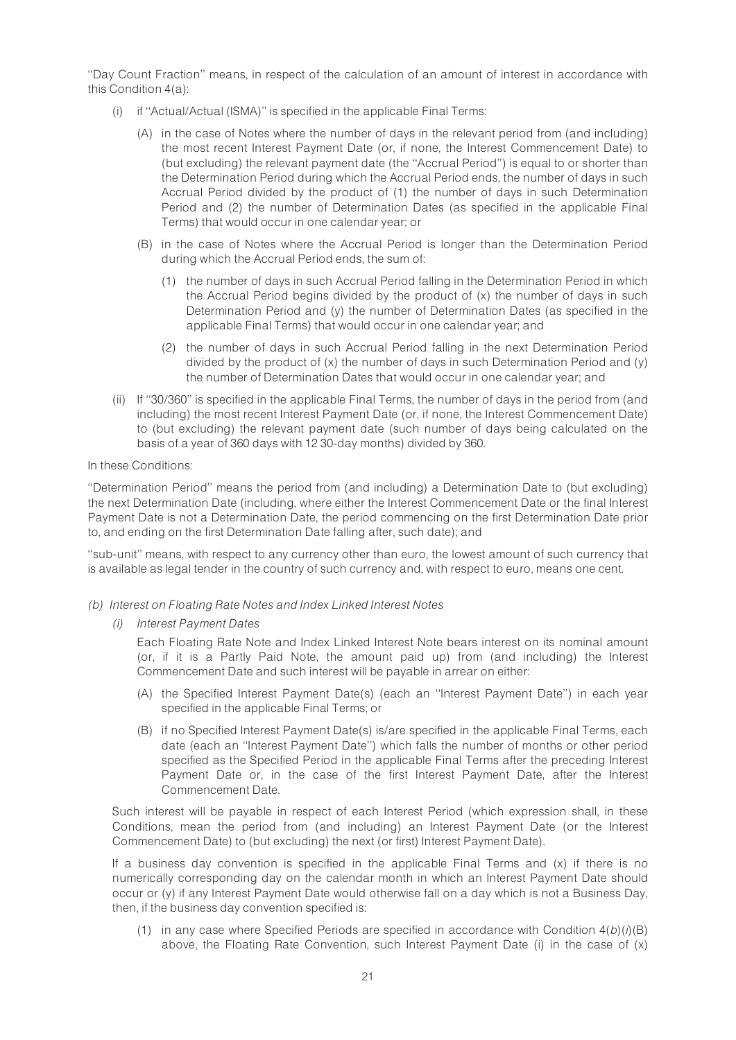"Day Count Fraction" means, in respect of the calculation of an amount of interest in accordance with this Condition 4(a):

(i) if "Actual/Actual (ISMA)" is specified in the applicable Final Terms:

  (A) in the case of Notes where the number of days in the relevant period from (and including) the most recent Interest Payment Date (or, if none, the Interest Commencement Date) to (but excluding) the relevant payment date (the "Accrual Period") is equal to or shorter than the Determination Period during which the Accrual Period ends, the number of days in such Accrual Period divided by the product of (1) the number of days in such Determination Period and (2) the number of Determination Dates (as specified in the applicable Final Terms) that would occur in one calendar year; or

  (B) in the case of Notes where the Accrual Period is longer than the Determination Period during which the Accrual Period ends, the sum of:

    (1) the number of days in such Accrual Period falling in the Determination Period in which the Accrual Period begins divided by the product of (x) the number of days in such Determination Period and (y) the number of Determination Dates (as specified in the applicable Final Terms) that would occur in one calendar year; and

    (2) the number of days in such Accrual Period falling in the next Determination Period divided by the product of (x) the number of days in such Determination Period and (y) the number of Determination Dates that would occur in one calendar year; and

(ii) If "30/360" is specified in the applicable Final Terms, the number of days in the period from (and including) the most recent Interest Payment Date (or, if none, the Interest Commencement Date) to (but excluding) the relevant payment date (such number of days being calculated on the basis of a year of 360 days with 12 30-day months) divided by 360.

In these Conditions:

"Determination Period" means the period from (and including) a Determination Date to (but excluding) the next Determination Date (including, where either the Interest Commencement Date or the final Interest Payment Date is not a Determination Date, the period commencing on the first Determination Date prior to, and ending on the first Determination Date falling after, such date); and

"sub-unit" means, with respect to any currency other than euro, the lowest amount of such currency that is available as legal tender in the country of such currency and, with respect to euro, means one cent.

*(b) Interest on Floating Rate Notes and Index Linked Interest Notes*

*(i) Interest Payment Dates*

Each Floating Rate Note and Index Linked Interest Note bears interest on its nominal amount (or, if it is a Partly Paid Note, the amount paid up) from (and including) the Interest Commencement Date and such interest will be payable in arrear on either:

(A) the Specified Interest Payment Date(s) (each an "Interest Payment Date") in each year specified in the applicable Final Terms; or

(B) if no Specified Interest Payment Date(s) is/are specified in the applicable Final Terms, each date (each an "Interest Payment Date") which falls the number of months or other period specified as the Specified Period in the applicable Final Terms after the preceding Interest Payment Date or, in the case of the first Interest Payment Date, after the Interest Commencement Date.

Such interest will be payable in respect of each Interest Period (which expression shall, in these Conditions, mean the period from (and including) an Interest Payment Date (or the Interest Commencement Date) to (but excluding) the next (or first) Interest Payment Date).

If a business day convention is specified in the applicable Final Terms and (x) if there is no numerically corresponding day on the calendar month in which an Interest Payment Date should occur or (y) if any Interest Payment Date would otherwise fall on a day which is not a Business Day, then, if the business day convention specified is:

(1) in any case where Specified Periods are specified in accordance with Condition 4(*b*)(*i*)(B) above, the Floating Rate Convention, such Interest Payment Date (i) in the case of (x)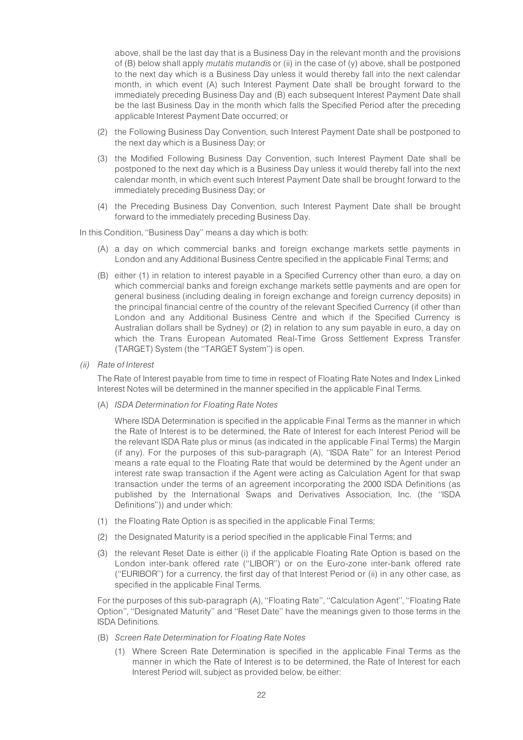above, shall be the last day that is a Business Day in the relevant month and the provisions of (B) below shall apply *mutatis mutandis* or (ii) in the case of (y) above, shall be postponed to the next day which is a Business Day unless it would thereby fall into the next calendar month, in which event (A) such Interest Payment Date shall be brought forward to the immediately preceding Business Day and (B) each subsequent Interest Payment Date shall be the last Business Day in the month which falls the Specified Period after the preceding applicable Interest Payment Date occurred; or

(2) the Following Business Day Convention, such Interest Payment Date shall be postponed to the next day which is a Business Day; or

(3) the Modified Following Business Day Convention, such Interest Payment Date shall be postponed to the next day which is a Business Day unless it would thereby fall into the next calendar month, in which event such Interest Payment Date shall be brought forward to the immediately preceding Business Day; or

(4) the Preceding Business Day Convention, such Interest Payment Date shall be brought forward to the immediately preceding Business Day.

In this Condition, ''Business Day'' means a day which is both:

(A) a day on which commercial banks and foreign exchange markets settle payments in London and any Additional Business Centre specified in the applicable Final Terms; and

(B) either (1) in relation to interest payable in a Specified Currency other than euro, a day on which commercial banks and foreign exchange markets settle payments and are open for general business (including dealing in foreign exchange and foreign currency deposits) in the principal financial centre of the country of the relevant Specified Currency (if other than London and any Additional Business Centre and which if the Specified Currency is Australian dollars shall be Sydney) or (2) in relation to any sum payable in euro, a day on which the Trans European Automated Real-Time Gross Settlement Express Transfer (TARGET) System (the ''TARGET System'') is open.

*(ii) Rate of Interest*

The Rate of Interest payable from time to time in respect of Floating Rate Notes and Index Linked Interest Notes will be determined in the manner specified in the applicable Final Terms.

(A) *ISDA Determination for Floating Rate Notes*

Where ISDA Determination is specified in the applicable Final Terms as the manner in which the Rate of Interest is to be determined, the Rate of Interest for each Interest Period will be the relevant ISDA Rate plus or minus (as indicated in the applicable Final Terms) the Margin (if any). For the purposes of this sub-paragraph (A), ''ISDA Rate'' for an Interest Period means a rate equal to the Floating Rate that would be determined by the Agent under an interest rate swap transaction if the Agent were acting as Calculation Agent for that swap transaction under the terms of an agreement incorporating the 2000 ISDA Definitions (as published by the International Swaps and Derivatives Association, Inc. (the ''ISDA Definitions'')) and under which:

(1) the Floating Rate Option is as specified in the applicable Final Terms;

(2) the Designated Maturity is a period specified in the applicable Final Terms; and

(3) the relevant Reset Date is either (i) if the applicable Floating Rate Option is based on the London inter-bank offered rate (''LIBOR'') or on the Euro-zone inter-bank offered rate (''EURIBOR'') for a currency, the first day of that Interest Period or (ii) in any other case, as specified in the applicable Final Terms.

For the purposes of this sub-paragraph (A), ''Floating Rate'', ''Calculation Agent'', ''Floating Rate Option'', ''Designated Maturity'' and ''Reset Date'' have the meanings given to those terms in the ISDA Definitions.

(B) *Screen Rate Determination for Floating Rate Notes*

(1) Where Screen Rate Determination is specified in the applicable Final Terms as the manner in which the Rate of Interest is to be determined, the Rate of Interest for each Interest Period will, subject as provided below, be either: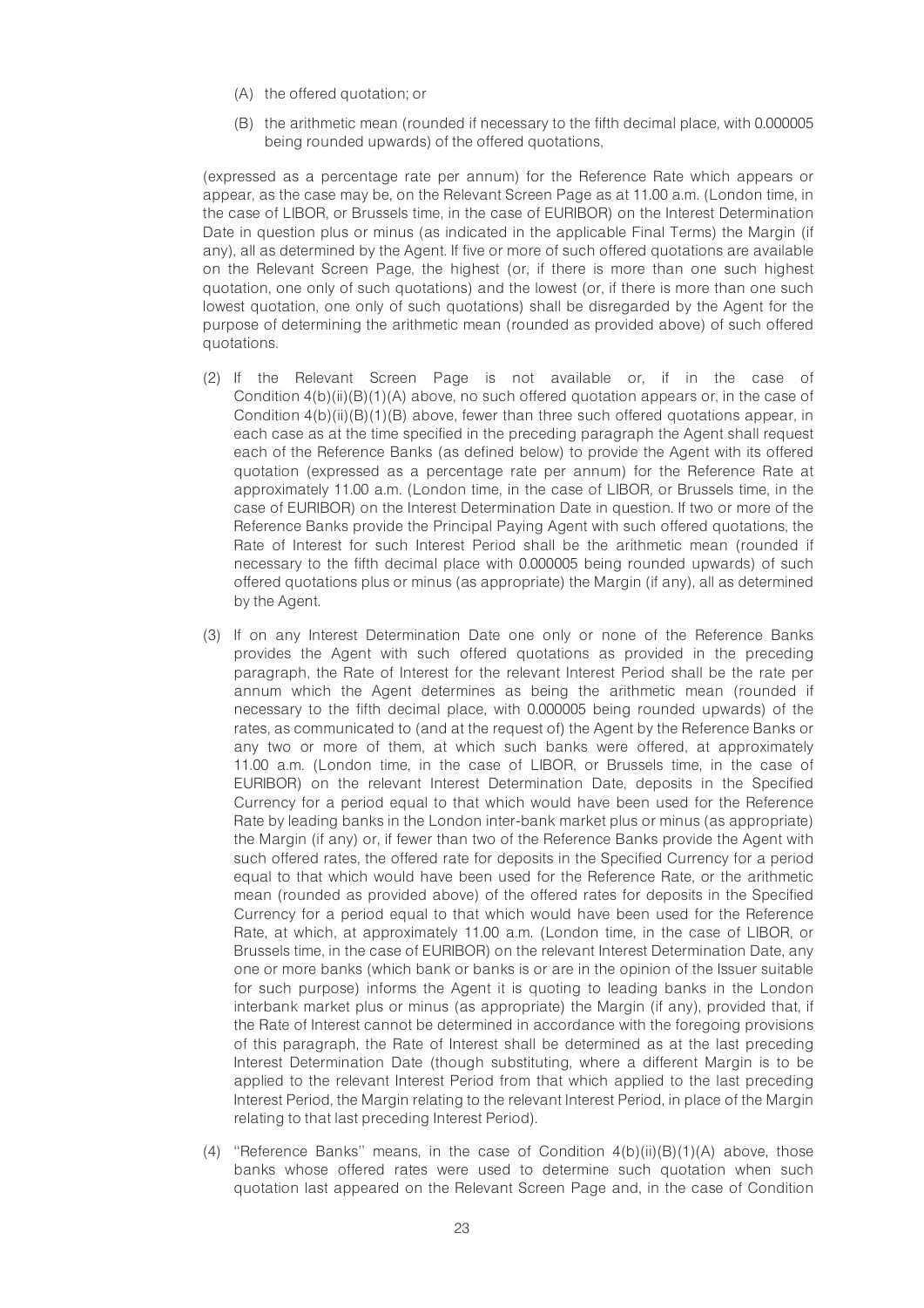(A) the offered quotation; or

(B) the arithmetic mean (rounded if necessary to the fifth decimal place, with 0.000005 being rounded upwards) of the offered quotations,

(expressed as a percentage rate per annum) for the Reference Rate which appears or appear, as the case may be, on the Relevant Screen Page as at 11.00 a.m. (London time, in the case of LIBOR, or Brussels time, in the case of EURIBOR) on the Interest Determination Date in question plus or minus (as indicated in the applicable Final Terms) the Margin (if any), all as determined by the Agent. If five or more of such offered quotations are available on the Relevant Screen Page, the highest (or, if there is more than one such highest quotation, one only of such quotations) and the lowest (or, if there is more than one such lowest quotation, one only of such quotations) shall be disregarded by the Agent for the purpose of determining the arithmetic mean (rounded as provided above) of such offered quotations.

(2) If the Relevant Screen Page is not available or, if in the case of Condition 4(b)(ii)(B)(1)(A) above, no such offered quotation appears or, in the case of Condition 4(b)(ii)(B)(1)(B) above, fewer than three such offered quotations appear, in each case as at the time specified in the preceding paragraph the Agent shall request each of the Reference Banks (as defined below) to provide the Agent with its offered quotation (expressed as a percentage rate per annum) for the Reference Rate at approximately 11.00 a.m. (London time, in the case of LIBOR, or Brussels time, in the case of EURIBOR) on the Interest Determination Date in question. If two or more of the Reference Banks provide the Principal Paying Agent with such offered quotations, the Rate of Interest for such Interest Period shall be the arithmetic mean (rounded if necessary to the fifth decimal place with 0.000005 being rounded upwards) of such offered quotations plus or minus (as appropriate) the Margin (if any), all as determined by the Agent.

(3) If on any Interest Determination Date one only or none of the Reference Banks provides the Agent with such offered quotations as provided in the preceding paragraph, the Rate of Interest for the relevant Interest Period shall be the rate per annum which the Agent determines as being the arithmetic mean (rounded if necessary to the fifth decimal place, with 0.000005 being rounded upwards) of the rates, as communicated to (and at the request of) the Agent by the Reference Banks or any two or more of them, at which such banks were offered, at approximately 11.00 a.m. (London time, in the case of LIBOR, or Brussels time, in the case of EURIBOR) on the relevant Interest Determination Date, deposits in the Specified Currency for a period equal to that which would have been used for the Reference Rate by leading banks in the London inter-bank market plus or minus (as appropriate) the Margin (if any) or, if fewer than two of the Reference Banks provide the Agent with such offered rates, the offered rate for deposits in the Specified Currency for a period equal to that which would have been used for the Reference Rate, or the arithmetic mean (rounded as provided above) of the offered rates for deposits in the Specified Currency for a period equal to that which would have been used for the Reference Rate, at which, at approximately 11.00 a.m. (London time, in the case of LIBOR, or Brussels time, in the case of EURIBOR) on the relevant Interest Determination Date, any one or more banks (which bank or banks is or are in the opinion of the Issuer suitable for such purpose) informs the Agent it is quoting to leading banks in the London interbank market plus or minus (as appropriate) the Margin (if any), provided that, if the Rate of Interest cannot be determined in accordance with the foregoing provisions of this paragraph, the Rate of Interest shall be determined as at the last preceding Interest Determination Date (though substituting, where a different Margin is to be applied to the relevant Interest Period from that which applied to the last preceding Interest Period, the Margin relating to the relevant Interest Period, in place of the Margin relating to that last preceding Interest Period).

(4) "Reference Banks" means, in the case of Condition 4(b)(ii)(B)(1)(A) above, those banks whose offered rates were used to determine such quotation when such quotation last appeared on the Relevant Screen Page and, in the case of Condition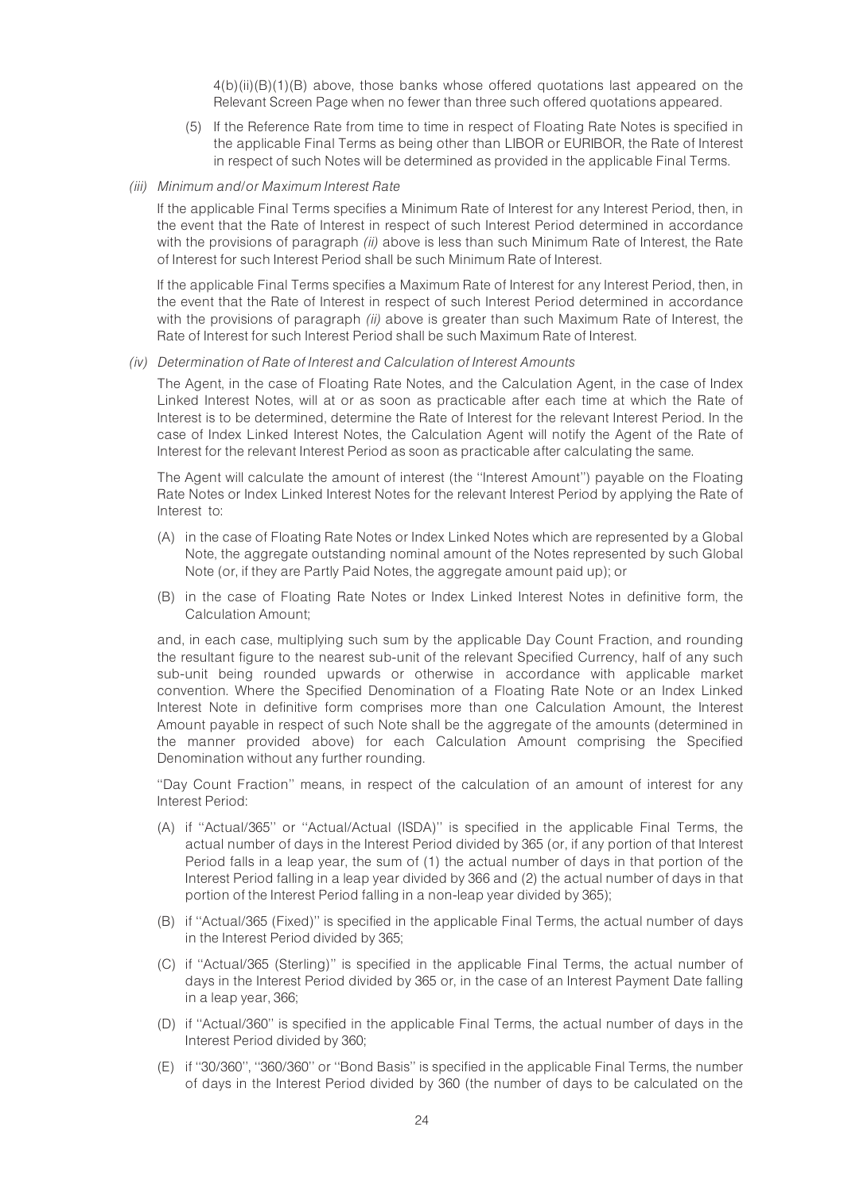4(b)(ii)(B)(1)(B) above, those banks whose offered quotations last appeared on the Relevant Screen Page when no fewer than three such offered quotations appeared.

(5) If the Reference Rate from time to time in respect of Floating Rate Notes is specified in the applicable Final Terms as being other than LIBOR or EURIBOR, the Rate of Interest in respect of such Notes will be determined as provided in the applicable Final Terms.

*(iii) Minimum and/or Maximum Interest Rate*

If the applicable Final Terms specifies a Minimum Rate of Interest for any Interest Period, then, in the event that the Rate of Interest in respect of such Interest Period determined in accordance with the provisions of paragraph *(ii)* above is less than such Minimum Rate of Interest, the Rate of Interest for such Interest Period shall be such Minimum Rate of Interest.

If the applicable Final Terms specifies a Maximum Rate of Interest for any Interest Period, then, in the event that the Rate of Interest in respect of such Interest Period determined in accordance with the provisions of paragraph *(ii)* above is greater than such Maximum Rate of Interest, the Rate of Interest for such Interest Period shall be such Maximum Rate of Interest.

*(iv) Determination of Rate of Interest and Calculation of Interest Amounts*

The Agent, in the case of Floating Rate Notes, and the Calculation Agent, in the case of Index Linked Interest Notes, will at or as soon as practicable after each time at which the Rate of Interest is to be determined, determine the Rate of Interest for the relevant Interest Period. In the case of Index Linked Interest Notes, the Calculation Agent will notify the Agent of the Rate of Interest for the relevant Interest Period as soon as practicable after calculating the same.

The Agent will calculate the amount of interest (the ''Interest Amount'') payable on the Floating Rate Notes or Index Linked Interest Notes for the relevant Interest Period by applying the Rate of Interest to:

(A) in the case of Floating Rate Notes or Index Linked Notes which are represented by a Global Note, the aggregate outstanding nominal amount of the Notes represented by such Global Note (or, if they are Partly Paid Notes, the aggregate amount paid up); or

(B) in the case of Floating Rate Notes or Index Linked Interest Notes in definitive form, the Calculation Amount;

and, in each case, multiplying such sum by the applicable Day Count Fraction, and rounding the resultant figure to the nearest sub-unit of the relevant Specified Currency, half of any such sub-unit being rounded upwards or otherwise in accordance with applicable market convention. Where the Specified Denomination of a Floating Rate Note or an Index Linked Interest Note in definitive form comprises more than one Calculation Amount, the Interest Amount payable in respect of such Note shall be the aggregate of the amounts (determined in the manner provided above) for each Calculation Amount comprising the Specified Denomination without any further rounding.

''Day Count Fraction'' means, in respect of the calculation of an amount of interest for any Interest Period:

(A) if ''Actual/365'' or ''Actual/Actual (ISDA)'' is specified in the applicable Final Terms, the actual number of days in the Interest Period divided by 365 (or, if any portion of that Interest Period falls in a leap year, the sum of (1) the actual number of days in that portion of the Interest Period falling in a leap year divided by 366 and (2) the actual number of days in that portion of the Interest Period falling in a non-leap year divided by 365);

(B) if ''Actual/365 (Fixed)'' is specified in the applicable Final Terms, the actual number of days in the Interest Period divided by 365;

(C) if ''Actual/365 (Sterling)'' is specified in the applicable Final Terms, the actual number of days in the Interest Period divided by 365 or, in the case of an Interest Payment Date falling in a leap year, 366;

(D) if ''Actual/360'' is specified in the applicable Final Terms, the actual number of days in the Interest Period divided by 360;

(E) if ''30/360'', ''360/360'' or ''Bond Basis'' is specified in the applicable Final Terms, the number of days in the Interest Period divided by 360 (the number of days to be calculated on the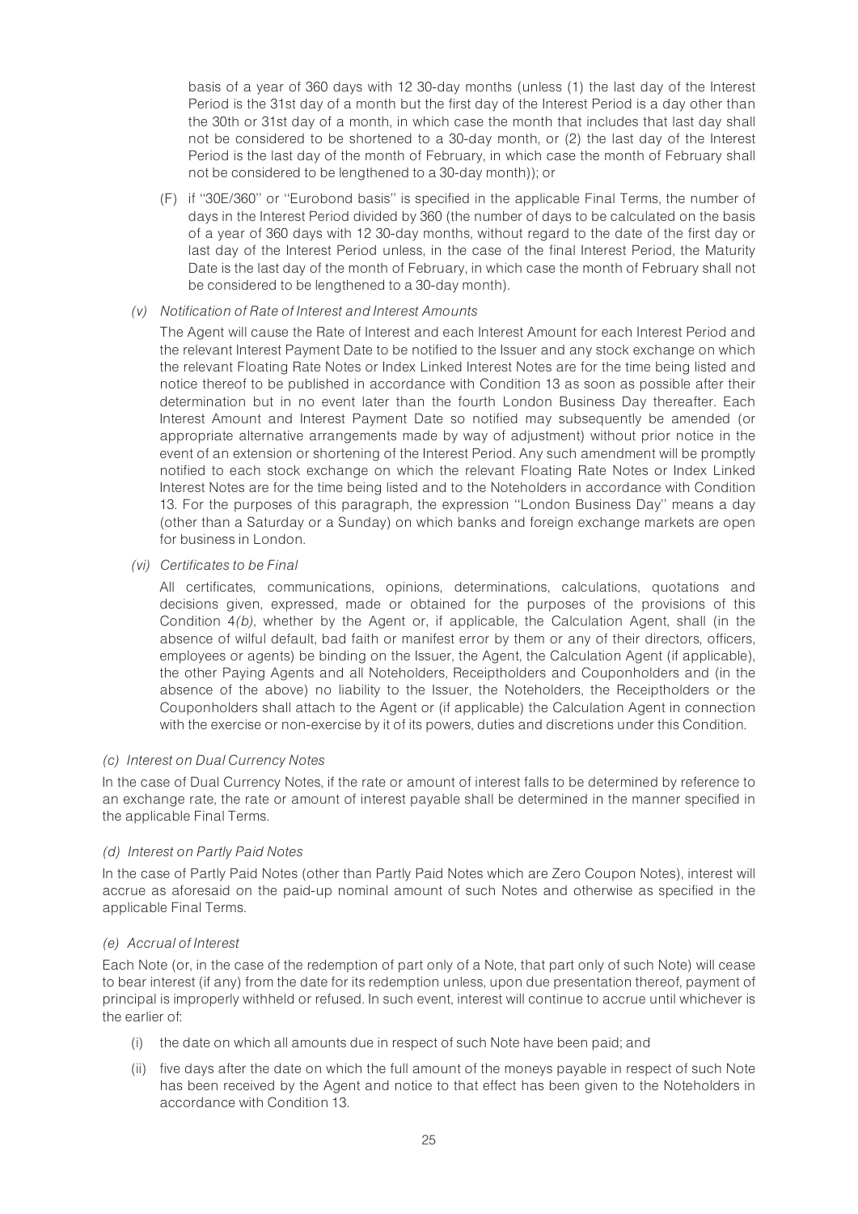basis of a year of 360 days with 12 30-day months (unless (1) the last day of the Interest Period is the 31st day of a month but the first day of the Interest Period is a day other than the 30th or 31st day of a month, in which case the month that includes that last day shall not be considered to be shortened to a 30-day month, or (2) the last day of the Interest Period is the last day of the month of February, in which case the month of February shall not be considered to be lengthened to a 30-day month)); or

(F) if ''30E/360'' or ''Eurobond basis'' is specified in the applicable Final Terms, the number of days in the Interest Period divided by 360 (the number of days to be calculated on the basis of a year of 360 days with 12 30-day months, without regard to the date of the first day or last day of the Interest Period unless, in the case of the final Interest Period, the Maturity Date is the last day of the month of February, in which case the month of February shall not be considered to be lengthened to a 30-day month).

*(v) Notification of Rate of Interest and Interest Amounts*

The Agent will cause the Rate of Interest and each Interest Amount for each Interest Period and the relevant Interest Payment Date to be notified to the Issuer and any stock exchange on which the relevant Floating Rate Notes or Index Linked Interest Notes are for the time being listed and notice thereof to be published in accordance with Condition 13 as soon as possible after their determination but in no event later than the fourth London Business Day thereafter. Each Interest Amount and Interest Payment Date so notified may subsequently be amended (or appropriate alternative arrangements made by way of adjustment) without prior notice in the event of an extension or shortening of the Interest Period. Any such amendment will be promptly notified to each stock exchange on which the relevant Floating Rate Notes or Index Linked Interest Notes are for the time being listed and to the Noteholders in accordance with Condition 13. For the purposes of this paragraph, the expression ''London Business Day'' means a day (other than a Saturday or a Sunday) on which banks and foreign exchange markets are open for business in London.

*(vi) Certificates to be Final*

All certificates, communications, opinions, determinations, calculations, quotations and decisions given, expressed, made or obtained for the purposes of the provisions of this Condition 4*(b)*, whether by the Agent or, if applicable, the Calculation Agent, shall (in the absence of wilful default, bad faith or manifest error by them or any of their directors, officers, employees or agents) be binding on the Issuer, the Agent, the Calculation Agent (if applicable), the other Paying Agents and all Noteholders, Receiptholders and Couponholders and (in the absence of the above) no liability to the Issuer, the Noteholders, the Receiptholders or the Couponholders shall attach to the Agent or (if applicable) the Calculation Agent in connection with the exercise or non-exercise by it of its powers, duties and discretions under this Condition.

*(c) Interest on Dual Currency Notes*

In the case of Dual Currency Notes, if the rate or amount of interest falls to be determined by reference to an exchange rate, the rate or amount of interest payable shall be determined in the manner specified in the applicable Final Terms.

*(d) Interest on Partly Paid Notes*

In the case of Partly Paid Notes (other than Partly Paid Notes which are Zero Coupon Notes), interest will accrue as aforesaid on the paid-up nominal amount of such Notes and otherwise as specified in the applicable Final Terms.

*(e) Accrual of Interest*

Each Note (or, in the case of the redemption of part only of a Note, that part only of such Note) will cease to bear interest (if any) from the date for its redemption unless, upon due presentation thereof, payment of principal is improperly withheld or refused. In such event, interest will continue to accrue until whichever is the earlier of:

(i) the date on which all amounts due in respect of such Note have been paid; and

(ii) five days after the date on which the full amount of the moneys payable in respect of such Note has been received by the Agent and notice to that effect has been given to the Noteholders in accordance with Condition 13.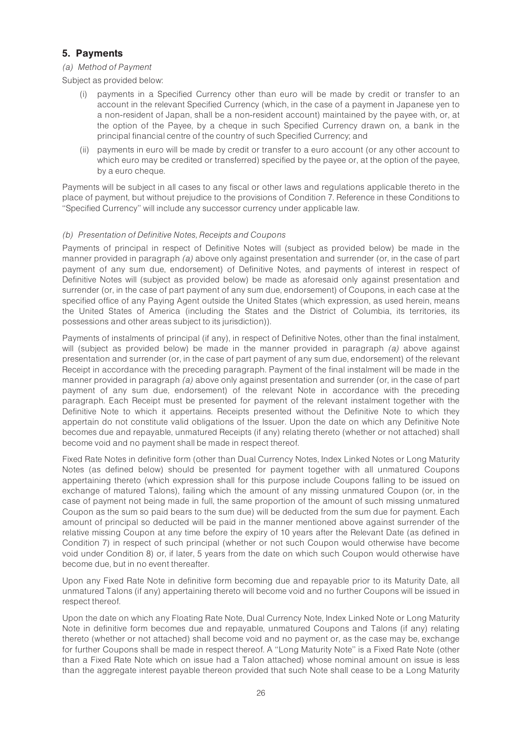## 5. Payments

*(a) Method of Payment*

Subject as provided below:

(i) payments in a Specified Currency other than euro will be made by credit or transfer to an account in the relevant Specified Currency (which, in the case of a payment in Japanese yen to a non-resident of Japan, shall be a non-resident account) maintained by the payee with, or, at the option of the Payee, by a cheque in such Specified Currency drawn on, a bank in the principal financial centre of the country of such Specified Currency; and

(ii) payments in euro will be made by credit or transfer to a euro account (or any other account to which euro may be credited or transferred) specified by the payee or, at the option of the payee, by a euro cheque.

Payments will be subject in all cases to any fiscal or other laws and regulations applicable thereto in the place of payment, but without prejudice to the provisions of Condition 7. Reference in these Conditions to "Specified Currency" will include any successor currency under applicable law.

*(b) Presentation of Definitive Notes, Receipts and Coupons*

Payments of principal in respect of Definitive Notes will (subject as provided below) be made in the manner provided in paragraph *(a)* above only against presentation and surrender (or, in the case of part payment of any sum due, endorsement) of Definitive Notes, and payments of interest in respect of Definitive Notes will (subject as provided below) be made as aforesaid only against presentation and surrender (or, in the case of part payment of any sum due, endorsement) of Coupons, in each case at the specified office of any Paying Agent outside the United States (which expression, as used herein, means the United States of America (including the States and the District of Columbia, its territories, its possessions and other areas subject to its jurisdiction)).

Payments of instalments of principal (if any), in respect of Definitive Notes, other than the final instalment, will (subject as provided below) be made in the manner provided in paragraph *(a)* above against presentation and surrender (or, in the case of part payment of any sum due, endorsement) of the relevant Receipt in accordance with the preceding paragraph. Payment of the final instalment will be made in the manner provided in paragraph *(a)* above only against presentation and surrender (or, in the case of part payment of any sum due, endorsement) of the relevant Note in accordance with the preceding paragraph. Each Receipt must be presented for payment of the relevant instalment together with the Definitive Note to which it appertains. Receipts presented without the Definitive Note to which they appertain do not constitute valid obligations of the Issuer. Upon the date on which any Definitive Note becomes due and repayable, unmatured Receipts (if any) relating thereto (whether or not attached) shall become void and no payment shall be made in respect thereof.

Fixed Rate Notes in definitive form (other than Dual Currency Notes, Index Linked Notes or Long Maturity Notes (as defined below) should be presented for payment together with all unmatured Coupons appertaining thereto (which expression shall for this purpose include Coupons falling to be issued on exchange of matured Talons), failing which the amount of any missing unmatured Coupon (or, in the case of payment not being made in full, the same proportion of the amount of such missing unmatured Coupon as the sum so paid bears to the sum due) will be deducted from the sum due for payment. Each amount of principal so deducted will be paid in the manner mentioned above against surrender of the relative missing Coupon at any time before the expiry of 10 years after the Relevant Date (as defined in Condition 7) in respect of such principal (whether or not such Coupon would otherwise have become void under Condition 8) or, if later, 5 years from the date on which such Coupon would otherwise have become due, but in no event thereafter.

Upon any Fixed Rate Note in definitive form becoming due and repayable prior to its Maturity Date, all unmatured Talons (if any) appertaining thereto will become void and no further Coupons will be issued in respect thereof.

Upon the date on which any Floating Rate Note, Dual Currency Note, Index Linked Note or Long Maturity Note in definitive form becomes due and repayable, unmatured Coupons and Talons (if any) relating thereto (whether or not attached) shall become void and no payment or, as the case may be, exchange for further Coupons shall be made in respect thereof. A "Long Maturity Note" is a Fixed Rate Note (other than a Fixed Rate Note which on issue had a Talon attached) whose nominal amount on issue is less than the aggregate interest payable thereon provided that such Note shall cease to be a Long Maturity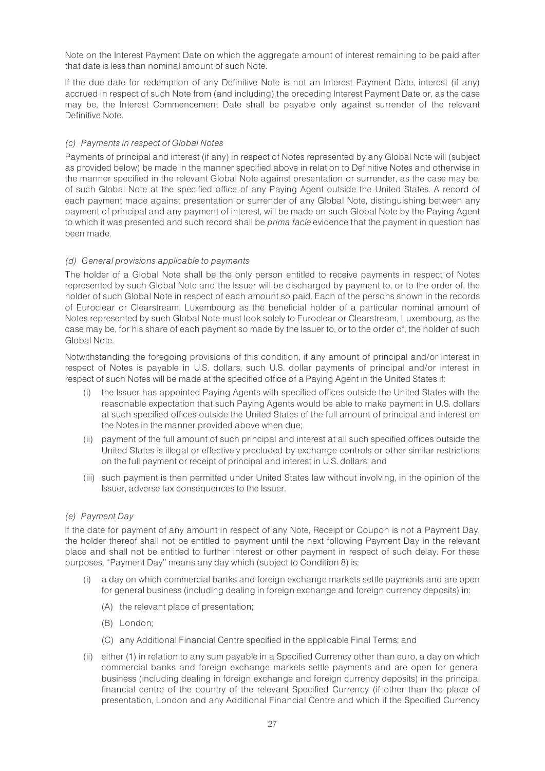Note on the Interest Payment Date on which the aggregate amount of interest remaining to be paid after that date is less than nominal amount of such Note.

If the due date for redemption of any Definitive Note is not an Interest Payment Date, interest (if any) accrued in respect of such Note from (and including) the preceding Interest Payment Date or, as the case may be, the Interest Commencement Date shall be payable only against surrender of the relevant Definitive Note.

*(c) Payments in respect of Global Notes*

Payments of principal and interest (if any) in respect of Notes represented by any Global Note will (subject as provided below) be made in the manner specified above in relation to Definitive Notes and otherwise in the manner specified in the relevant Global Note against presentation or surrender, as the case may be, of such Global Note at the specified office of any Paying Agent outside the United States. A record of each payment made against presentation or surrender of any Global Note, distinguishing between any payment of principal and any payment of interest, will be made on such Global Note by the Paying Agent to which it was presented and such record shall be *prima facie* evidence that the payment in question has been made.

*(d) General provisions applicable to payments*

The holder of a Global Note shall be the only person entitled to receive payments in respect of Notes represented by such Global Note and the Issuer will be discharged by payment to, or to the order of, the holder of such Global Note in respect of each amount so paid. Each of the persons shown in the records of Euroclear or Clearstream, Luxembourg as the beneficial holder of a particular nominal amount of Notes represented by such Global Note must look solely to Euroclear or Clearstream, Luxembourg, as the case may be, for his share of each payment so made by the Issuer to, or to the order of, the holder of such Global Note.

Notwithstanding the foregoing provisions of this condition, if any amount of principal and/or interest in respect of Notes is payable in U.S. dollars, such U.S. dollar payments of principal and/or interest in respect of such Notes will be made at the specified office of a Paying Agent in the United States if:

(i) the Issuer has appointed Paying Agents with specified offices outside the United States with the reasonable expectation that such Paying Agents would be able to make payment in U.S. dollars at such specified offices outside the United States of the full amount of principal and interest on the Notes in the manner provided above when due;

(ii) payment of the full amount of such principal and interest at all such specified offices outside the United States is illegal or effectively precluded by exchange controls or other similar restrictions on the full payment or receipt of principal and interest in U.S. dollars; and

(iii) such payment is then permitted under United States law without involving, in the opinion of the Issuer, adverse tax consequences to the Issuer.

*(e) Payment Day*

If the date for payment of any amount in respect of any Note, Receipt or Coupon is not a Payment Day, the holder thereof shall not be entitled to payment until the next following Payment Day in the relevant place and shall not be entitled to further interest or other payment in respect of such delay. For these purposes, ''Payment Day'' means any day which (subject to Condition 8) is:

(i) a day on which commercial banks and foreign exchange markets settle payments and are open for general business (including dealing in foreign exchange and foreign currency deposits) in:

    (A) the relevant place of presentation;

    (B) London;

    (C) any Additional Financial Centre specified in the applicable Final Terms; and

(ii) either (1) in relation to any sum payable in a Specified Currency other than euro, a day on which commercial banks and foreign exchange markets settle payments and are open for general business (including dealing in foreign exchange and foreign currency deposits) in the principal financial centre of the country of the relevant Specified Currency (if other than the place of presentation, London and any Additional Financial Centre and which if the Specified Currency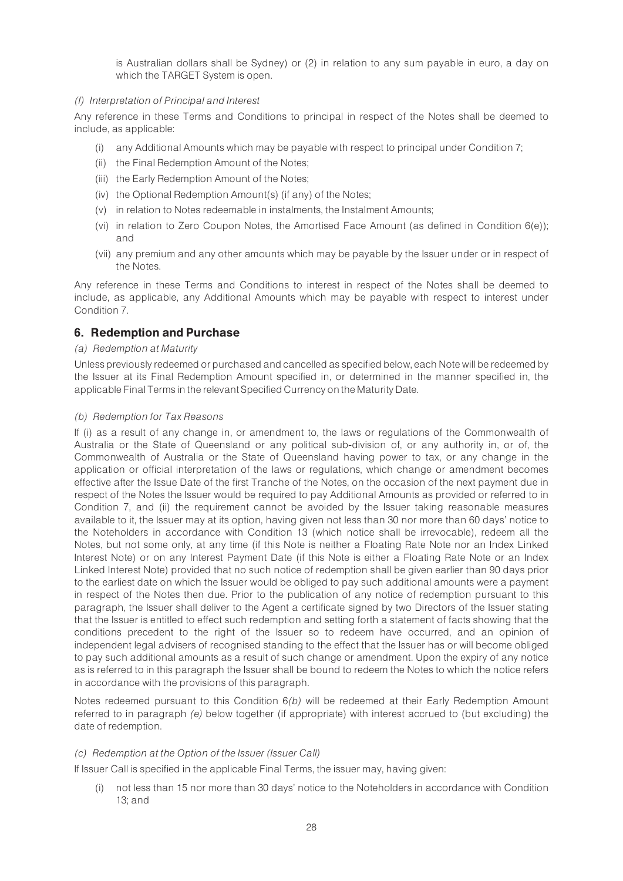is Australian dollars shall be Sydney) or (2) in relation to any sum payable in euro, a day on which the TARGET System is open.

*(f) Interpretation of Principal and Interest*

Any reference in these Terms and Conditions to principal in respect of the Notes shall be deemed to include, as applicable:

(i) any Additional Amounts which may be payable with respect to principal under Condition 7;

(ii) the Final Redemption Amount of the Notes;

(iii) the Early Redemption Amount of the Notes;

(iv) the Optional Redemption Amount(s) (if any) of the Notes;

(v) in relation to Notes redeemable in instalments, the Instalment Amounts;

(vi) in relation to Zero Coupon Notes, the Amortised Face Amount (as defined in Condition 6(e)); and

(vii) any premium and any other amounts which may be payable by the Issuer under or in respect of the Notes.

Any reference in these Terms and Conditions to interest in respect of the Notes shall be deemed to include, as applicable, any Additional Amounts which may be payable with respect to interest under Condition 7.

## 6. Redemption and Purchase

*(a) Redemption at Maturity*

Unless previously redeemed or purchased and cancelled as specified below, each Note will be redeemed by the Issuer at its Final Redemption Amount specified in, or determined in the manner specified in, the applicable Final Terms in the relevant Specified Currency on the Maturity Date.

*(b) Redemption for Tax Reasons*

If (i) as a result of any change in, or amendment to, the laws or regulations of the Commonwealth of Australia or the State of Queensland or any political sub-division of, or any authority in, or of, the Commonwealth of Australia or the State of Queensland having power to tax, or any change in the application or official interpretation of the laws or regulations, which change or amendment becomes effective after the Issue Date of the first Tranche of the Notes, on the occasion of the next payment due in respect of the Notes the Issuer would be required to pay Additional Amounts as provided or referred to in Condition 7, and (ii) the requirement cannot be avoided by the Issuer taking reasonable measures available to it, the Issuer may at its option, having given not less than 30 nor more than 60 days' notice to the Noteholders in accordance with Condition 13 (which notice shall be irrevocable), redeem all the Notes, but not some only, at any time (if this Note is neither a Floating Rate Note nor an Index Linked Interest Note) or on any Interest Payment Date (if this Note is either a Floating Rate Note or an Index Linked Interest Note) provided that no such notice of redemption shall be given earlier than 90 days prior to the earliest date on which the Issuer would be obliged to pay such additional amounts were a payment in respect of the Notes then due. Prior to the publication of any notice of redemption pursuant to this paragraph, the Issuer shall deliver to the Agent a certificate signed by two Directors of the Issuer stating that the Issuer is entitled to effect such redemption and setting forth a statement of facts showing that the conditions precedent to the right of the Issuer so to redeem have occurred, and an opinion of independent legal advisers of recognised standing to the effect that the Issuer has or will become obliged to pay such additional amounts as a result of such change or amendment. Upon the expiry of any notice as is referred to in this paragraph the Issuer shall be bound to redeem the Notes to which the notice refers in accordance with the provisions of this paragraph.

Notes redeemed pursuant to this Condition 6*(b)* will be redeemed at their Early Redemption Amount referred to in paragraph *(e)* below together (if appropriate) with interest accrued to (but excluding) the date of redemption.

*(c) Redemption at the Option of the Issuer (Issuer Call)*

If Issuer Call is specified in the applicable Final Terms, the issuer may, having given:

(i) not less than 15 nor more than 30 days' notice to the Noteholders in accordance with Condition 13; and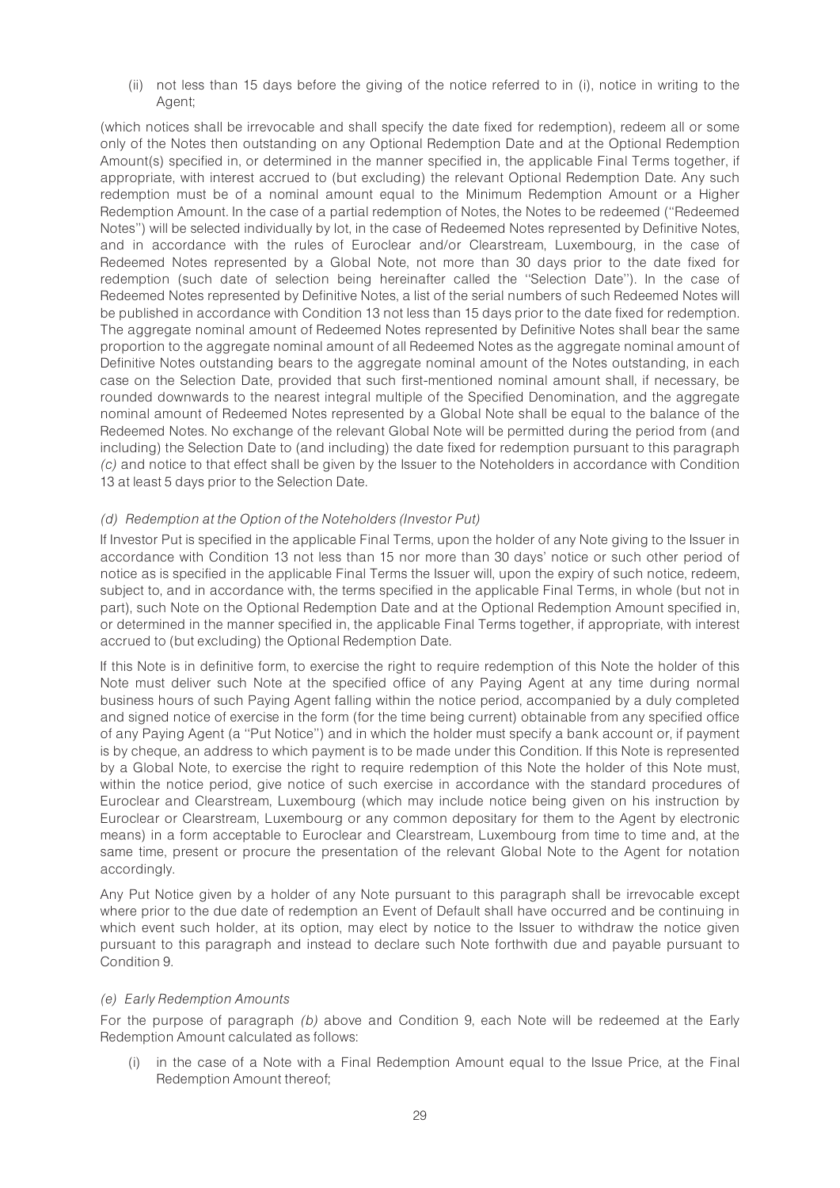(ii) not less than 15 days before the giving of the notice referred to in (i), notice in writing to the Agent;

(which notices shall be irrevocable and shall specify the date fixed for redemption), redeem all or some only of the Notes then outstanding on any Optional Redemption Date and at the Optional Redemption Amount(s) specified in, or determined in the manner specified in, the applicable Final Terms together, if appropriate, with interest accrued to (but excluding) the relevant Optional Redemption Date. Any such redemption must be of a nominal amount equal to the Minimum Redemption Amount or a Higher Redemption Amount. In the case of a partial redemption of Notes, the Notes to be redeemed (''Redeemed Notes'') will be selected individually by lot, in the case of Redeemed Notes represented by Definitive Notes, and in accordance with the rules of Euroclear and/or Clearstream, Luxembourg, in the case of Redeemed Notes represented by a Global Note, not more than 30 days prior to the date fixed for redemption (such date of selection being hereinafter called the ''Selection Date''). In the case of Redeemed Notes represented by Definitive Notes, a list of the serial numbers of such Redeemed Notes will be published in accordance with Condition 13 not less than 15 days prior to the date fixed for redemption. The aggregate nominal amount of Redeemed Notes represented by Definitive Notes shall bear the same proportion to the aggregate nominal amount of all Redeemed Notes as the aggregate nominal amount of Definitive Notes outstanding bears to the aggregate nominal amount of the Notes outstanding, in each case on the Selection Date, provided that such first-mentioned nominal amount shall, if necessary, be rounded downwards to the nearest integral multiple of the Specified Denomination, and the aggregate nominal amount of Redeemed Notes represented by a Global Note shall be equal to the balance of the Redeemed Notes. No exchange of the relevant Global Note will be permitted during the period from (and including) the Selection Date to (and including) the date fixed for redemption pursuant to this paragraph *(c)* and notice to that effect shall be given by the Issuer to the Noteholders in accordance with Condition 13 at least 5 days prior to the Selection Date.

*(d) Redemption at the Option of the Noteholders (Investor Put)*

If Investor Put is specified in the applicable Final Terms, upon the holder of any Note giving to the Issuer in accordance with Condition 13 not less than 15 nor more than 30 days' notice or such other period of notice as is specified in the applicable Final Terms the Issuer will, upon the expiry of such notice, redeem, subject to, and in accordance with, the terms specified in the applicable Final Terms, in whole (but not in part), such Note on the Optional Redemption Date and at the Optional Redemption Amount specified in, or determined in the manner specified in, the applicable Final Terms together, if appropriate, with interest accrued to (but excluding) the Optional Redemption Date.

If this Note is in definitive form, to exercise the right to require redemption of this Note the holder of this Note must deliver such Note at the specified office of any Paying Agent at any time during normal business hours of such Paying Agent falling within the notice period, accompanied by a duly completed and signed notice of exercise in the form (for the time being current) obtainable from any specified office of any Paying Agent (a ''Put Notice'') and in which the holder must specify a bank account or, if payment is by cheque, an address to which payment is to be made under this Condition. If this Note is represented by a Global Note, to exercise the right to require redemption of this Note the holder of this Note must, within the notice period, give notice of such exercise in accordance with the standard procedures of Euroclear and Clearstream, Luxembourg (which may include notice being given on his instruction by Euroclear or Clearstream, Luxembourg or any common depositary for them to the Agent by electronic means) in a form acceptable to Euroclear and Clearstream, Luxembourg from time to time and, at the same time, present or procure the presentation of the relevant Global Note to the Agent for notation accordingly.

Any Put Notice given by a holder of any Note pursuant to this paragraph shall be irrevocable except where prior to the due date of redemption an Event of Default shall have occurred and be continuing in which event such holder, at its option, may elect by notice to the Issuer to withdraw the notice given pursuant to this paragraph and instead to declare such Note forthwith due and payable pursuant to Condition 9.

*(e) Early Redemption Amounts*

For the purpose of paragraph *(b)* above and Condition 9, each Note will be redeemed at the Early Redemption Amount calculated as follows:

(i) in the case of a Note with a Final Redemption Amount equal to the Issue Price, at the Final Redemption Amount thereof;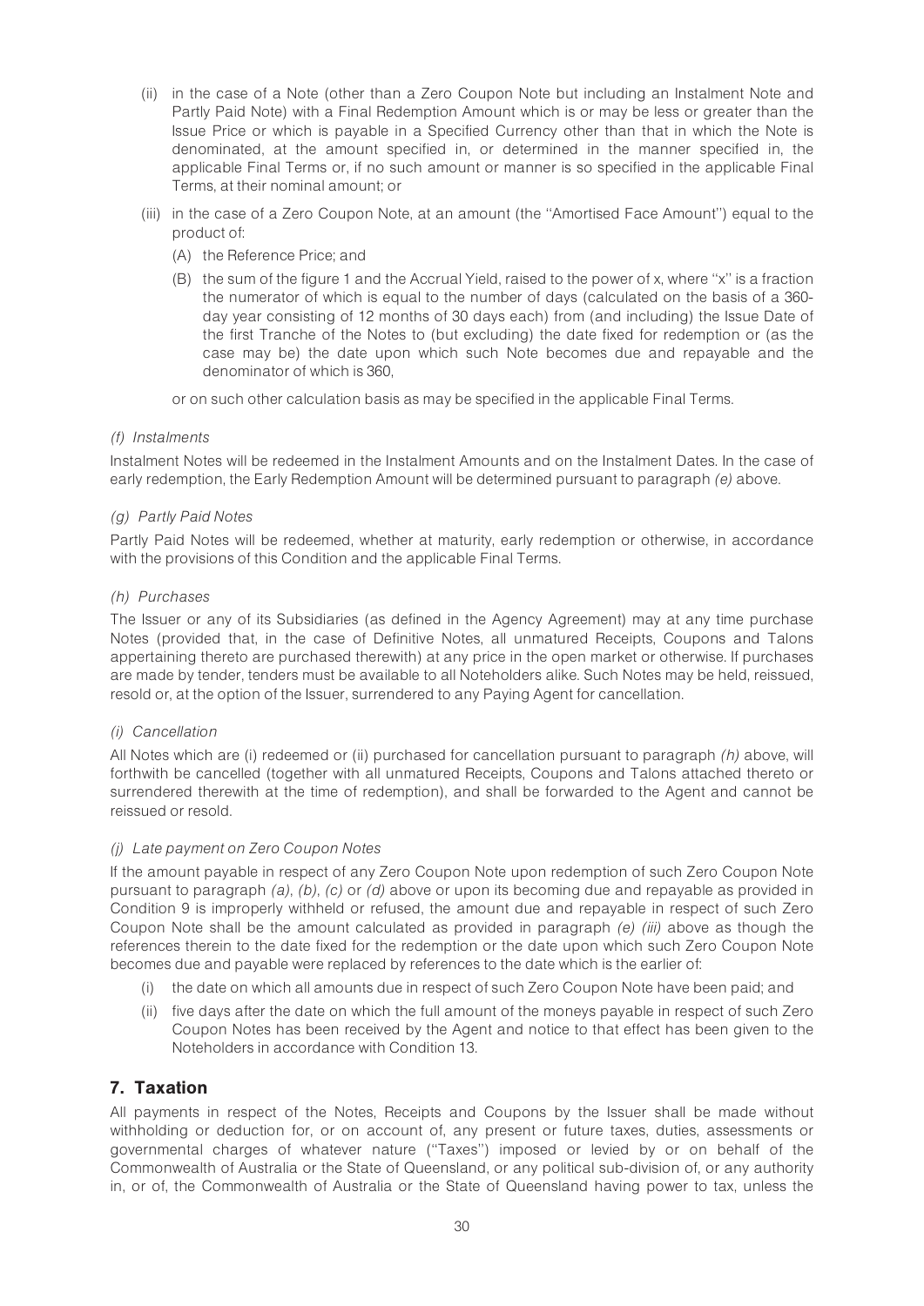- (ii) in the case of a Note (other than a Zero Coupon Note but including an Instalment Note and Partly Paid Note) with a Final Redemption Amount which is or may be less or greater than the Issue Price or which is payable in a Specified Currency other than that in which the Note is denominated, at the amount specified in, or determined in the manner specified in, the applicable Final Terms or, if no such amount or manner is so specified in the applicable Final Terms, at their nominal amount; or
- (iii) in the case of a Zero Coupon Note, at an amount (the ''Amortised Face Amount'') equal to the product of:
  - (A) the Reference Price; and
  - (B) the sum of the figure 1 and the Accrual Yield, raised to the power of x, where ''x'' is a fraction the numerator of which is equal to the number of days (calculated on the basis of a 360-day year consisting of 12 months of 30 days each) from (and including) the Issue Date of the first Tranche of the Notes to (but excluding) the date fixed for redemption or (as the case may be) the date upon which such Note becomes due and repayable and the denominator of which is 360,

  or on such other calculation basis as may be specified in the applicable Final Terms.

*(f) Instalments*

Instalment Notes will be redeemed in the Instalment Amounts and on the Instalment Dates. In the case of early redemption, the Early Redemption Amount will be determined pursuant to paragraph *(e)* above.

*(g) Partly Paid Notes*

Partly Paid Notes will be redeemed, whether at maturity, early redemption or otherwise, in accordance with the provisions of this Condition and the applicable Final Terms.

*(h) Purchases*

The Issuer or any of its Subsidiaries (as defined in the Agency Agreement) may at any time purchase Notes (provided that, in the case of Definitive Notes, all unmatured Receipts, Coupons and Talons appertaining thereto are purchased therewith) at any price in the open market or otherwise. If purchases are made by tender, tenders must be available to all Noteholders alike. Such Notes may be held, reissued, resold or, at the option of the Issuer, surrendered to any Paying Agent for cancellation.

*(i) Cancellation*

All Notes which are (i) redeemed or (ii) purchased for cancellation pursuant to paragraph *(h)* above, will forthwith be cancelled (together with all unmatured Receipts, Coupons and Talons attached thereto or surrendered therewith at the time of redemption), and shall be forwarded to the Agent and cannot be reissued or resold.

*(j) Late payment on Zero Coupon Notes*

If the amount payable in respect of any Zero Coupon Note upon redemption of such Zero Coupon Note pursuant to paragraph *(a)*, *(b)*, *(c)* or *(d)* above or upon its becoming due and repayable as provided in Condition 9 is improperly withheld or refused, the amount due and repayable in respect of such Zero Coupon Note shall be the amount calculated as provided in paragraph *(e) (iii)* above as though the references therein to the date fixed for the redemption or the date upon which such Zero Coupon Note becomes due and payable were replaced by references to the date which is the earlier of:

- (i) the date on which all amounts due in respect of such Zero Coupon Note have been paid; and
- (ii) five days after the date on which the full amount of the moneys payable in respect of such Zero Coupon Notes has been received by the Agent and notice to that effect has been given to the Noteholders in accordance with Condition 13.

## 7. Taxation

All payments in respect of the Notes, Receipts and Coupons by the Issuer shall be made without withholding or deduction for, or on account of, any present or future taxes, duties, assessments or governmental charges of whatever nature (''Taxes'') imposed or levied by or on behalf of the Commonwealth of Australia or the State of Queensland, or any political sub-division of, or any authority in, or of, the Commonwealth of Australia or the State of Queensland having power to tax, unless the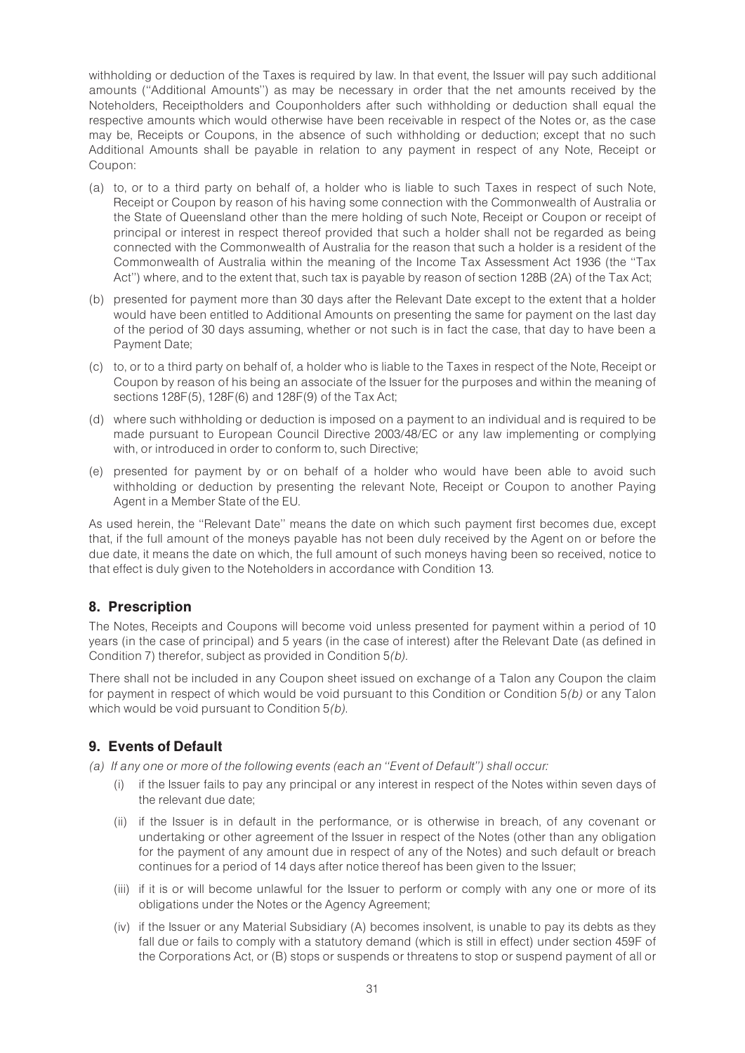withholding or deduction of the Taxes is required by law. In that event, the Issuer will pay such additional amounts ("Additional Amounts") as may be necessary in order that the net amounts received by the Noteholders, Receiptholders and Couponholders after such withholding or deduction shall equal the respective amounts which would otherwise have been receivable in respect of the Notes or, as the case may be, Receipts or Coupons, in the absence of such withholding or deduction; except that no such Additional Amounts shall be payable in relation to any payment in respect of any Note, Receipt or Coupon:

(a) to, or to a third party on behalf of, a holder who is liable to such Taxes in respect of such Note, Receipt or Coupon by reason of his having some connection with the Commonwealth of Australia or the State of Queensland other than the mere holding of such Note, Receipt or Coupon or receipt of principal or interest in respect thereof provided that such a holder shall not be regarded as being connected with the Commonwealth of Australia for the reason that such a holder is a resident of the Commonwealth of Australia within the meaning of the Income Tax Assessment Act 1936 (the "Tax Act") where, and to the extent that, such tax is payable by reason of section 128B (2A) of the Tax Act;

(b) presented for payment more than 30 days after the Relevant Date except to the extent that a holder would have been entitled to Additional Amounts on presenting the same for payment on the last day of the period of 30 days assuming, whether or not such is in fact the case, that day to have been a Payment Date;

(c) to, or to a third party on behalf of, a holder who is liable to the Taxes in respect of the Note, Receipt or Coupon by reason of his being an associate of the Issuer for the purposes and within the meaning of sections 128F(5), 128F(6) and 128F(9) of the Tax Act;

(d) where such withholding or deduction is imposed on a payment to an individual and is required to be made pursuant to European Council Directive 2003/48/EC or any law implementing or complying with, or introduced in order to conform to, such Directive;

(e) presented for payment by or on behalf of a holder who would have been able to avoid such withholding or deduction by presenting the relevant Note, Receipt or Coupon to another Paying Agent in a Member State of the EU.

As used herein, the "Relevant Date" means the date on which such payment first becomes due, except that, if the full amount of the moneys payable has not been duly received by the Agent on or before the due date, it means the date on which, the full amount of such moneys having been so received, notice to that effect is duly given to the Noteholders in accordance with Condition 13.

## 8. Prescription

The Notes, Receipts and Coupons will become void unless presented for payment within a period of 10 years (in the case of principal) and 5 years (in the case of interest) after the Relevant Date (as defined in Condition 7) therefor, subject as provided in Condition 5*(b)*.

There shall not be included in any Coupon sheet issued on exchange of a Talon any Coupon the claim for payment in respect of which would be void pursuant to this Condition or Condition 5*(b)* or any Talon which would be void pursuant to Condition 5*(b)*.

## 9. Events of Default

*(a) If any one or more of the following events (each an "Event of Default") shall occur:*

(i) if the Issuer fails to pay any principal or any interest in respect of the Notes within seven days of the relevant due date;

(ii) if the Issuer is in default in the performance, or is otherwise in breach, of any covenant or undertaking or other agreement of the Issuer in respect of the Notes (other than any obligation for the payment of any amount due in respect of any of the Notes) and such default or breach continues for a period of 14 days after notice thereof has been given to the Issuer;

(iii) if it is or will become unlawful for the Issuer to perform or comply with any one or more of its obligations under the Notes or the Agency Agreement;

(iv) if the Issuer or any Material Subsidiary (A) becomes insolvent, is unable to pay its debts as they fall due or fails to comply with a statutory demand (which is still in effect) under section 459F of the Corporations Act, or (B) stops or suspends or threatens to stop or suspend payment of all or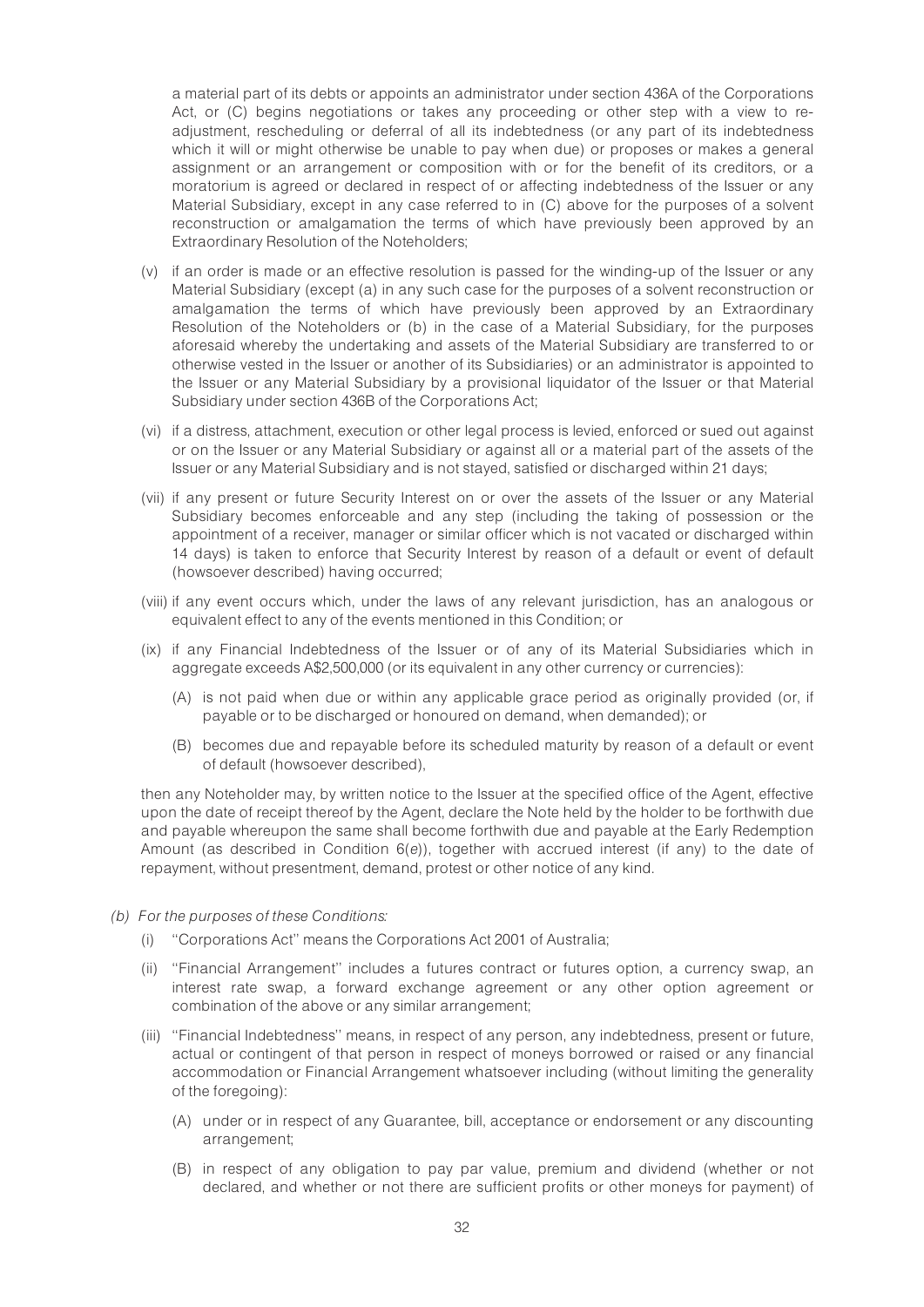a material part of its debts or appoints an administrator under section 436A of the Corporations Act, or (C) begins negotiations or takes any proceeding or other step with a view to re-adjustment, rescheduling or deferral of all its indebtedness (or any part of its indebtedness which it will or might otherwise be unable to pay when due) or proposes or makes a general assignment or an arrangement or composition with or for the benefit of its creditors, or a moratorium is agreed or declared in respect of or affecting indebtedness of the Issuer or any Material Subsidiary, except in any case referred to in (C) above for the purposes of a solvent reconstruction or amalgamation the terms of which have previously been approved by an Extraordinary Resolution of the Noteholders;

(v) if an order is made or an effective resolution is passed for the winding-up of the Issuer or any Material Subsidiary (except (a) in any such case for the purposes of a solvent reconstruction or amalgamation the terms of which have previously been approved by an Extraordinary Resolution of the Noteholders or (b) in the case of a Material Subsidiary, for the purposes aforesaid whereby the undertaking and assets of the Material Subsidiary are transferred to or otherwise vested in the Issuer or another of its Subsidiaries) or an administrator is appointed to the Issuer or any Material Subsidiary by a provisional liquidator of the Issuer or that Material Subsidiary under section 436B of the Corporations Act;

(vi) if a distress, attachment, execution or other legal process is levied, enforced or sued out against or on the Issuer or any Material Subsidiary or against all or a material part of the assets of the Issuer or any Material Subsidiary and is not stayed, satisfied or discharged within 21 days;

(vii) if any present or future Security Interest on or over the assets of the Issuer or any Material Subsidiary becomes enforceable and any step (including the taking of possession or the appointment of a receiver, manager or similar officer which is not vacated or discharged within 14 days) is taken to enforce that Security Interest by reason of a default or event of default (howsoever described) having occurred;

(viii) if any event occurs which, under the laws of any relevant jurisdiction, has an analogous or equivalent effect to any of the events mentioned in this Condition; or

(ix) if any Financial Indebtedness of the Issuer or of any of its Material Subsidiaries which in aggregate exceeds A$2,500,000 (or its equivalent in any other currency or currencies):

   (A) is not paid when due or within any applicable grace period as originally provided (or, if payable or to be discharged or honoured on demand, when demanded); or

   (B) becomes due and repayable before its scheduled maturity by reason of a default or event of default (howsoever described),

then any Noteholder may, by written notice to the Issuer at the specified office of the Agent, effective upon the date of receipt thereof by the Agent, declare the Note held by the holder to be forthwith due and payable whereupon the same shall become forthwith due and payable at the Early Redemption Amount (as described in Condition 6(*e*)), together with accrued interest (if any) to the date of repayment, without presentment, demand, protest or other notice of any kind.

*(b) For the purposes of these Conditions:*

(i) "Corporations Act" means the Corporations Act 2001 of Australia;

(ii) "Financial Arrangement" includes a futures contract or futures option, a currency swap, an interest rate swap, a forward exchange agreement or any other option agreement or combination of the above or any similar arrangement;

(iii) "Financial Indebtedness" means, in respect of any person, any indebtedness, present or future, actual or contingent of that person in respect of moneys borrowed or raised or any financial accommodation or Financial Arrangement whatsoever including (without limiting the generality of the foregoing):

   (A) under or in respect of any Guarantee, bill, acceptance or endorsement or any discounting arrangement;

   (B) in respect of any obligation to pay par value, premium and dividend (whether or not declared, and whether or not there are sufficient profits or other moneys for payment) of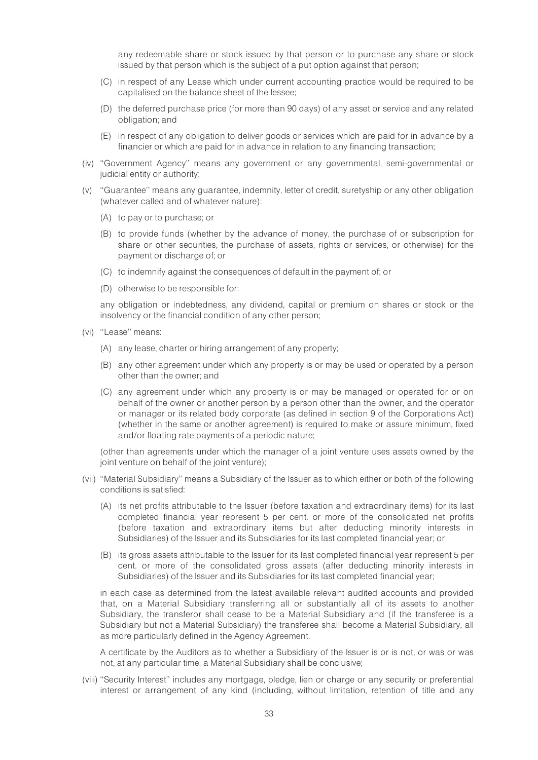any redeemable share or stock issued by that person or to purchase any share or stock issued by that person which is the subject of a put option against that person;

(C) in respect of any Lease which under current accounting practice would be required to be capitalised on the balance sheet of the lessee;

(D) the deferred purchase price (for more than 90 days) of any asset or service and any related obligation; and

(E) in respect of any obligation to deliver goods or services which are paid for in advance by a financier or which are paid for in advance in relation to any financing transaction;

(iv) ''Government Agency'' means any government or any governmental, semi-governmental or judicial entity or authority;

(v) ''Guarantee'' means any guarantee, indemnity, letter of credit, suretyship or any other obligation (whatever called and of whatever nature):

(A) to pay or to purchase; or

(B) to provide funds (whether by the advance of money, the purchase of or subscription for share or other securities, the purchase of assets, rights or services, or otherwise) for the payment or discharge of; or

(C) to indemnify against the consequences of default in the payment of; or

(D) otherwise to be responsible for:

any obligation or indebtedness, any dividend, capital or premium on shares or stock or the insolvency or the financial condition of any other person;

(vi) ''Lease'' means:

(A) any lease, charter or hiring arrangement of any property;

(B) any other agreement under which any property is or may be used or operated by a person other than the owner; and

(C) any agreement under which any property is or may be managed or operated for or on behalf of the owner or another person by a person other than the owner, and the operator or manager or its related body corporate (as defined in section 9 of the Corporations Act) (whether in the same or another agreement) is required to make or assure minimum, fixed and/or floating rate payments of a periodic nature;

(other than agreements under which the manager of a joint venture uses assets owned by the joint venture on behalf of the joint venture);

(vii) ''Material Subsidiary'' means a Subsidiary of the Issuer as to which either or both of the following conditions is satisfied:

(A) its net profits attributable to the Issuer (before taxation and extraordinary items) for its last completed financial year represent 5 per cent. or more of the consolidated net profits (before taxation and extraordinary items but after deducting minority interests in Subsidiaries) of the Issuer and its Subsidiaries for its last completed financial year; or

(B) its gross assets attributable to the Issuer for its last completed financial year represent 5 per cent. or more of the consolidated gross assets (after deducting minority interests in Subsidiaries) of the Issuer and its Subsidiaries for its last completed financial year;

in each case as determined from the latest available relevant audited accounts and provided that, on a Material Subsidiary transferring all or substantially all of its assets to another Subsidiary, the transferor shall cease to be a Material Subsidiary and (if the transferee is a Subsidiary but not a Material Subsidiary) the transferee shall become a Material Subsidiary, all as more particularly defined in the Agency Agreement.

A certificate by the Auditors as to whether a Subsidiary of the Issuer is or is not, or was or was not, at any particular time, a Material Subsidiary shall be conclusive;

(viii) ''Security Interest'' includes any mortgage, pledge, lien or charge or any security or preferential interest or arrangement of any kind (including, without limitation, retention of title and any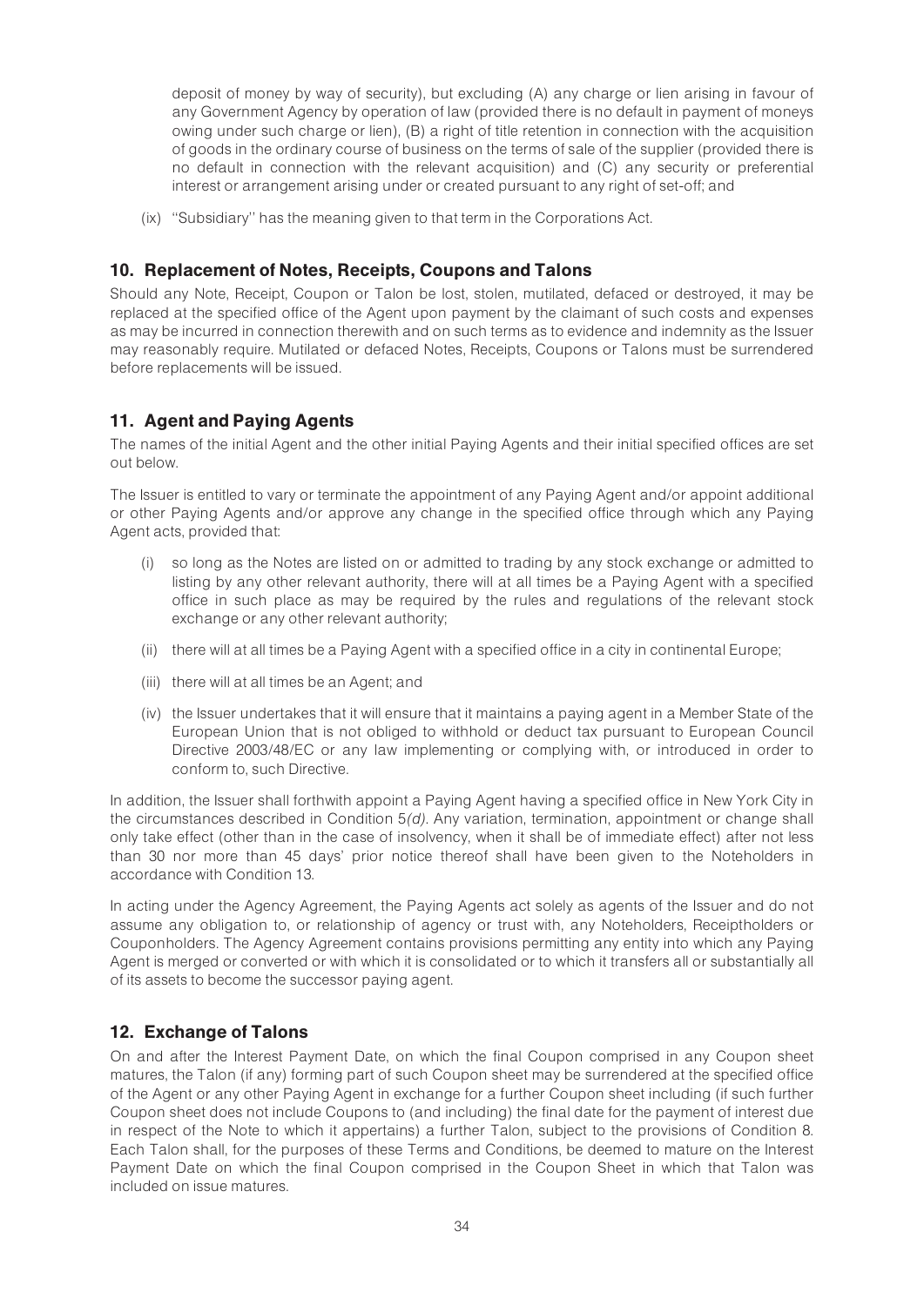deposit of money by way of security), but excluding (A) any charge or lien arising in favour of any Government Agency by operation of law (provided there is no default in payment of moneys owing under such charge or lien), (B) a right of title retention in connection with the acquisition of goods in the ordinary course of business on the terms of sale of the supplier (provided there is no default in connection with the relevant acquisition) and (C) any security or preferential interest or arrangement arising under or created pursuant to any right of set-off; and

(ix) ''Subsidiary'' has the meaning given to that term in the Corporations Act.

## 10. Replacement of Notes, Receipts, Coupons and Talons

Should any Note, Receipt, Coupon or Talon be lost, stolen, mutilated, defaced or destroyed, it may be replaced at the specified office of the Agent upon payment by the claimant of such costs and expenses as may be incurred in connection therewith and on such terms as to evidence and indemnity as the Issuer may reasonably require. Mutilated or defaced Notes, Receipts, Coupons or Talons must be surrendered before replacements will be issued.

## 11. Agent and Paying Agents

The names of the initial Agent and the other initial Paying Agents and their initial specified offices are set out below.

The Issuer is entitled to vary or terminate the appointment of any Paying Agent and/or appoint additional or other Paying Agents and/or approve any change in the specified office through which any Paying Agent acts, provided that:

(i) so long as the Notes are listed on or admitted to trading by any stock exchange or admitted to listing by any other relevant authority, there will at all times be a Paying Agent with a specified office in such place as may be required by the rules and regulations of the relevant stock exchange or any other relevant authority;

(ii) there will at all times be a Paying Agent with a specified office in a city in continental Europe;

(iii) there will at all times be an Agent; and

(iv) the Issuer undertakes that it will ensure that it maintains a paying agent in a Member State of the European Union that is not obliged to withhold or deduct tax pursuant to European Council Directive 2003/48/EC or any law implementing or complying with, or introduced in order to conform to, such Directive.

In addition, the Issuer shall forthwith appoint a Paying Agent having a specified office in New York City in the circumstances described in Condition 5*(d)*. Any variation, termination, appointment or change shall only take effect (other than in the case of insolvency, when it shall be of immediate effect) after not less than 30 nor more than 45 days' prior notice thereof shall have been given to the Noteholders in accordance with Condition 13.

In acting under the Agency Agreement, the Paying Agents act solely as agents of the Issuer and do not assume any obligation to, or relationship of agency or trust with, any Noteholders, Receiptholders or Couponholders. The Agency Agreement contains provisions permitting any entity into which any Paying Agent is merged or converted or with which it is consolidated or to which it transfers all or substantially all of its assets to become the successor paying agent.

## 12. Exchange of Talons

On and after the Interest Payment Date, on which the final Coupon comprised in any Coupon sheet matures, the Talon (if any) forming part of such Coupon sheet may be surrendered at the specified office of the Agent or any other Paying Agent in exchange for a further Coupon sheet including (if such further Coupon sheet does not include Coupons to (and including) the final date for the payment of interest due in respect of the Note to which it appertains) a further Talon, subject to the provisions of Condition 8. Each Talon shall, for the purposes of these Terms and Conditions, be deemed to mature on the Interest Payment Date on which the final Coupon comprised in the Coupon Sheet in which that Talon was included on issue matures.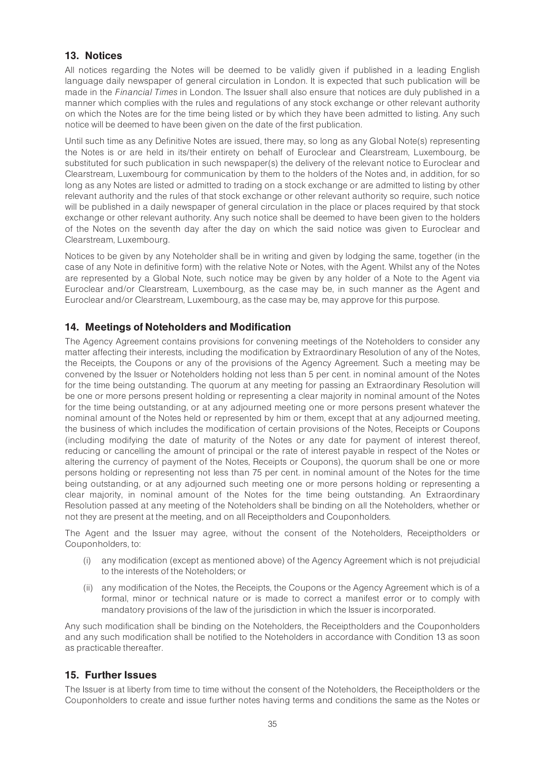## 13. Notices

All notices regarding the Notes will be deemed to be validly given if published in a leading English language daily newspaper of general circulation in London. It is expected that such publication will be made in the *Financial Times* in London. The Issuer shall also ensure that notices are duly published in a manner which complies with the rules and regulations of any stock exchange or other relevant authority on which the Notes are for the time being listed or by which they have been admitted to listing. Any such notice will be deemed to have been given on the date of the first publication.

Until such time as any Definitive Notes are issued, there may, so long as any Global Note(s) representing the Notes is or are held in its/their entirety on behalf of Euroclear and Clearstream, Luxembourg, be substituted for such publication in such newspaper(s) the delivery of the relevant notice to Euroclear and Clearstream, Luxembourg for communication by them to the holders of the Notes and, in addition, for so long as any Notes are listed or admitted to trading on a stock exchange or are admitted to listing by other relevant authority and the rules of that stock exchange or other relevant authority so require, such notice will be published in a daily newspaper of general circulation in the place or places required by that stock exchange or other relevant authority. Any such notice shall be deemed to have been given to the holders of the Notes on the seventh day after the day on which the said notice was given to Euroclear and Clearstream, Luxembourg.

Notices to be given by any Noteholder shall be in writing and given by lodging the same, together (in the case of any Note in definitive form) with the relative Note or Notes, with the Agent. Whilst any of the Notes are represented by a Global Note, such notice may be given by any holder of a Note to the Agent via Euroclear and/or Clearstream, Luxembourg, as the case may be, in such manner as the Agent and Euroclear and/or Clearstream, Luxembourg, as the case may be, may approve for this purpose.

## 14. Meetings of Noteholders and Modification

The Agency Agreement contains provisions for convening meetings of the Noteholders to consider any matter affecting their interests, including the modification by Extraordinary Resolution of any of the Notes, the Receipts, the Coupons or any of the provisions of the Agency Agreement. Such a meeting may be convened by the Issuer or Noteholders holding not less than 5 per cent. in nominal amount of the Notes for the time being outstanding. The quorum at any meeting for passing an Extraordinary Resolution will be one or more persons present holding or representing a clear majority in nominal amount of the Notes for the time being outstanding, or at any adjourned meeting one or more persons present whatever the nominal amount of the Notes held or represented by him or them, except that at any adjourned meeting, the business of which includes the modification of certain provisions of the Notes, Receipts or Coupons (including modifying the date of maturity of the Notes or any date for payment of interest thereof, reducing or cancelling the amount of principal or the rate of interest payable in respect of the Notes or altering the currency of payment of the Notes, Receipts or Coupons), the quorum shall be one or more persons holding or representing not less than 75 per cent. in nominal amount of the Notes for the time being outstanding, or at any adjourned such meeting one or more persons holding or representing a clear majority, in nominal amount of the Notes for the time being outstanding. An Extraordinary Resolution passed at any meeting of the Noteholders shall be binding on all the Noteholders, whether or not they are present at the meeting, and on all Receiptholders and Couponholders.

The Agent and the Issuer may agree, without the consent of the Noteholders, Receiptholders or Couponholders, to:

(i) any modification (except as mentioned above) of the Agency Agreement which is not prejudicial to the interests of the Noteholders; or

(ii) any modification of the Notes, the Receipts, the Coupons or the Agency Agreement which is of a formal, minor or technical nature or is made to correct a manifest error or to comply with mandatory provisions of the law of the jurisdiction in which the Issuer is incorporated.

Any such modification shall be binding on the Noteholders, the Receiptholders and the Couponholders and any such modification shall be notified to the Noteholders in accordance with Condition 13 as soon as practicable thereafter.

## 15. Further Issues

The Issuer is at liberty from time to time without the consent of the Noteholders, the Receiptholders or the Couponholders to create and issue further notes having terms and conditions the same as the Notes or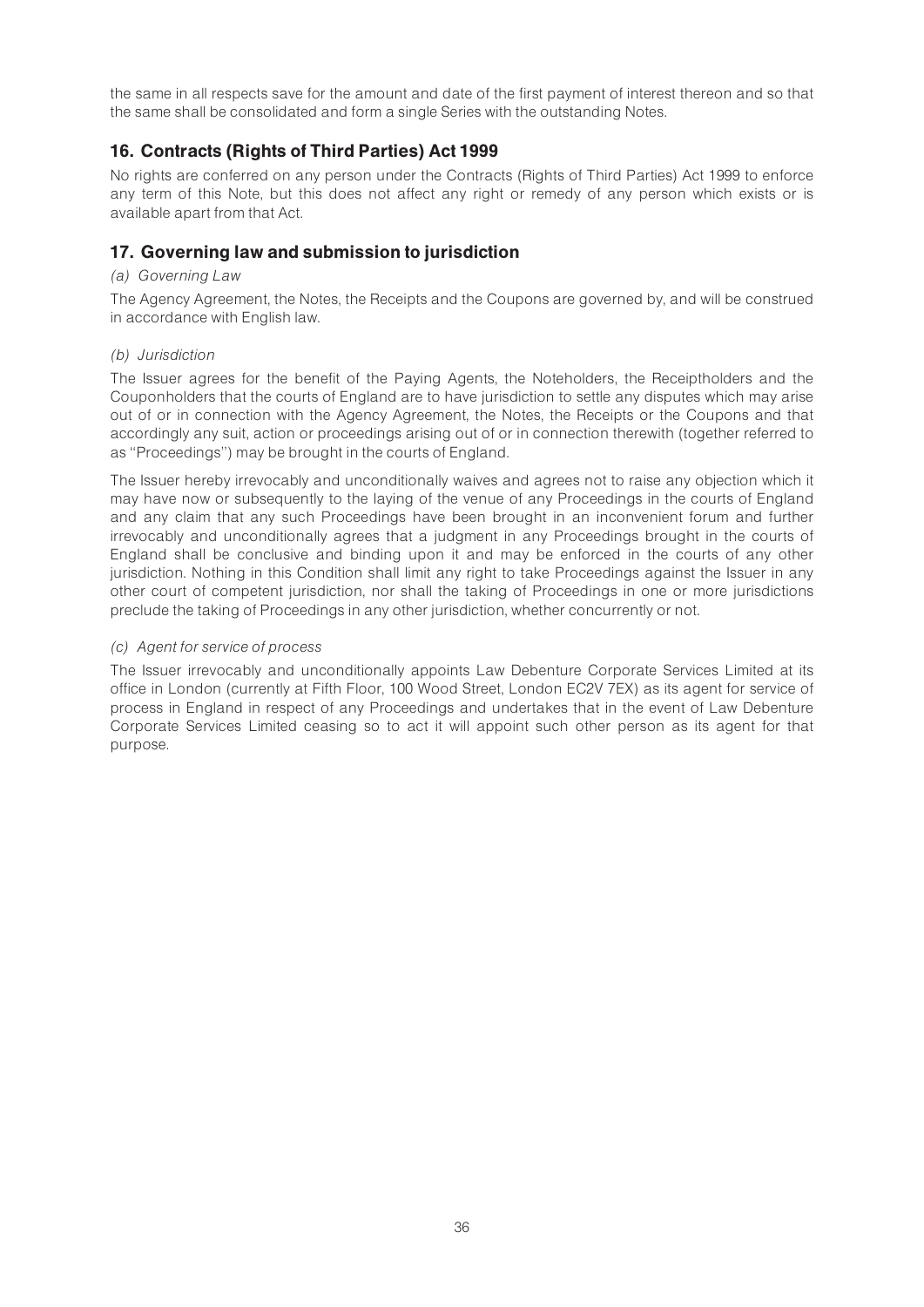the same in all respects save for the amount and date of the first payment of interest thereon and so that the same shall be consolidated and form a single Series with the outstanding Notes.

## 16. Contracts (Rights of Third Parties) Act 1999

No rights are conferred on any person under the Contracts (Rights of Third Parties) Act 1999 to enforce any term of this Note, but this does not affect any right or remedy of any person which exists or is available apart from that Act.

## 17. Governing law and submission to jurisdiction

*(a) Governing Law*

The Agency Agreement, the Notes, the Receipts and the Coupons are governed by, and will be construed in accordance with English law.

*(b) Jurisdiction*

The Issuer agrees for the benefit of the Paying Agents, the Noteholders, the Receiptholders and the Couponholders that the courts of England are to have jurisdiction to settle any disputes which may arise out of or in connection with the Agency Agreement, the Notes, the Receipts or the Coupons and that accordingly any suit, action or proceedings arising out of or in connection therewith (together referred to as ''Proceedings'') may be brought in the courts of England.

The Issuer hereby irrevocably and unconditionally waives and agrees not to raise any objection which it may have now or subsequently to the laying of the venue of any Proceedings in the courts of England and any claim that any such Proceedings have been brought in an inconvenient forum and further irrevocably and unconditionally agrees that a judgment in any Proceedings brought in the courts of England shall be conclusive and binding upon it and may be enforced in the courts of any other jurisdiction. Nothing in this Condition shall limit any right to take Proceedings against the Issuer in any other court of competent jurisdiction, nor shall the taking of Proceedings in one or more jurisdictions preclude the taking of Proceedings in any other jurisdiction, whether concurrently or not.

*(c) Agent for service of process*

The Issuer irrevocably and unconditionally appoints Law Debenture Corporate Services Limited at its office in London (currently at Fifth Floor, 100 Wood Street, London EC2V 7EX) as its agent for service of process in England in respect of any Proceedings and undertakes that in the event of Law Debenture Corporate Services Limited ceasing so to act it will appoint such other person as its agent for that purpose.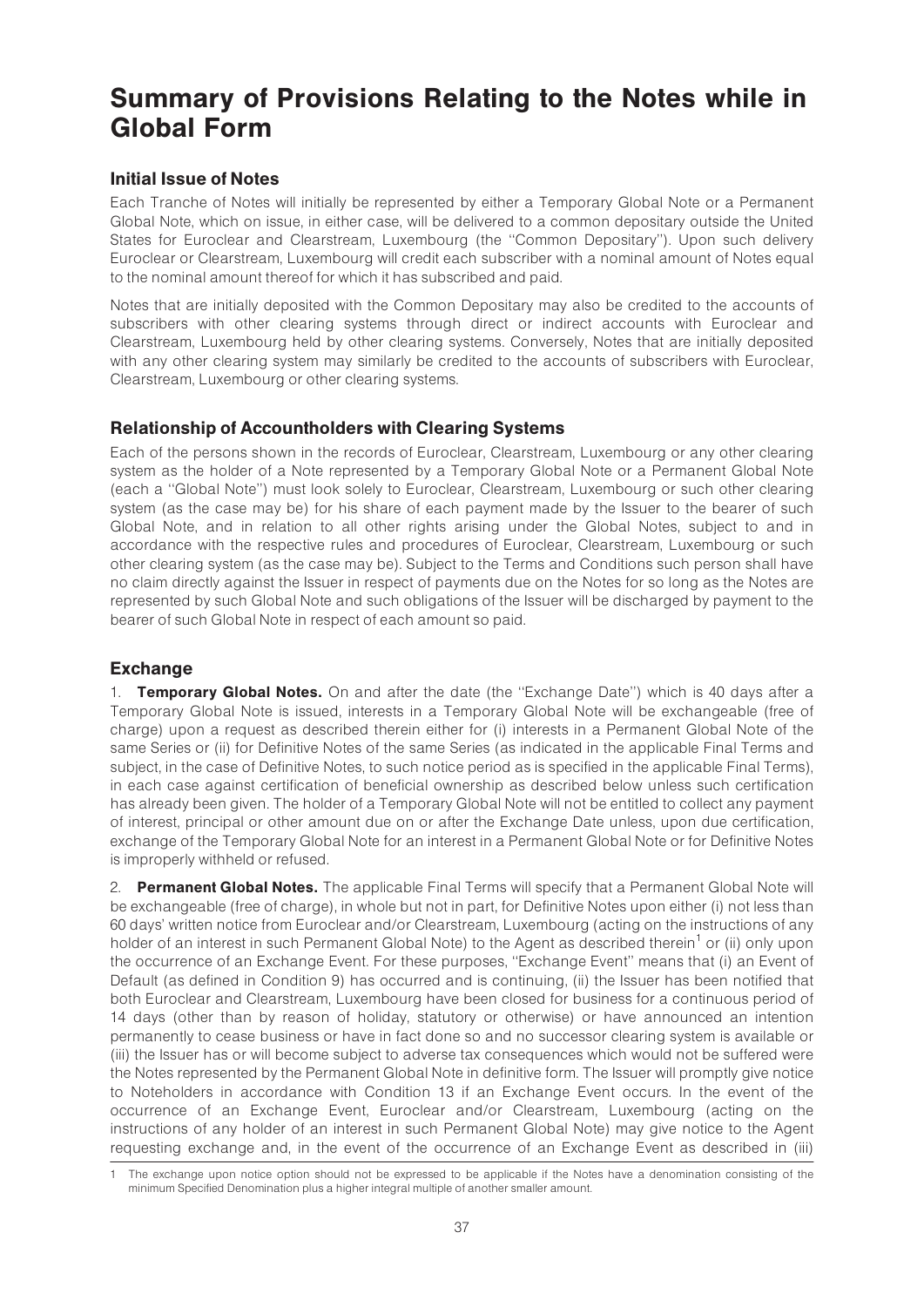# Summary of Provisions Relating to the Notes while in Global Form

## Initial Issue of Notes

Each Tranche of Notes will initially be represented by either a Temporary Global Note or a Permanent Global Note, which on issue, in either case, will be delivered to a common depositary outside the United States for Euroclear and Clearstream, Luxembourg (the ''Common Depositary''). Upon such delivery Euroclear or Clearstream, Luxembourg will credit each subscriber with a nominal amount of Notes equal to the nominal amount thereof for which it has subscribed and paid.

Notes that are initially deposited with the Common Depositary may also be credited to the accounts of subscribers with other clearing systems through direct or indirect accounts with Euroclear and Clearstream, Luxembourg held by other clearing systems. Conversely, Notes that are initially deposited with any other clearing system may similarly be credited to the accounts of subscribers with Euroclear, Clearstream, Luxembourg or other clearing systems.

## Relationship of Accountholders with Clearing Systems

Each of the persons shown in the records of Euroclear, Clearstream, Luxembourg or any other clearing system as the holder of a Note represented by a Temporary Global Note or a Permanent Global Note (each a ''Global Note'') must look solely to Euroclear, Clearstream, Luxembourg or such other clearing system (as the case may be) for his share of each payment made by the Issuer to the bearer of such Global Note, and in relation to all other rights arising under the Global Notes, subject to and in accordance with the respective rules and procedures of Euroclear, Clearstream, Luxembourg or such other clearing system (as the case may be). Subject to the Terms and Conditions such person shall have no claim directly against the Issuer in respect of payments due on the Notes for so long as the Notes are represented by such Global Note and such obligations of the Issuer will be discharged by payment to the bearer of such Global Note in respect of each amount so paid.

## Exchange

1. **Temporary Global Notes.** On and after the date (the ''Exchange Date'') which is 40 days after a Temporary Global Note is issued, interests in a Temporary Global Note will be exchangeable (free of charge) upon a request as described therein either for (i) interests in a Permanent Global Note of the same Series or (ii) for Definitive Notes of the same Series (as indicated in the applicable Final Terms and subject, in the case of Definitive Notes, to such notice period as is specified in the applicable Final Terms), in each case against certification of beneficial ownership as described below unless such certification has already been given. The holder of a Temporary Global Note will not be entitled to collect any payment of interest, principal or other amount due on or after the Exchange Date unless, upon due certification, exchange of the Temporary Global Note for an interest in a Permanent Global Note or for Definitive Notes is improperly withheld or refused.

2. **Permanent Global Notes.** The applicable Final Terms will specify that a Permanent Global Note will be exchangeable (free of charge), in whole but not in part, for Definitive Notes upon either (i) not less than 60 days' written notice from Euroclear and/or Clearstream, Luxembourg (acting on the instructions of any holder of an interest in such Permanent Global Note) to the Agent as described therein[1] or (ii) only upon the occurrence of an Exchange Event. For these purposes, ''Exchange Event'' means that (i) an Event of Default (as defined in Condition 9) has occurred and is continuing, (ii) the Issuer has been notified that both Euroclear and Clearstream, Luxembourg have been closed for business for a continuous period of 14 days (other than by reason of holiday, statutory or otherwise) or have announced an intention permanently to cease business or have in fact done so and no successor clearing system is available or (iii) the Issuer has or will become subject to adverse tax consequences which would not be suffered were the Notes represented by the Permanent Global Note in definitive form. The Issuer will promptly give notice to Noteholders in accordance with Condition 13 if an Exchange Event occurs. In the event of the occurrence of an Exchange Event, Euroclear and/or Clearstream, Luxembourg (acting on the instructions of any holder of an interest in such Permanent Global Note) may give notice to the Agent requesting exchange and, in the event of the occurrence of an Exchange Event as described in (iii)

---

1 The exchange upon notice option should not be expressed to be applicable if the Notes have a denomination consisting of the minimum Specified Denomination plus a higher integral multiple of another smaller amount.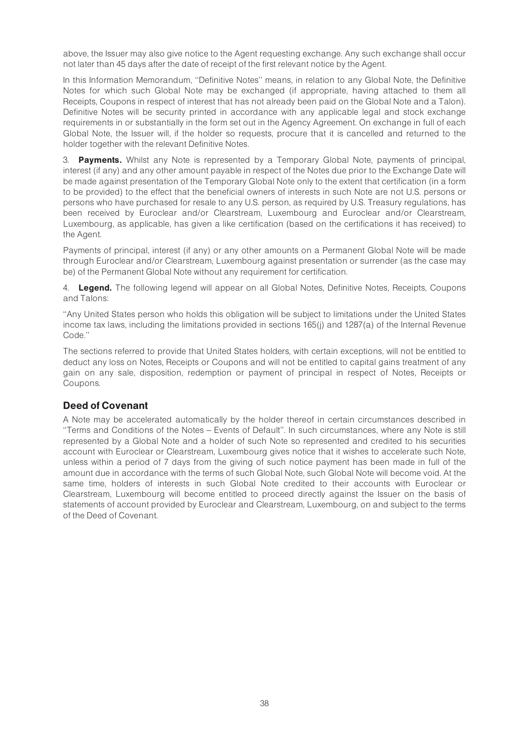above, the Issuer may also give notice to the Agent requesting exchange. Any such exchange shall occur not later than 45 days after the date of receipt of the first relevant notice by the Agent.

In this Information Memorandum, ''Definitive Notes'' means, in relation to any Global Note, the Definitive Notes for which such Global Note may be exchanged (if appropriate, having attached to them all Receipts, Coupons in respect of interest that has not already been paid on the Global Note and a Talon). Definitive Notes will be security printed in accordance with any applicable legal and stock exchange requirements in or substantially in the form set out in the Agency Agreement. On exchange in full of each Global Note, the Issuer will, if the holder so requests, procure that it is cancelled and returned to the holder together with the relevant Definitive Notes.

3. **Payments.** Whilst any Note is represented by a Temporary Global Note, payments of principal, interest (if any) and any other amount payable in respect of the Notes due prior to the Exchange Date will be made against presentation of the Temporary Global Note only to the extent that certification (in a form to be provided) to the effect that the beneficial owners of interests in such Note are not U.S. persons or persons who have purchased for resale to any U.S. person, as required by U.S. Treasury regulations, has been received by Euroclear and/or Clearstream, Luxembourg and Euroclear and/or Clearstream, Luxembourg, as applicable, has given a like certification (based on the certifications it has received) to the Agent.

Payments of principal, interest (if any) or any other amounts on a Permanent Global Note will be made through Euroclear and/or Clearstream, Luxembourg against presentation or surrender (as the case may be) of the Permanent Global Note without any requirement for certification.

4. **Legend.** The following legend will appear on all Global Notes, Definitive Notes, Receipts, Coupons and Talons:

''Any United States person who holds this obligation will be subject to limitations under the United States income tax laws, including the limitations provided in sections 165(j) and 1287(a) of the Internal Revenue Code.''

The sections referred to provide that United States holders, with certain exceptions, will not be entitled to deduct any loss on Notes, Receipts or Coupons and will not be entitled to capital gains treatment of any gain on any sale, disposition, redemption or payment of principal in respect of Notes, Receipts or Coupons.

## Deed of Covenant

A Note may be accelerated automatically by the holder thereof in certain circumstances described in ''Terms and Conditions of the Notes – Events of Default''. In such circumstances, where any Note is still represented by a Global Note and a holder of such Note so represented and credited to his securities account with Euroclear or Clearstream, Luxembourg gives notice that it wishes to accelerate such Note, unless within a period of 7 days from the giving of such notice payment has been made in full of the amount due in accordance with the terms of such Global Note, such Global Note will become void. At the same time, holders of interests in such Global Note credited to their accounts with Euroclear or Clearstream, Luxembourg will become entitled to proceed directly against the Issuer on the basis of statements of account provided by Euroclear and Clearstream, Luxembourg, on and subject to the terms of the Deed of Covenant.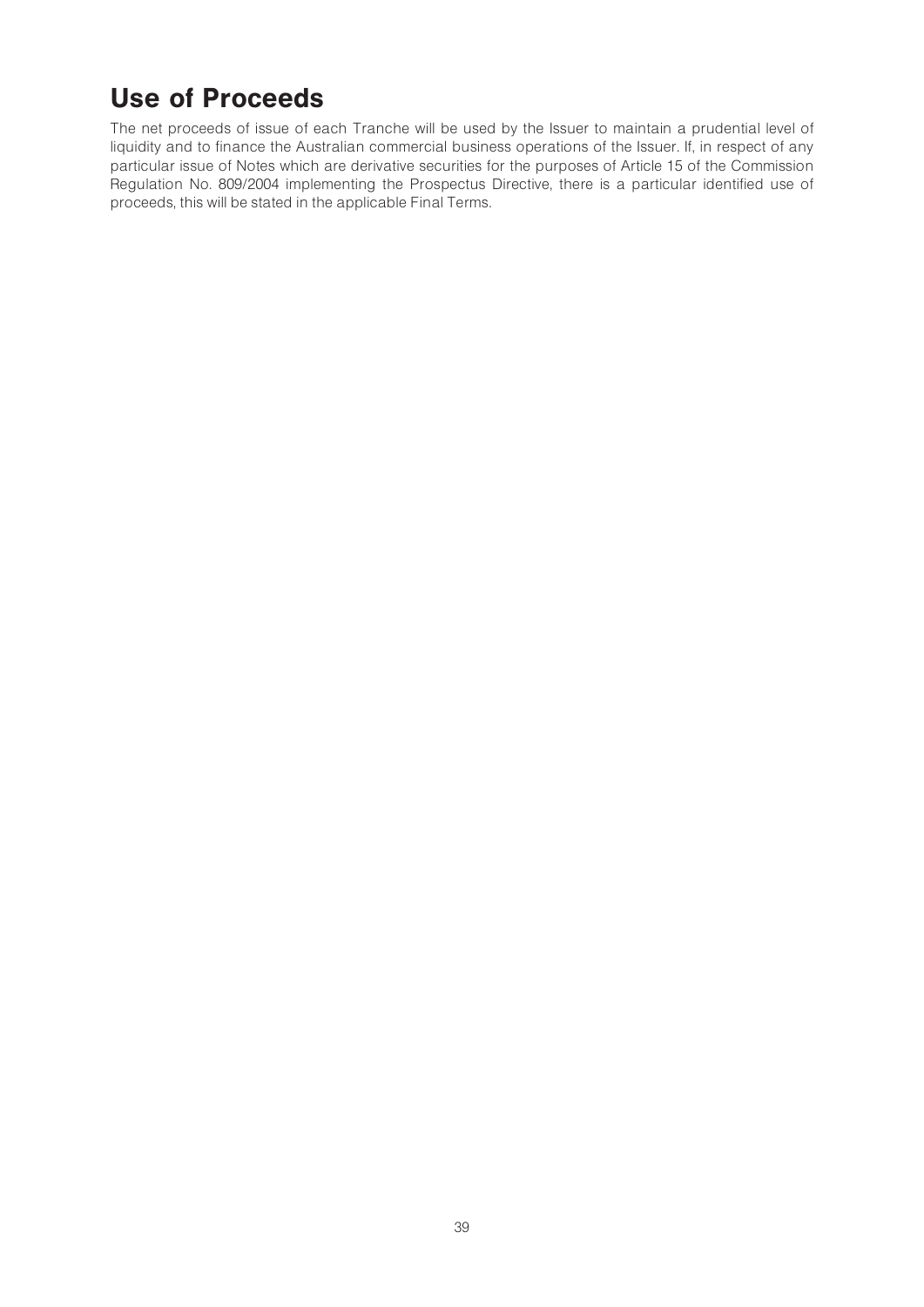# Use of Proceeds

The net proceeds of issue of each Tranche will be used by the Issuer to maintain a prudential level of liquidity and to finance the Australian commercial business operations of the Issuer. If, in respect of any particular issue of Notes which are derivative securities for the purposes of Article 15 of the Commission Regulation No. 809/2004 implementing the Prospectus Directive, there is a particular identified use of proceeds, this will be stated in the applicable Final Terms.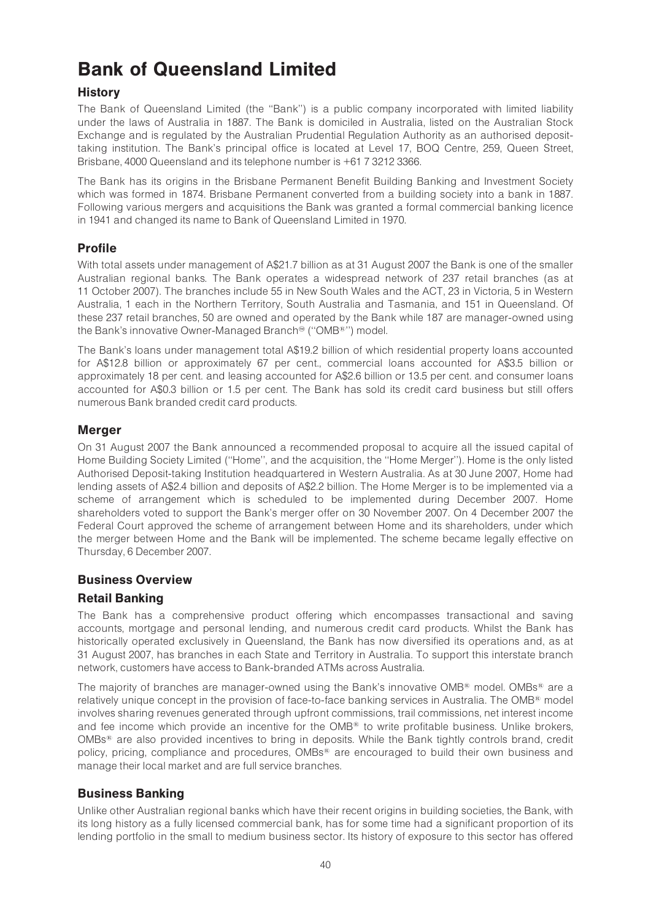# Bank of Queensland Limited

## History

The Bank of Queensland Limited (the "Bank") is a public company incorporated with limited liability under the laws of Australia in 1887. The Bank is domiciled in Australia, listed on the Australian Stock Exchange and is regulated by the Australian Prudential Regulation Authority as an authorised deposit-taking institution. The Bank's principal office is located at Level 17, BOQ Centre, 259, Queen Street, Brisbane, 4000 Queensland and its telephone number is +61 7 3212 3366.

The Bank has its origins in the Brisbane Permanent Benefit Building Banking and Investment Society which was formed in 1874. Brisbane Permanent converted from a building society into a bank in 1887. Following various mergers and acquisitions the Bank was granted a formal commercial banking licence in 1941 and changed its name to Bank of Queensland Limited in 1970.

## Profile

With total assets under management of A$21.7 billion as at 31 August 2007 the Bank is one of the smaller Australian regional banks. The Bank operates a widespread network of 237 retail branches (as at 11 October 2007). The branches include 55 in New South Wales and the ACT, 23 in Victoria, 5 in Western Australia, 1 each in the Northern Territory, South Australia and Tasmania, and 151 in Queensland. Of these 237 retail branches, 50 are owned and operated by the Bank while 187 are manager-owned using the Bank's innovative Owner-Managed Branch® ("OMB®") model.

The Bank's loans under management total A$19.2 billion of which residential property loans accounted for A$12.8 billion or approximately 67 per cent., commercial loans accounted for A$3.5 billion or approximately 18 per cent. and leasing accounted for A$2.6 billion or 13.5 per cent. and consumer loans accounted for A$0.3 billion or 1.5 per cent. The Bank has sold its credit card business but still offers numerous Bank branded credit card products.

## Merger

On 31 August 2007 the Bank announced a recommended proposal to acquire all the issued capital of Home Building Society Limited ("Home", and the acquisition, the "Home Merger"). Home is the only listed Authorised Deposit-taking Institution headquartered in Western Australia. As at 30 June 2007, Home had lending assets of A$2.4 billion and deposits of A$2.2 billion. The Home Merger is to be implemented via a scheme of arrangement which is scheduled to be implemented during December 2007. Home shareholders voted to support the Bank's merger offer on 30 November 2007. On 4 December 2007 the Federal Court approved the scheme of arrangement between Home and its shareholders, under which the merger between Home and the Bank will be implemented. The scheme became legally effective on Thursday, 6 December 2007.

## Business Overview

### Retail Banking

The Bank has a comprehensive product offering which encompasses transactional and saving accounts, mortgage and personal lending, and numerous credit card products. Whilst the Bank has historically operated exclusively in Queensland, the Bank has now diversified its operations and, as at 31 August 2007, has branches in each State and Territory in Australia. To support this interstate branch network, customers have access to Bank-branded ATMs across Australia.

The majority of branches are manager-owned using the Bank's innovative OMB® model. OMBs® are a relatively unique concept in the provision of face-to-face banking services in Australia. The OMB® model involves sharing revenues generated through upfront commissions, trail commissions, net interest income and fee income which provide an incentive for the OMB® to write profitable business. Unlike brokers, OMBs® are also provided incentives to bring in deposits. While the Bank tightly controls brand, credit policy, pricing, compliance and procedures, OMBs® are encouraged to build their own business and manage their local market and are full service branches.

### Business Banking

Unlike other Australian regional banks which have their recent origins in building societies, the Bank, with its long history as a fully licensed commercial bank, has for some time had a significant proportion of its lending portfolio in the small to medium business sector. Its history of exposure to this sector has offered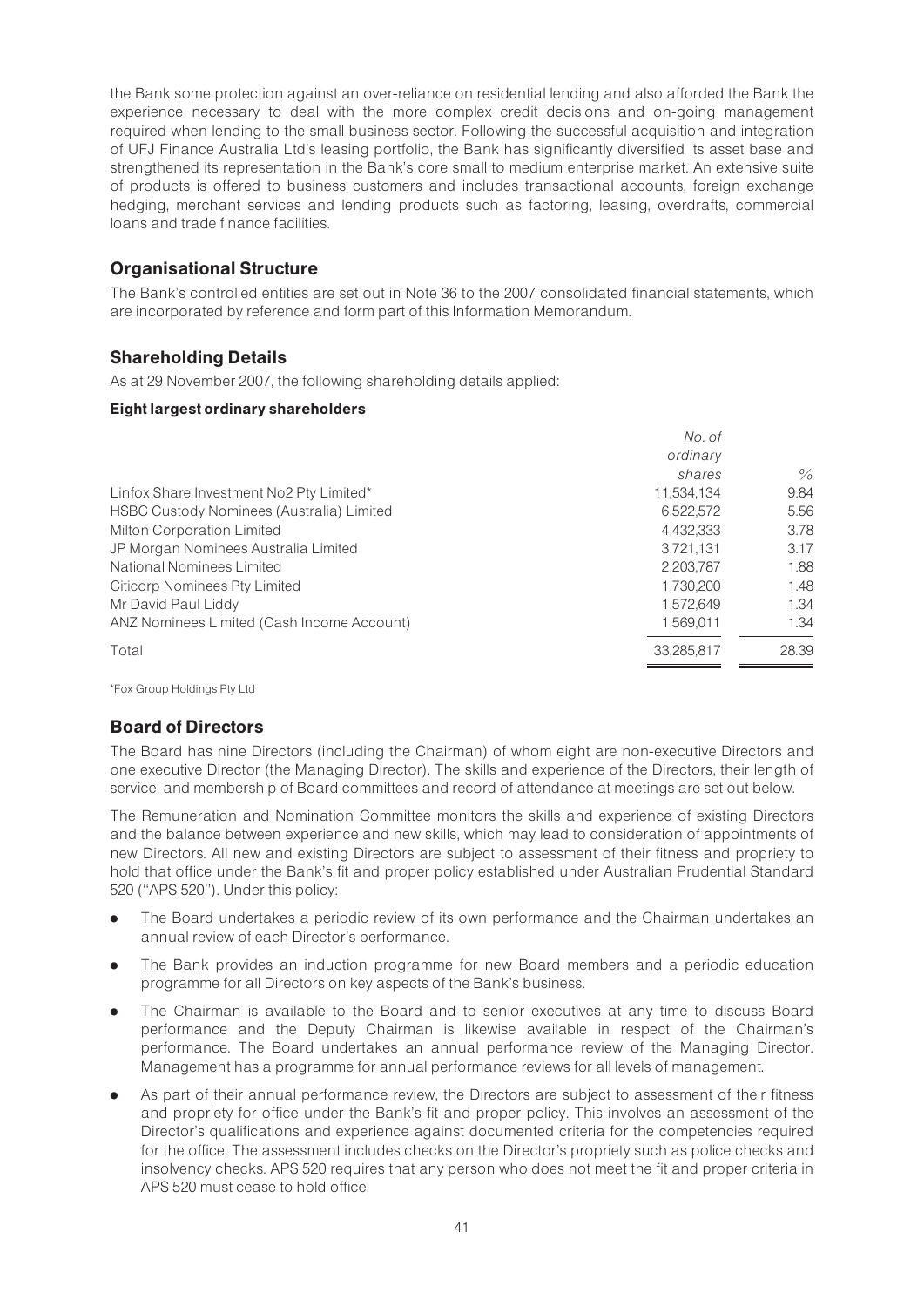the Bank some protection against an over-reliance on residential lending and also afforded the Bank the experience necessary to deal with the more complex credit decisions and on-going management required when lending to the small business sector. Following the successful acquisition and integration of UFJ Finance Australia Ltd's leasing portfolio, the Bank has significantly diversified its asset base and strengthened its representation in the Bank's core small to medium enterprise market. An extensive suite of products is offered to business customers and includes transactional accounts, foreign exchange hedging, merchant services and lending products such as factoring, leasing, overdrafts, commercial loans and trade finance facilities.

## Organisational Structure

The Bank's controlled entities are set out in Note 36 to the 2007 consolidated financial statements, which are incorporated by reference and form part of this Information Memorandum.

## Shareholding Details

As at 29 November 2007, the following shareholding details applied:

**Eight largest ordinary shareholders**

| | *No. of ordinary shares* | *%* |
|---|---|---|
| Linfox Share Investment No2 Pty Limited* | 11,534,134 | 9.84 |
| HSBC Custody Nominees (Australia) Limited | 6,522,572 | 5.56 |
| Milton Corporation Limited | 4,432,333 | 3.78 |
| JP Morgan Nominees Australia Limited | 3,721,131 | 3.17 |
| National Nominees Limited | 2,203,787 | 1.88 |
| Citicorp Nominees Pty Limited | 1,730,200 | 1.48 |
| Mr David Paul Liddy | 1,572,649 | 1.34 |
| ANZ Nominees Limited (Cash Income Account) | 1,569,011 | 1.34 |
| Total | 33,285,817 | 28.39 |

*Fox Group Holdings Pty Ltd

## Board of Directors

The Board has nine Directors (including the Chairman) of whom eight are non-executive Directors and one executive Director (the Managing Director). The skills and experience of the Directors, their length of service, and membership of Board committees and record of attendance at meetings are set out below.

The Remuneration and Nomination Committee monitors the skills and experience of existing Directors and the balance between experience and new skills, which may lead to consideration of appointments of new Directors. All new and existing Directors are subject to assessment of their fitness and propriety to hold that office under the Bank's fit and proper policy established under Australian Prudential Standard 520 (''APS 520''). Under this policy:

- The Board undertakes a periodic review of its own performance and the Chairman undertakes an annual review of each Director's performance.
- The Bank provides an induction programme for new Board members and a periodic education programme for all Directors on key aspects of the Bank's business.
- The Chairman is available to the Board and to senior executives at any time to discuss Board performance and the Deputy Chairman is likewise available in respect of the Chairman's performance. The Board undertakes an annual performance review of the Managing Director. Management has a programme for annual performance reviews for all levels of management.
- As part of their annual performance review, the Directors are subject to assessment of their fitness and propriety for office under the Bank's fit and proper policy. This involves an assessment of the Director's qualifications and experience against documented criteria for the competencies required for the office. The assessment includes checks on the Director's propriety such as police checks and insolvency checks. APS 520 requires that any person who does not meet the fit and proper criteria in APS 520 must cease to hold office.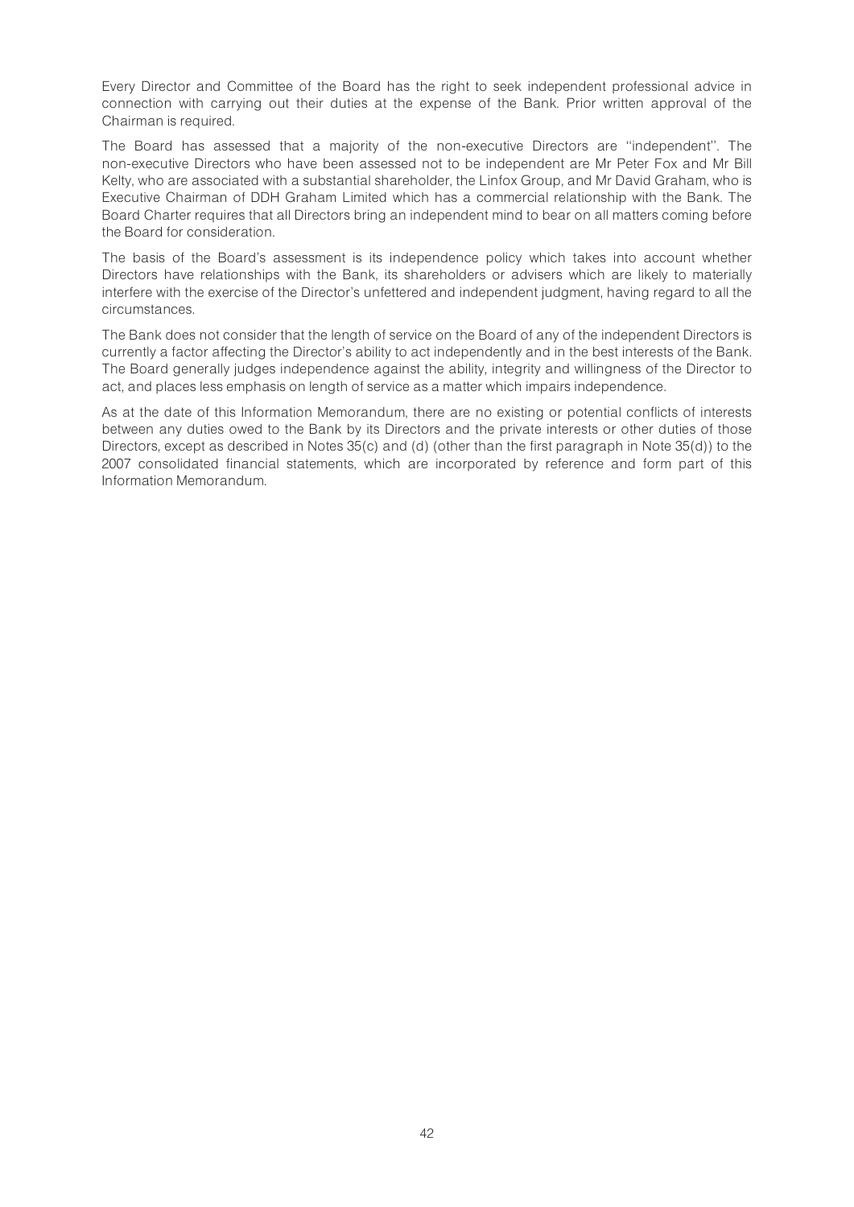Every Director and Committee of the Board has the right to seek independent professional advice in connection with carrying out their duties at the expense of the Bank. Prior written approval of the Chairman is required.

The Board has assessed that a majority of the non-executive Directors are ''independent''. The non-executive Directors who have been assessed not to be independent are Mr Peter Fox and Mr Bill Kelty, who are associated with a substantial shareholder, the Linfox Group, and Mr David Graham, who is Executive Chairman of DDH Graham Limited which has a commercial relationship with the Bank. The Board Charter requires that all Directors bring an independent mind to bear on all matters coming before the Board for consideration.

The basis of the Board's assessment is its independence policy which takes into account whether Directors have relationships with the Bank, its shareholders or advisers which are likely to materially interfere with the exercise of the Director's unfettered and independent judgment, having regard to all the circumstances.

The Bank does not consider that the length of service on the Board of any of the independent Directors is currently a factor affecting the Director's ability to act independently and in the best interests of the Bank. The Board generally judges independence against the ability, integrity and willingness of the Director to act, and places less emphasis on length of service as a matter which impairs independence.

As at the date of this Information Memorandum, there are no existing or potential conflicts of interests between any duties owed to the Bank by its Directors and the private interests or other duties of those Directors, except as described in Notes 35(c) and (d) (other than the first paragraph in Note 35(d)) to the 2007 consolidated financial statements, which are incorporated by reference and form part of this Information Memorandum.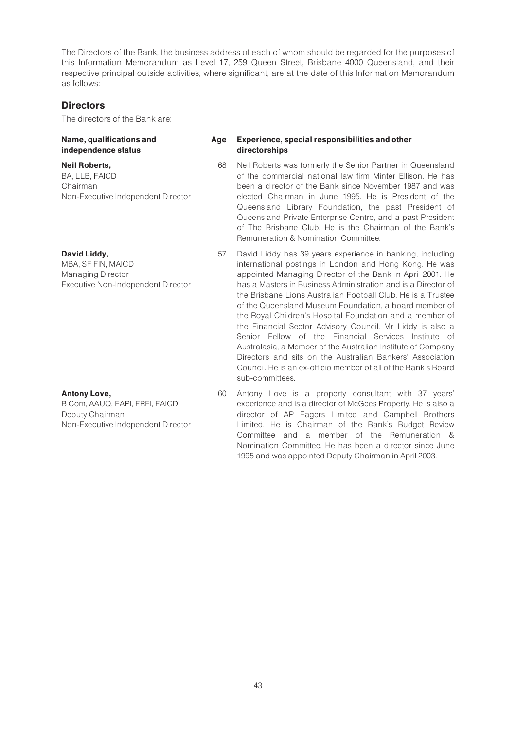The Directors of the Bank, the business address of each of whom should be regarded for the purposes of this Information Memorandum as Level 17, 259 Queen Street, Brisbane 4000 Queensland, and their respective principal outside activities, where significant, are at the date of this Information Memorandum as follows:

## Directors

The directors of the Bank are:

| Name, qualifications and independence status | Age | Experience, special responsibilities and other directorships |
|---|---|---|
| **Neil Roberts,**<br>BA, LLB, FAICD<br>Chairman<br>Non-Executive Independent Director | 68 | Neil Roberts was formerly the Senior Partner in Queensland of the commercial national law firm Minter Ellison. He has been a director of the Bank since November 1987 and was elected Chairman in June 1995. He is President of the Queensland Library Foundation, the past President of Queensland Private Enterprise Centre, and a past President of The Brisbane Club. He is the Chairman of the Bank's Remuneration & Nomination Committee. |
| **David Liddy,**<br>MBA, SF FIN, MAICD<br>Managing Director<br>Executive Non-Independent Director | 57 | David Liddy has 39 years experience in banking, including international postings in London and Hong Kong. He was appointed Managing Director of the Bank in April 2001. He has a Masters in Business Administration and is a Director of the Brisbane Lions Australian Football Club. He is a Trustee of the Queensland Museum Foundation, a board member of the Royal Children's Hospital Foundation and a member of the Financial Sector Advisory Council. Mr Liddy is also a Senior Fellow of the Financial Services Institute of Australasia, a Member of the Australian Institute of Company Directors and sits on the Australian Bankers' Association Council. He is an ex-officio member of all of the Bank's Board sub-committees. |
| **Antony Love,**<br>B Com, AAUQ, FAPI, FREI, FAICD<br>Deputy Chairman<br>Non-Executive Independent Director | 60 | Antony Love is a property consultant with 37 years' experience and is a director of McGees Property. He is also a director of AP Eagers Limited and Campbell Brothers Limited. He is Chairman of the Bank's Budget Review Committee and a member of the Remuneration & Nomination Committee. He has been a director since June 1995 and was appointed Deputy Chairman in April 2003. |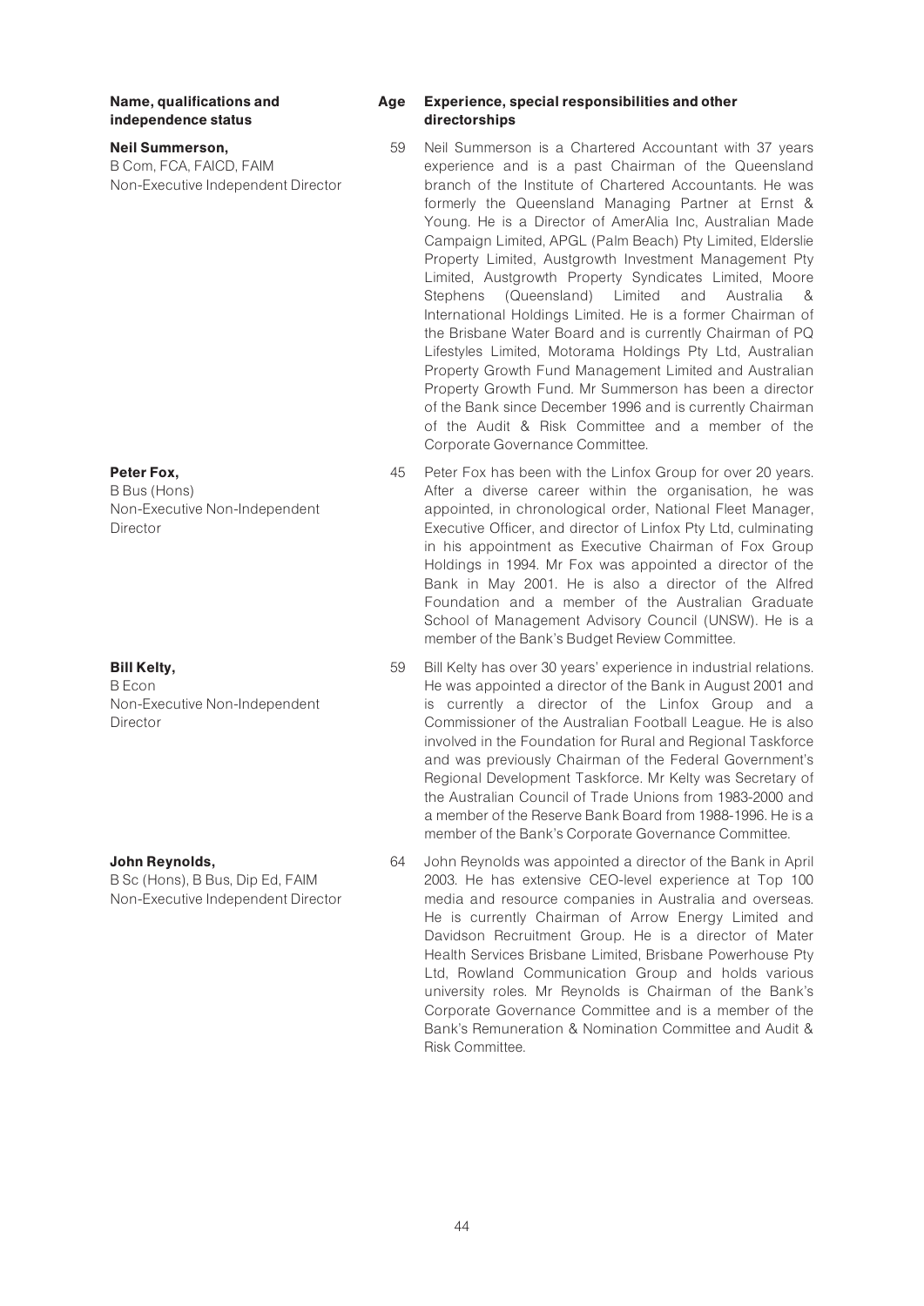| Name, qualifications and independence status | Age | Experience, special responsibilities and other directorships |
|---|---|---|
| **Neil Summerson,**<br>B Com, FCA, FAICD, FAIM<br>Non-Executive Independent Director | 59 | Neil Summerson is a Chartered Accountant with 37 years experience and is a past Chairman of the Queensland branch of the Institute of Chartered Accountants. He was formerly the Queensland Managing Partner at Ernst & Young. He is a Director of AmerAlia Inc, Australian Made Campaign Limited, APGL (Palm Beach) Pty Limited, Elderslie Property Limited, Austgrowth Investment Management Pty Limited, Austgrowth Property Syndicates Limited, Moore Stephens (Queensland) Limited and Australia & International Holdings Limited. He is a former Chairman of the Brisbane Water Board and is currently Chairman of PQ Lifestyles Limited, Motorama Holdings Pty Ltd, Australian Property Growth Fund Management Limited and Australian Property Growth Fund. Mr Summerson has been a director of the Bank since December 1996 and is currently Chairman of the Audit & Risk Committee and a member of the Corporate Governance Committee. |
| **Peter Fox,**<br>B Bus (Hons)<br>Non-Executive Non-Independent Director | 45 | Peter Fox has been with the Linfox Group for over 20 years. After a diverse career within the organisation, he was appointed, in chronological order, National Fleet Manager, Executive Officer, and director of Linfox Pty Ltd, culminating in his appointment as Executive Chairman of Fox Group Holdings in 1994. Mr Fox was appointed a director of the Bank in May 2001. He is also a director of the Alfred Foundation and a member of the Australian Graduate School of Management Advisory Council (UNSW). He is a member of the Bank's Budget Review Committee. |
| **Bill Kelty,**<br>B Econ<br>Non-Executive Non-Independent Director | 59 | Bill Kelty has over 30 years' experience in industrial relations. He was appointed a director of the Bank in August 2001 and is currently a director of the Linfox Group and a Commissioner of the Australian Football League. He is also involved in the Foundation for Rural and Regional Taskforce and was previously Chairman of the Federal Government's Regional Development Taskforce. Mr Kelty was Secretary of the Australian Council of Trade Unions from 1983-2000 and a member of the Reserve Bank Board from 1988-1996. He is a member of the Bank's Corporate Governance Committee. |
| **John Reynolds,**<br>B Sc (Hons), B Bus, Dip Ed, FAIM<br>Non-Executive Independent Director | 64 | John Reynolds was appointed a director of the Bank in April 2003. He has extensive CEO-level experience at Top 100 media and resource companies in Australia and overseas. He is currently Chairman of Arrow Energy Limited and Davidson Recruitment Group. He is a director of Mater Health Services Brisbane Limited, Brisbane Powerhouse Pty Ltd, Rowland Communication Group and holds various university roles. Mr Reynolds is Chairman of the Bank's Corporate Governance Committee and is a member of the Bank's Remuneration & Nomination Committee and Audit & Risk Committee. |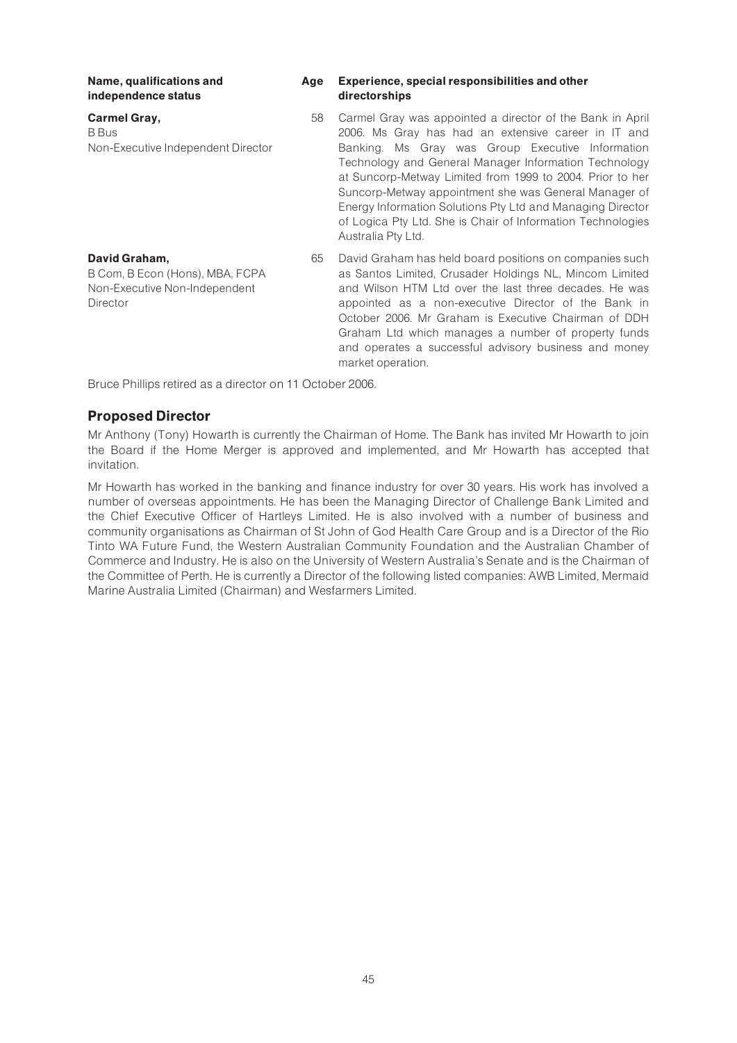| Name, qualifications and independence status | Age | Experience, special responsibilities and other directorships |
| --- | --- | --- |
| **Carmel Gray,**<br>B Bus<br>Non-Executive Independent Director | 58 | Carmel Gray was appointed a director of the Bank in April 2006. Ms Gray has had an extensive career in IT and Banking. Ms Gray was Group Executive Information Technology and General Manager Information Technology at Suncorp-Metway Limited from 1999 to 2004. Prior to her Suncorp-Metway appointment she was General Manager of Energy Information Solutions Pty Ltd and Managing Director of Logica Pty Ltd. She is Chair of Information Technologies Australia Pty Ltd. |
| **David Graham,**<br>B Com, B Econ (Hons), MBA, FCPA<br>Non-Executive Non-Independent Director | 65 | David Graham has held board positions on companies such as Santos Limited, Crusader Holdings NL, Mincom Limited and Wilson HTM Ltd over the last three decades. He was appointed as a non-executive Director of the Bank in October 2006. Mr Graham is Executive Chairman of DDH Graham Ltd which manages a number of property funds and operates a successful advisory business and money market operation. |

Bruce Phillips retired as a director on 11 October 2006.

## Proposed Director

Mr Anthony (Tony) Howarth is currently the Chairman of Home. The Bank has invited Mr Howarth to join the Board if the Home Merger is approved and implemented, and Mr Howarth has accepted that invitation.

Mr Howarth has worked in the banking and finance industry for over 30 years. His work has involved a number of overseas appointments. He has been the Managing Director of Challenge Bank Limited and the Chief Executive Officer of Hartleys Limited. He is also involved with a number of business and community organisations as Chairman of St John of God Health Care Group and is a Director of the Rio Tinto WA Future Fund, the Western Australian Community Foundation and the Australian Chamber of Commerce and Industry. He is also on the University of Western Australia's Senate and is the Chairman of the Committee of Perth. He is currently a Director of the following listed companies: AWB Limited, Mermaid Marine Australia Limited (Chairman) and Wesfarmers Limited.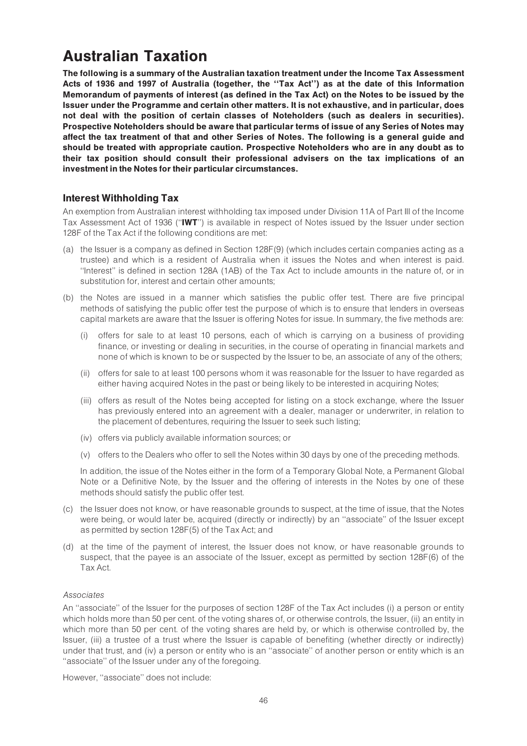# Australian Taxation

**The following is a summary of the Australian taxation treatment under the Income Tax Assessment Acts of 1936 and 1997 of Australia (together, the ''Tax Act'') as at the date of this Information Memorandum of payments of interest (as defined in the Tax Act) on the Notes to be issued by the Issuer under the Programme and certain other matters. It is not exhaustive, and in particular, does not deal with the position of certain classes of Noteholders (such as dealers in securities). Prospective Noteholders should be aware that particular terms of issue of any Series of Notes may affect the tax treatment of that and other Series of Notes. The following is a general guide and should be treated with appropriate caution. Prospective Noteholders who are in any doubt as to their tax position should consult their professional advisers on the tax implications of an investment in the Notes for their particular circumstances.**

## Interest Withholding Tax

An exemption from Australian interest withholding tax imposed under Division 11A of Part III of the Income Tax Assessment Act of 1936 (''**IWT**'') is available in respect of Notes issued by the Issuer under section 128F of the Tax Act if the following conditions are met:

(a) the Issuer is a company as defined in Section 128F(9) (which includes certain companies acting as a trustee) and which is a resident of Australia when it issues the Notes and when interest is paid. ''Interest'' is defined in section 128A (1AB) of the Tax Act to include amounts in the nature of, or in substitution for, interest and certain other amounts;

(b) the Notes are issued in a manner which satisfies the public offer test. There are five principal methods of satisfying the public offer test the purpose of which is to ensure that lenders in overseas capital markets are aware that the Issuer is offering Notes for issue. In summary, the five methods are:

   (i) offers for sale to at least 10 persons, each of which is carrying on a business of providing finance, or investing or dealing in securities, in the course of operating in financial markets and none of which is known to be or suspected by the Issuer to be, an associate of any of the others;

   (ii) offers for sale to at least 100 persons whom it was reasonable for the Issuer to have regarded as either having acquired Notes in the past or being likely to be interested in acquiring Notes;

   (iii) offers as result of the Notes being accepted for listing on a stock exchange, where the Issuer has previously entered into an agreement with a dealer, manager or underwriter, in relation to the placement of debentures, requiring the Issuer to seek such listing;

   (iv) offers via publicly available information sources; or

   (v) offers to the Dealers who offer to sell the Notes within 30 days by one of the preceding methods.

   In addition, the issue of the Notes either in the form of a Temporary Global Note, a Permanent Global Note or a Definitive Note, by the Issuer and the offering of interests in the Notes by one of these methods should satisfy the public offer test.

(c) the Issuer does not know, or have reasonable grounds to suspect, at the time of issue, that the Notes were being, or would later be, acquired (directly or indirectly) by an ''associate'' of the Issuer except as permitted by section 128F(5) of the Tax Act; and

(d) at the time of the payment of interest, the Issuer does not know, or have reasonable grounds to suspect, that the payee is an associate of the Issuer, except as permitted by section 128F(6) of the Tax Act.

*Associates*

An ''associate'' of the Issuer for the purposes of section 128F of the Tax Act includes (i) a person or entity which holds more than 50 per cent. of the voting shares of, or otherwise controls, the Issuer, (ii) an entity in which more than 50 per cent. of the voting shares are held by, or which is otherwise controlled by, the Issuer, (iii) a trustee of a trust where the Issuer is capable of benefiting (whether directly or indirectly) under that trust, and (iv) a person or entity who is an ''associate'' of another person or entity which is an ''associate'' of the Issuer under any of the foregoing.

However, ''associate'' does not include: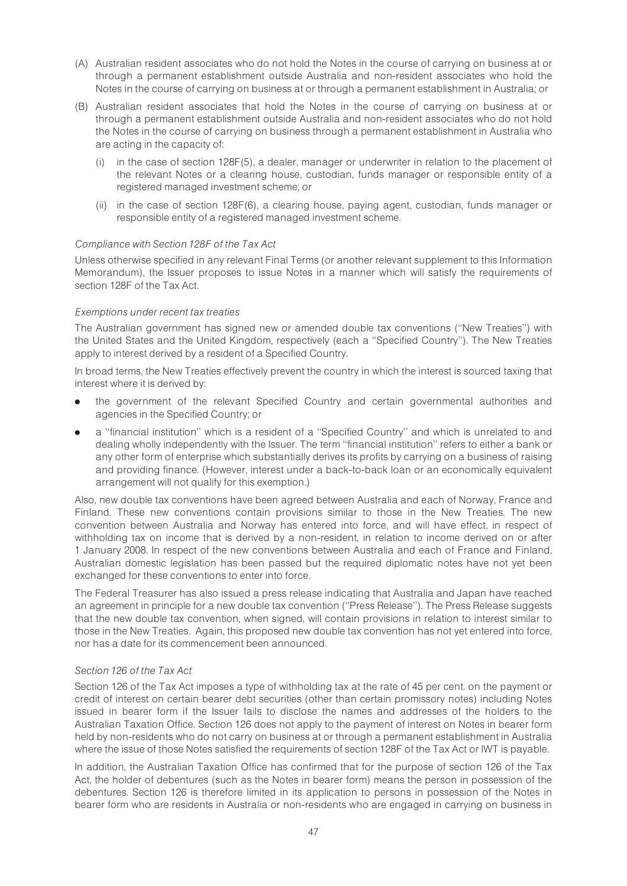(A) Australian resident associates who do not hold the Notes in the course of carrying on business at or through a permanent establishment outside Australia and non-resident associates who hold the Notes in the course of carrying on business at or through a permanent establishment in Australia; or

(B) Australian resident associates that hold the Notes in the course of carrying on business at or through a permanent establishment outside Australia and non-resident associates who do not hold the Notes in the course of carrying on business through a permanent establishment in Australia who are acting in the capacity of:

   (i) in the case of section 128F(5), a dealer, manager or underwriter in relation to the placement of the relevant Notes or a clearing house, custodian, funds manager or responsible entity of a registered managed investment scheme; or

   (ii) in the case of section 128F(6), a clearing house, paying agent, custodian, funds manager or responsible entity of a registered managed investment scheme.

*Compliance with Section 128F of the Tax Act*

Unless otherwise specified in any relevant Final Terms (or another relevant supplement to this Information Memorandum), the Issuer proposes to issue Notes in a manner which will satisfy the requirements of section 128F of the Tax Act.

*Exemptions under recent tax treaties*

The Australian government has signed new or amended double tax conventions (''New Treaties'') with the United States and the United Kingdom, respectively (each a ''Specified Country''). The New Treaties apply to interest derived by a resident of a Specified Country.

In broad terms, the New Treaties effectively prevent the country in which the interest is sourced taxing that interest where it is derived by:

- the government of the relevant Specified Country and certain governmental authorities and agencies in the Specified Country; or
- a ''financial institution'' which is a resident of a ''Specified Country'' and which is unrelated to and dealing wholly independently with the Issuer. The term ''financial institution'' refers to either a bank or any other form of enterprise which substantially derives its profits by carrying on a business of raising and providing finance. (However, interest under a back-to-back loan or an economically equivalent arrangement will not qualify for this exemption.)

Also, new double tax conventions have been agreed between Australia and each of Norway, France and Finland. These new conventions contain provisions similar to those in the New Treaties. The new convention between Australia and Norway has entered into force, and will have effect, in respect of withholding tax on income that is derived by a non-resident, in relation to income derived on or after 1 January 2008. In respect of the new conventions between Australia and each of France and Finland, Australian domestic legislation has been passed but the required diplomatic notes have not yet been exchanged for these conventions to enter into force.

The Federal Treasurer has also issued a press release indicating that Australia and Japan have reached an agreement in principle for a new double tax convention (''Press Release''). The Press Release suggests that the new double tax convention, when signed, will contain provisions in relation to interest similar to those in the New Treaties. Again, this proposed new double tax convention has not yet entered into force, nor has a date for its commencement been announced.

*Section 126 of the Tax Act*

Section 126 of the Tax Act imposes a type of withholding tax at the rate of 45 per cent. on the payment or credit of interest on certain bearer debt securities (other than certain promissory notes) including Notes issued in bearer form if the Issuer fails to disclose the names and addresses of the holders to the Australian Taxation Office. Section 126 does not apply to the payment of interest on Notes in bearer form held by non-residents who do not carry on business at or through a permanent establishment in Australia where the issue of those Notes satisfied the requirements of section 128F of the Tax Act or IWT is payable.

In addition, the Australian Taxation Office has confirmed that for the purpose of section 126 of the Tax Act, the holder of debentures (such as the Notes in bearer form) means the person in possession of the debentures. Section 126 is therefore limited in its application to persons in possession of the Notes in bearer form who are residents in Australia or non-residents who are engaged in carrying on business in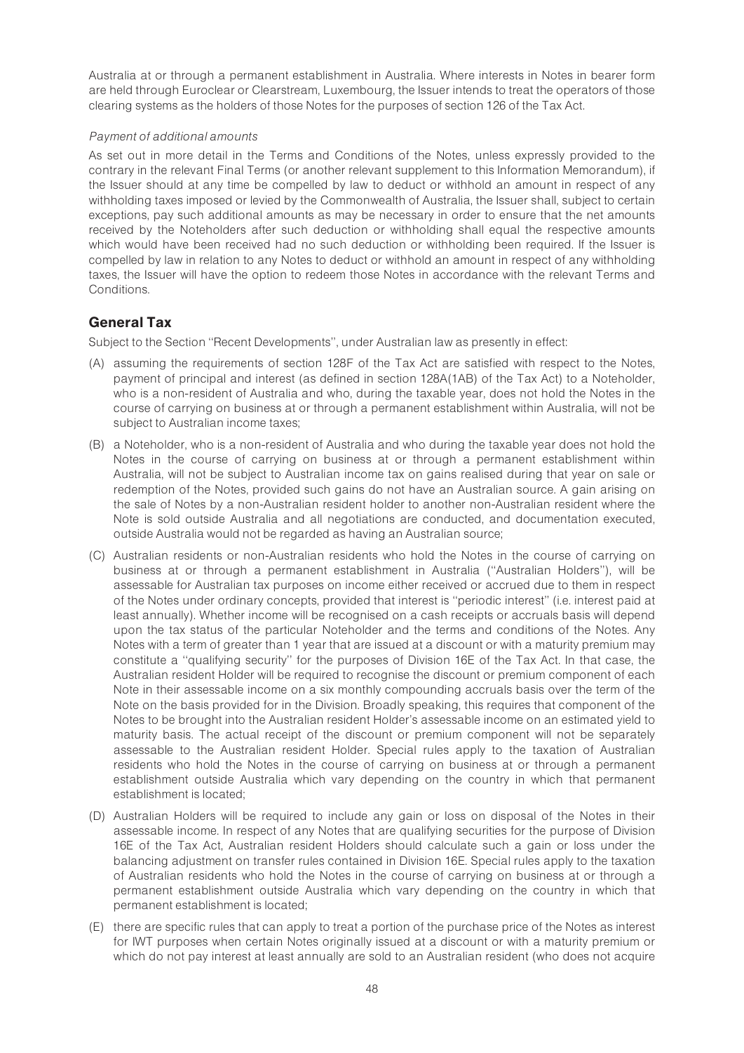Australia at or through a permanent establishment in Australia. Where interests in Notes in bearer form are held through Euroclear or Clearstream, Luxembourg, the Issuer intends to treat the operators of those clearing systems as the holders of those Notes for the purposes of section 126 of the Tax Act.

*Payment of additional amounts*

As set out in more detail in the Terms and Conditions of the Notes, unless expressly provided to the contrary in the relevant Final Terms (or another relevant supplement to this Information Memorandum), if the Issuer should at any time be compelled by law to deduct or withhold an amount in respect of any withholding taxes imposed or levied by the Commonwealth of Australia, the Issuer shall, subject to certain exceptions, pay such additional amounts as may be necessary in order to ensure that the net amounts received by the Noteholders after such deduction or withholding shall equal the respective amounts which would have been received had no such deduction or withholding been required. If the Issuer is compelled by law in relation to any Notes to deduct or withhold an amount in respect of any withholding taxes, the Issuer will have the option to redeem those Notes in accordance with the relevant Terms and Conditions.

## General Tax

Subject to the Section ''Recent Developments'', under Australian law as presently in effect:

(A) assuming the requirements of section 128F of the Tax Act are satisfied with respect to the Notes, payment of principal and interest (as defined in section 128A(1AB) of the Tax Act) to a Noteholder, who is a non-resident of Australia and who, during the taxable year, does not hold the Notes in the course of carrying on business at or through a permanent establishment within Australia, will not be subject to Australian income taxes;

(B) a Noteholder, who is a non-resident of Australia and who during the taxable year does not hold the Notes in the course of carrying on business at or through a permanent establishment within Australia, will not be subject to Australian income tax on gains realised during that year on sale or redemption of the Notes, provided such gains do not have an Australian source. A gain arising on the sale of Notes by a non-Australian resident holder to another non-Australian resident where the Note is sold outside Australia and all negotiations are conducted, and documentation executed, outside Australia would not be regarded as having an Australian source;

(C) Australian residents or non-Australian residents who hold the Notes in the course of carrying on business at or through a permanent establishment in Australia (''Australian Holders''), will be assessable for Australian tax purposes on income either received or accrued due to them in respect of the Notes under ordinary concepts, provided that interest is ''periodic interest'' (i.e. interest paid at least annually). Whether income will be recognised on a cash receipts or accruals basis will depend upon the tax status of the particular Noteholder and the terms and conditions of the Notes. Any Notes with a term of greater than 1 year that are issued at a discount or with a maturity premium may constitute a ''qualifying security'' for the purposes of Division 16E of the Tax Act. In that case, the Australian resident Holder will be required to recognise the discount or premium component of each Note in their assessable income on a six monthly compounding accruals basis over the term of the Note on the basis provided for in the Division. Broadly speaking, this requires that component of the Notes to be brought into the Australian resident Holder's assessable income on an estimated yield to maturity basis. The actual receipt of the discount or premium component will not be separately assessable to the Australian resident Holder. Special rules apply to the taxation of Australian residents who hold the Notes in the course of carrying on business at or through a permanent establishment outside Australia which vary depending on the country in which that permanent establishment is located;

(D) Australian Holders will be required to include any gain or loss on disposal of the Notes in their assessable income. In respect of any Notes that are qualifying securities for the purpose of Division 16E of the Tax Act, Australian resident Holders should calculate such a gain or loss under the balancing adjustment on transfer rules contained in Division 16E. Special rules apply to the taxation of Australian residents who hold the Notes in the course of carrying on business at or through a permanent establishment outside Australia which vary depending on the country in which that permanent establishment is located;

(E) there are specific rules that can apply to treat a portion of the purchase price of the Notes as interest for IWT purposes when certain Notes originally issued at a discount or with a maturity premium or which do not pay interest at least annually are sold to an Australian resident (who does not acquire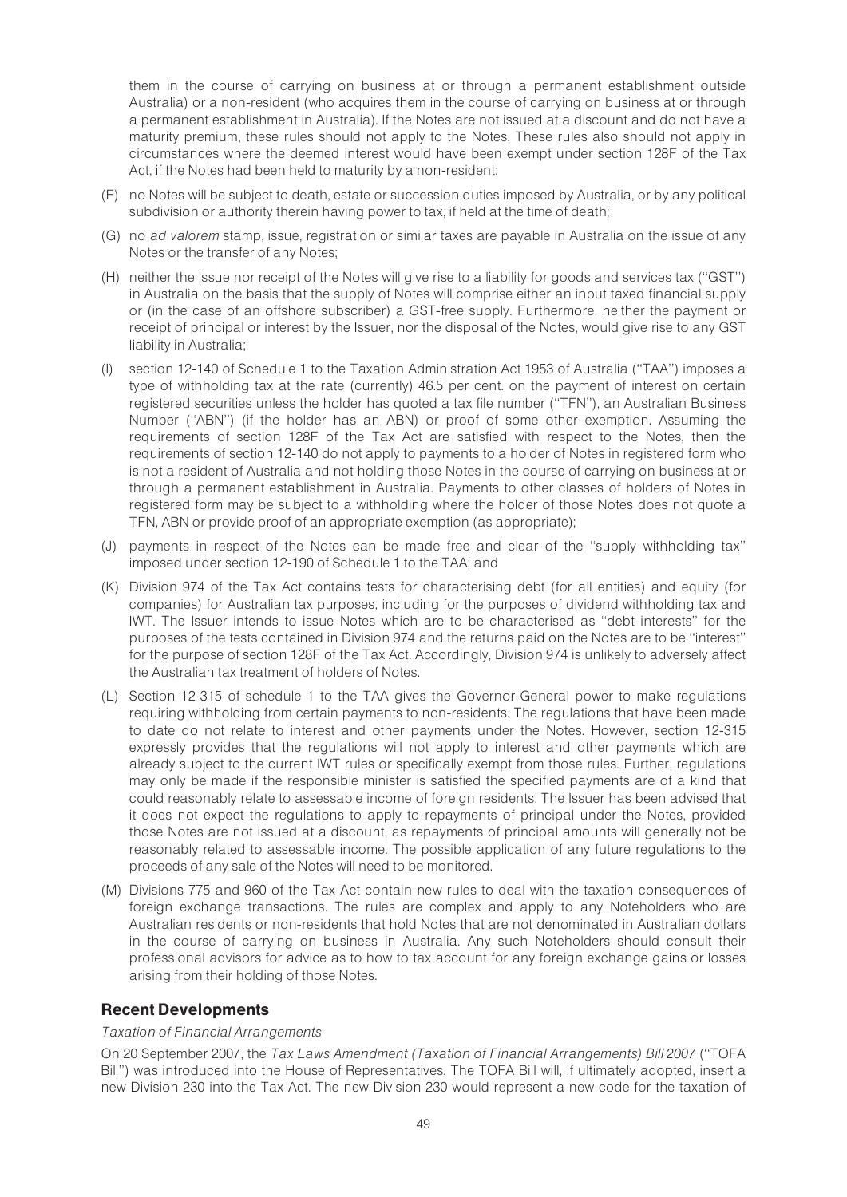them in the course of carrying on business at or through a permanent establishment outside Australia) or a non-resident (who acquires them in the course of carrying on business at or through a permanent establishment in Australia). If the Notes are not issued at a discount and do not have a maturity premium, these rules should not apply to the Notes. These rules also should not apply in circumstances where the deemed interest would have been exempt under section 128F of the Tax Act, if the Notes had been held to maturity by a non-resident;

(F) no Notes will be subject to death, estate or succession duties imposed by Australia, or by any political subdivision or authority therein having power to tax, if held at the time of death;

(G) no *ad valorem* stamp, issue, registration or similar taxes are payable in Australia on the issue of any Notes or the transfer of any Notes;

(H) neither the issue nor receipt of the Notes will give rise to a liability for goods and services tax (''GST'') in Australia on the basis that the supply of Notes will comprise either an input taxed financial supply or (in the case of an offshore subscriber) a GST-free supply. Furthermore, neither the payment or receipt of principal or interest by the Issuer, nor the disposal of the Notes, would give rise to any GST liability in Australia;

(I) section 12-140 of Schedule 1 to the Taxation Administration Act 1953 of Australia (''TAA'') imposes a type of withholding tax at the rate (currently) 46.5 per cent. on the payment of interest on certain registered securities unless the holder has quoted a tax file number (''TFN''), an Australian Business Number (''ABN'') (if the holder has an ABN) or proof of some other exemption. Assuming the requirements of section 128F of the Tax Act are satisfied with respect to the Notes, then the requirements of section 12-140 do not apply to payments to a holder of Notes in registered form who is not a resident of Australia and not holding those Notes in the course of carrying on business at or through a permanent establishment in Australia. Payments to other classes of holders of Notes in registered form may be subject to a withholding where the holder of those Notes does not quote a TFN, ABN or provide proof of an appropriate exemption (as appropriate);

(J) payments in respect of the Notes can be made free and clear of the ''supply withholding tax'' imposed under section 12-190 of Schedule 1 to the TAA; and

(K) Division 974 of the Tax Act contains tests for characterising debt (for all entities) and equity (for companies) for Australian tax purposes, including for the purposes of dividend withholding tax and IWT. The Issuer intends to issue Notes which are to be characterised as ''debt interests'' for the purposes of the tests contained in Division 974 and the returns paid on the Notes are to be ''interest'' for the purpose of section 128F of the Tax Act. Accordingly, Division 974 is unlikely to adversely affect the Australian tax treatment of holders of Notes.

(L) Section 12-315 of schedule 1 to the TAA gives the Governor-General power to make regulations requiring withholding from certain payments to non-residents. The regulations that have been made to date do not relate to interest and other payments under the Notes. However, section 12-315 expressly provides that the regulations will not apply to interest and other payments which are already subject to the current IWT rules or specifically exempt from those rules. Further, regulations may only be made if the responsible minister is satisfied the specified payments are of a kind that could reasonably relate to assessable income of foreign residents. The Issuer has been advised that it does not expect the regulations to apply to repayments of principal under the Notes, provided those Notes are not issued at a discount, as repayments of principal amounts will generally not be reasonably related to assessable income. The possible application of any future regulations to the proceeds of any sale of the Notes will need to be monitored.

(M) Divisions 775 and 960 of the Tax Act contain new rules to deal with the taxation consequences of foreign exchange transactions. The rules are complex and apply to any Noteholders who are Australian residents or non-residents that hold Notes that are not denominated in Australian dollars in the course of carrying on business in Australia. Any such Noteholders should consult their professional advisors for advice as to how to tax account for any foreign exchange gains or losses arising from their holding of those Notes.

## Recent Developments

*Taxation of Financial Arrangements*

On 20 September 2007, the *Tax Laws Amendment (Taxation of Financial Arrangements) Bill 2007* (''TOFA Bill'') was introduced into the House of Representatives. The TOFA Bill will, if ultimately adopted, insert a new Division 230 into the Tax Act. The new Division 230 would represent a new code for the taxation of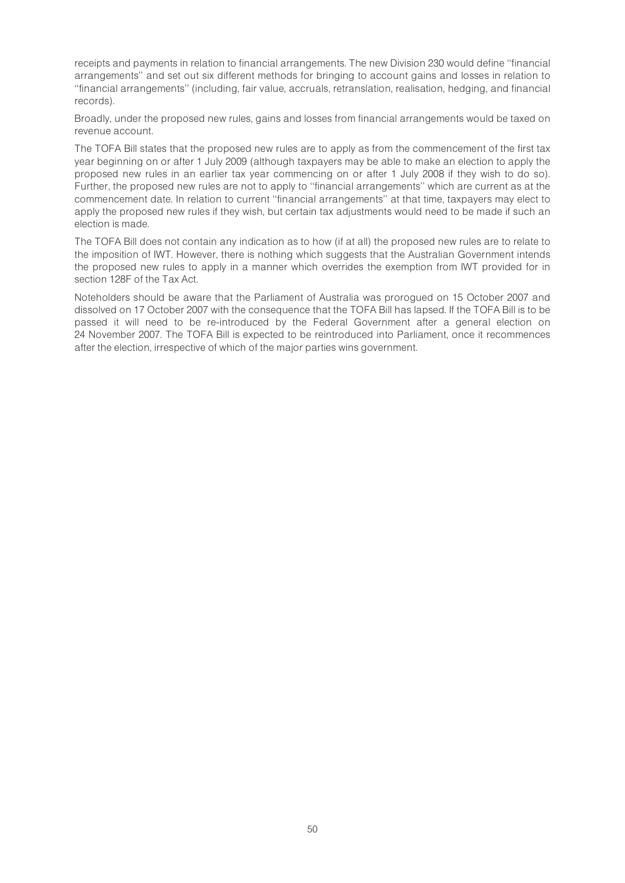receipts and payments in relation to financial arrangements. The new Division 230 would define ''financial arrangements'' and set out six different methods for bringing to account gains and losses in relation to ''financial arrangements'' (including, fair value, accruals, retranslation, realisation, hedging, and financial records).

Broadly, under the proposed new rules, gains and losses from financial arrangements would be taxed on revenue account.

The TOFA Bill states that the proposed new rules are to apply as from the commencement of the first tax year beginning on or after 1 July 2009 (although taxpayers may be able to make an election to apply the proposed new rules in an earlier tax year commencing on or after 1 July 2008 if they wish to do so). Further, the proposed new rules are not to apply to ''financial arrangements'' which are current as at the commencement date. In relation to current ''financial arrangements'' at that time, taxpayers may elect to apply the proposed new rules if they wish, but certain tax adjustments would need to be made if such an election is made.

The TOFA Bill does not contain any indication as to how (if at all) the proposed new rules are to relate to the imposition of IWT. However, there is nothing which suggests that the Australian Government intends the proposed new rules to apply in a manner which overrides the exemption from IWT provided for in section 128F of the Tax Act.

Noteholders should be aware that the Parliament of Australia was prorogued on 15 October 2007 and dissolved on 17 October 2007 with the consequence that the TOFA Bill has lapsed. If the TOFA Bill is to be passed it will need to be re-introduced by the Federal Government after a general election on 24 November 2007. The TOFA Bill is expected to be reintroduced into Parliament, once it recommences after the election, irrespective of which of the major parties wins government.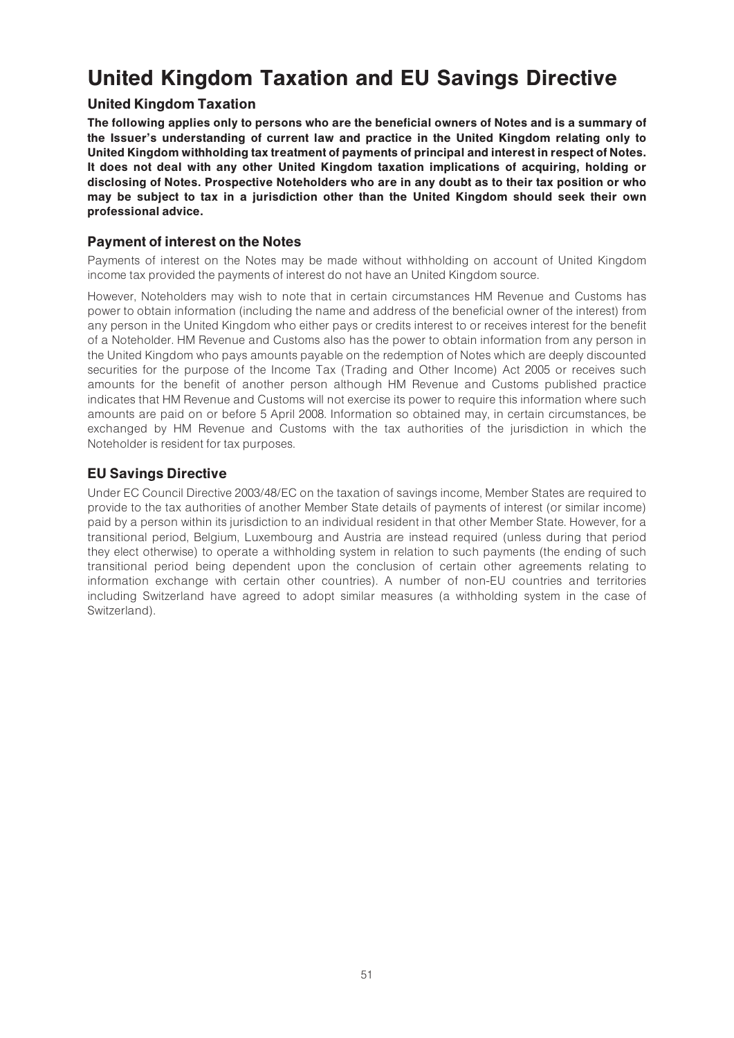# United Kingdom Taxation and EU Savings Directive

## United Kingdom Taxation

**The following applies only to persons who are the beneficial owners of Notes and is a summary of the Issuer's understanding of current law and practice in the United Kingdom relating only to United Kingdom withholding tax treatment of payments of principal and interest in respect of Notes. It does not deal with any other United Kingdom taxation implications of acquiring, holding or disclosing of Notes. Prospective Noteholders who are in any doubt as to their tax position or who may be subject to tax in a jurisdiction other than the United Kingdom should seek their own professional advice.**

## Payment of interest on the Notes

Payments of interest on the Notes may be made without withholding on account of United Kingdom income tax provided the payments of interest do not have an United Kingdom source.

However, Noteholders may wish to note that in certain circumstances HM Revenue and Customs has power to obtain information (including the name and address of the beneficial owner of the interest) from any person in the United Kingdom who either pays or credits interest to or receives interest for the benefit of a Noteholder. HM Revenue and Customs also has the power to obtain information from any person in the United Kingdom who pays amounts payable on the redemption of Notes which are deeply discounted securities for the purpose of the Income Tax (Trading and Other Income) Act 2005 or receives such amounts for the benefit of another person although HM Revenue and Customs published practice indicates that HM Revenue and Customs will not exercise its power to require this information where such amounts are paid on or before 5 April 2008. Information so obtained may, in certain circumstances, be exchanged by HM Revenue and Customs with the tax authorities of the jurisdiction in which the Noteholder is resident for tax purposes.

## EU Savings Directive

Under EC Council Directive 2003/48/EC on the taxation of savings income, Member States are required to provide to the tax authorities of another Member State details of payments of interest (or similar income) paid by a person within its jurisdiction to an individual resident in that other Member State. However, for a transitional period, Belgium, Luxembourg and Austria are instead required (unless during that period they elect otherwise) to operate a withholding system in relation to such payments (the ending of such transitional period being dependent upon the conclusion of certain other agreements relating to information exchange with certain other countries). A number of non-EU countries and territories including Switzerland have agreed to adopt similar measures (a withholding system in the case of Switzerland).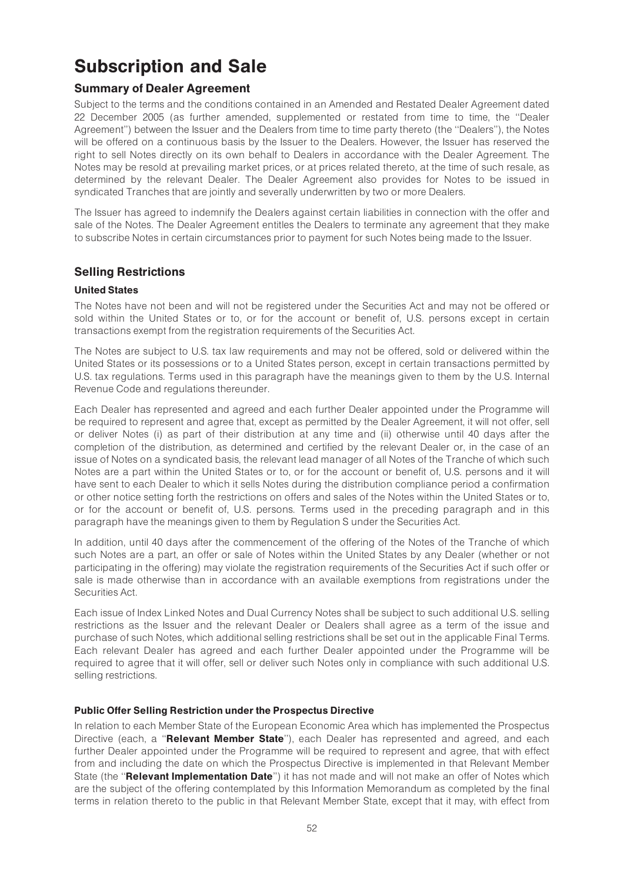# Subscription and Sale

## Summary of Dealer Agreement

Subject to the terms and the conditions contained in an Amended and Restated Dealer Agreement dated 22 December 2005 (as further amended, supplemented or restated from time to time, the ''Dealer Agreement'') between the Issuer and the Dealers from time to time party thereto (the ''Dealers''), the Notes will be offered on a continuous basis by the Issuer to the Dealers. However, the Issuer has reserved the right to sell Notes directly on its own behalf to Dealers in accordance with the Dealer Agreement. The Notes may be resold at prevailing market prices, or at prices related thereto, at the time of such resale, as determined by the relevant Dealer. The Dealer Agreement also provides for Notes to be issued in syndicated Tranches that are jointly and severally underwritten by two or more Dealers.

The Issuer has agreed to indemnify the Dealers against certain liabilities in connection with the offer and sale of the Notes. The Dealer Agreement entitles the Dealers to terminate any agreement that they make to subscribe Notes in certain circumstances prior to payment for such Notes being made to the Issuer.

## Selling Restrictions

### United States

The Notes have not been and will not be registered under the Securities Act and may not be offered or sold within the United States or to, or for the account or benefit of, U.S. persons except in certain transactions exempt from the registration requirements of the Securities Act.

The Notes are subject to U.S. tax law requirements and may not be offered, sold or delivered within the United States or its possessions or to a United States person, except in certain transactions permitted by U.S. tax regulations. Terms used in this paragraph have the meanings given to them by the U.S. Internal Revenue Code and regulations thereunder.

Each Dealer has represented and agreed and each further Dealer appointed under the Programme will be required to represent and agree that, except as permitted by the Dealer Agreement, it will not offer, sell or deliver Notes (i) as part of their distribution at any time and (ii) otherwise until 40 days after the completion of the distribution, as determined and certified by the relevant Dealer or, in the case of an issue of Notes on a syndicated basis, the relevant lead manager of all Notes of the Tranche of which such Notes are a part within the United States or to, or for the account or benefit of, U.S. persons and it will have sent to each Dealer to which it sells Notes during the distribution compliance period a confirmation or other notice setting forth the restrictions on offers and sales of the Notes within the United States or to, or for the account or benefit of, U.S. persons. Terms used in the preceding paragraph and in this paragraph have the meanings given to them by Regulation S under the Securities Act.

In addition, until 40 days after the commencement of the offering of the Notes of the Tranche of which such Notes are a part, an offer or sale of Notes within the United States by any Dealer (whether or not participating in the offering) may violate the registration requirements of the Securities Act if such offer or sale is made otherwise than in accordance with an available exemptions from registrations under the Securities Act.

Each issue of Index Linked Notes and Dual Currency Notes shall be subject to such additional U.S. selling restrictions as the Issuer and the relevant Dealer or Dealers shall agree as a term of the issue and purchase of such Notes, which additional selling restrictions shall be set out in the applicable Final Terms. Each relevant Dealer has agreed and each further Dealer appointed under the Programme will be required to agree that it will offer, sell or deliver such Notes only in compliance with such additional U.S. selling restrictions.

### Public Offer Selling Restriction under the Prospectus Directive

In relation to each Member State of the European Economic Area which has implemented the Prospectus Directive (each, a ''**Relevant Member State**''), each Dealer has represented and agreed, and each further Dealer appointed under the Programme will be required to represent and agree, that with effect from and including the date on which the Prospectus Directive is implemented in that Relevant Member State (the ''**Relevant Implementation Date**'') it has not made and will not make an offer of Notes which are the subject of the offering contemplated by this Information Memorandum as completed by the final terms in relation thereto to the public in that Relevant Member State, except that it may, with effect from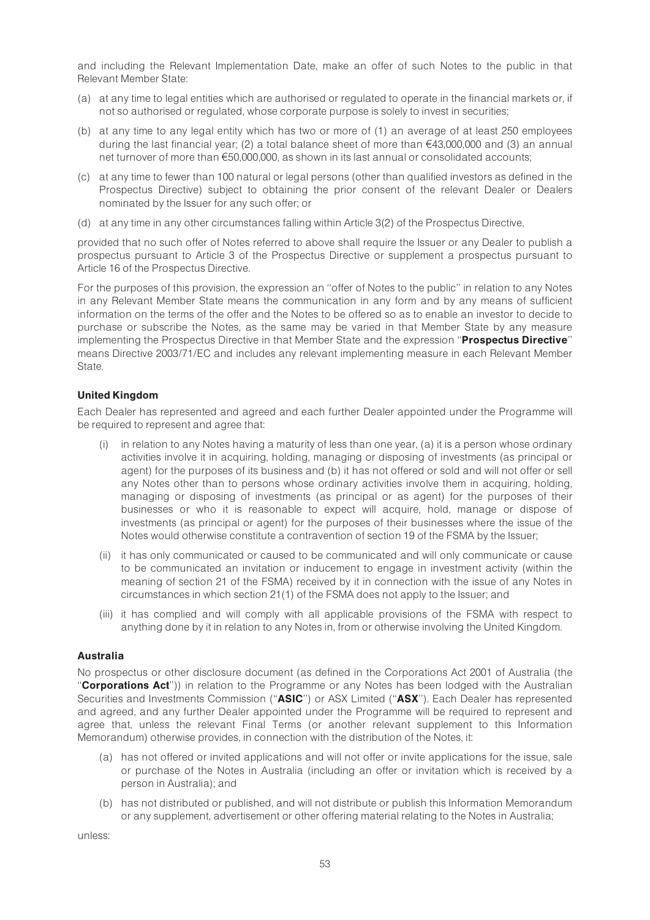and including the Relevant Implementation Date, make an offer of such Notes to the public in that Relevant Member State:

(a) at any time to legal entities which are authorised or regulated to operate in the financial markets or, if not so authorised or regulated, whose corporate purpose is solely to invest in securities;

(b) at any time to any legal entity which has two or more of (1) an average of at least 250 employees during the last financial year; (2) a total balance sheet of more than €43,000,000 and (3) an annual net turnover of more than €50,000,000, as shown in its last annual or consolidated accounts;

(c) at any time to fewer than 100 natural or legal persons (other than qualified investors as defined in the Prospectus Directive) subject to obtaining the prior consent of the relevant Dealer or Dealers nominated by the Issuer for any such offer; or

(d) at any time in any other circumstances falling within Article 3(2) of the Prospectus Directive,

provided that no such offer of Notes referred to above shall require the Issuer or any Dealer to publish a prospectus pursuant to Article 3 of the Prospectus Directive or supplement a prospectus pursuant to Article 16 of the Prospectus Directive.

For the purposes of this provision, the expression an "offer of Notes to the public" in relation to any Notes in any Relevant Member State means the communication in any form and by any means of sufficient information on the terms of the offer and the Notes to be offered so as to enable an investor to decide to purchase or subscribe the Notes, as the same may be varied in that Member State by any measure implementing the Prospectus Directive in that Member State and the expression "**Prospectus Directive**" means Directive 2003/71/EC and includes any relevant implementing measure in each Relevant Member State.

**United Kingdom**

Each Dealer has represented and agreed and each further Dealer appointed under the Programme will be required to represent and agree that:

(i) in relation to any Notes having a maturity of less than one year, (a) it is a person whose ordinary activities involve it in acquiring, holding, managing or disposing of investments (as principal or agent) for the purposes of its business and (b) it has not offered or sold and will not offer or sell any Notes other than to persons whose ordinary activities involve them in acquiring, holding, managing or disposing of investments (as principal or as agent) for the purposes of their businesses or who it is reasonable to expect will acquire, hold, manage or dispose of investments (as principal or agent) for the purposes of their businesses where the issue of the Notes would otherwise constitute a contravention of section 19 of the FSMA by the Issuer;

(ii) it has only communicated or caused to be communicated and will only communicate or cause to be communicated an invitation or inducement to engage in investment activity (within the meaning of section 21 of the FSMA) received by it in connection with the issue of any Notes in circumstances in which section 21(1) of the FSMA does not apply to the Issuer; and

(iii) it has complied and will comply with all applicable provisions of the FSMA with respect to anything done by it in relation to any Notes in, from or otherwise involving the United Kingdom.

**Australia**

No prospectus or other disclosure document (as defined in the Corporations Act 2001 of Australia (the "**Corporations Act**")) in relation to the Programme or any Notes has been lodged with the Australian Securities and Investments Commission ("**ASIC**") or ASX Limited ("**ASX**"). Each Dealer has represented and agreed, and any further Dealer appointed under the Programme will be required to represent and agree that, unless the relevant Final Terms (or another relevant supplement to this Information Memorandum) otherwise provides, in connection with the distribution of the Notes, it:

(a) has not offered or invited applications and will not offer or invite applications for the issue, sale or purchase of the Notes in Australia (including an offer or invitation which is received by a person in Australia); and

(b) has not distributed or published, and will not distribute or publish this Information Memorandum or any supplement, advertisement or other offering material relating to the Notes in Australia;

unless: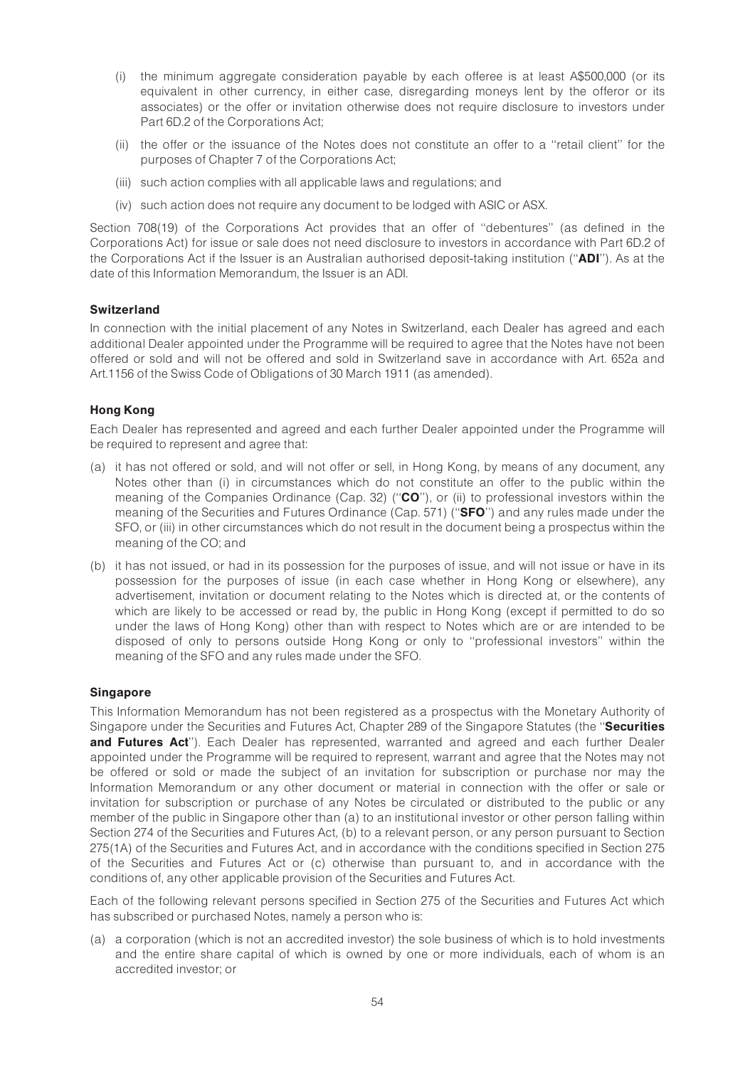(i) the minimum aggregate consideration payable by each offeree is at least A$500,000 (or its equivalent in other currency, in either case, disregarding moneys lent by the offeror or its associates) or the offer or invitation otherwise does not require disclosure to investors under Part 6D.2 of the Corporations Act;

(ii) the offer or the issuance of the Notes does not constitute an offer to a ''retail client'' for the purposes of Chapter 7 of the Corporations Act;

(iii) such action complies with all applicable laws and regulations; and

(iv) such action does not require any document to be lodged with ASIC or ASX.

Section 708(19) of the Corporations Act provides that an offer of ''debentures'' (as defined in the Corporations Act) for issue or sale does not need disclosure to investors in accordance with Part 6D.2 of the Corporations Act if the Issuer is an Australian authorised deposit-taking institution (''**ADI**''). As at the date of this Information Memorandum, the Issuer is an ADI.

**Switzerland**

In connection with the initial placement of any Notes in Switzerland, each Dealer has agreed and each additional Dealer appointed under the Programme will be required to agree that the Notes have not been offered or sold and will not be offered and sold in Switzerland save in accordance with Art. 652a and Art.1156 of the Swiss Code of Obligations of 30 March 1911 (as amended).

**Hong Kong**

Each Dealer has represented and agreed and each further Dealer appointed under the Programme will be required to represent and agree that:

(a) it has not offered or sold, and will not offer or sell, in Hong Kong, by means of any document, any Notes other than (i) in circumstances which do not constitute an offer to the public within the meaning of the Companies Ordinance (Cap. 32) (''**CO**''), or (ii) to professional investors within the meaning of the Securities and Futures Ordinance (Cap. 571) (''**SFO**'') and any rules made under the SFO, or (iii) in other circumstances which do not result in the document being a prospectus within the meaning of the CO; and

(b) it has not issued, or had in its possession for the purposes of issue, and will not issue or have in its possession for the purposes of issue (in each case whether in Hong Kong or elsewhere), any advertisement, invitation or document relating to the Notes which is directed at, or the contents of which are likely to be accessed or read by, the public in Hong Kong (except if permitted to do so under the laws of Hong Kong) other than with respect to Notes which are or are intended to be disposed of only to persons outside Hong Kong or only to ''professional investors'' within the meaning of the SFO and any rules made under the SFO.

**Singapore**

This Information Memorandum has not been registered as a prospectus with the Monetary Authority of Singapore under the Securities and Futures Act, Chapter 289 of the Singapore Statutes (the ''**Securities and Futures Act**''). Each Dealer has represented, warranted and agreed and each further Dealer appointed under the Programme will be required to represent, warrant and agree that the Notes may not be offered or sold or made the subject of an invitation for subscription or purchase nor may the Information Memorandum or any other document or material in connection with the offer or sale or invitation for subscription or purchase of any Notes be circulated or distributed to the public or any member of the public in Singapore other than (a) to an institutional investor or other person falling within Section 274 of the Securities and Futures Act, (b) to a relevant person, or any person pursuant to Section 275(1A) of the Securities and Futures Act, and in accordance with the conditions specified in Section 275 of the Securities and Futures Act or (c) otherwise than pursuant to, and in accordance with the conditions of, any other applicable provision of the Securities and Futures Act.

Each of the following relevant persons specified in Section 275 of the Securities and Futures Act which has subscribed or purchased Notes, namely a person who is:

(a) a corporation (which is not an accredited investor) the sole business of which is to hold investments and the entire share capital of which is owned by one or more individuals, each of whom is an accredited investor; or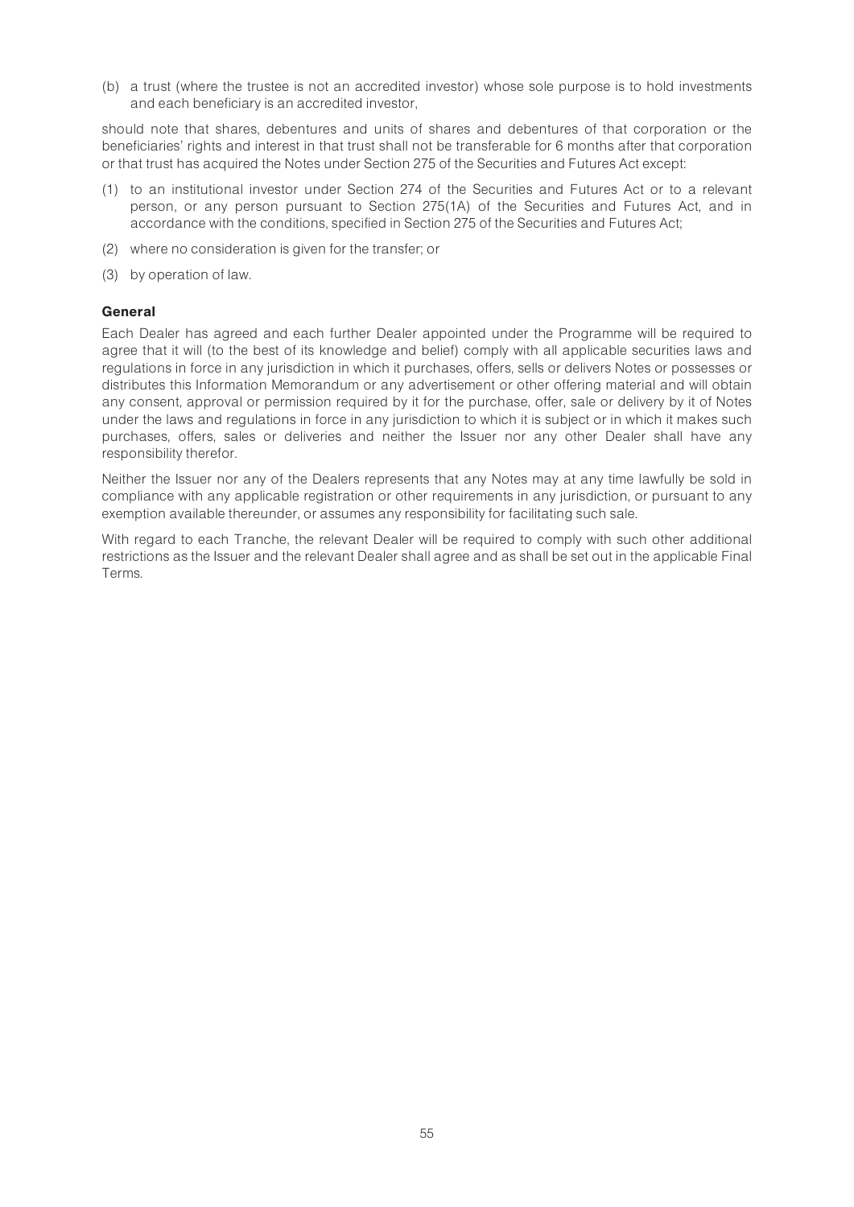(b) a trust (where the trustee is not an accredited investor) whose sole purpose is to hold investments and each beneficiary is an accredited investor,

should note that shares, debentures and units of shares and debentures of that corporation or the beneficiaries' rights and interest in that trust shall not be transferable for 6 months after that corporation or that trust has acquired the Notes under Section 275 of the Securities and Futures Act except:

(1) to an institutional investor under Section 274 of the Securities and Futures Act or to a relevant person, or any person pursuant to Section 275(1A) of the Securities and Futures Act, and in accordance with the conditions, specified in Section 275 of the Securities and Futures Act;

(2) where no consideration is given for the transfer; or

(3) by operation of law.

**General**

Each Dealer has agreed and each further Dealer appointed under the Programme will be required to agree that it will (to the best of its knowledge and belief) comply with all applicable securities laws and regulations in force in any jurisdiction in which it purchases, offers, sells or delivers Notes or possesses or distributes this Information Memorandum or any advertisement or other offering material and will obtain any consent, approval or permission required by it for the purchase, offer, sale or delivery by it of Notes under the laws and regulations in force in any jurisdiction to which it is subject or in which it makes such purchases, offers, sales or deliveries and neither the Issuer nor any other Dealer shall have any responsibility therefor.

Neither the Issuer nor any of the Dealers represents that any Notes may at any time lawfully be sold in compliance with any applicable registration or other requirements in any jurisdiction, or pursuant to any exemption available thereunder, or assumes any responsibility for facilitating such sale.

With regard to each Tranche, the relevant Dealer will be required to comply with such other additional restrictions as the Issuer and the relevant Dealer shall agree and as shall be set out in the applicable Final Terms.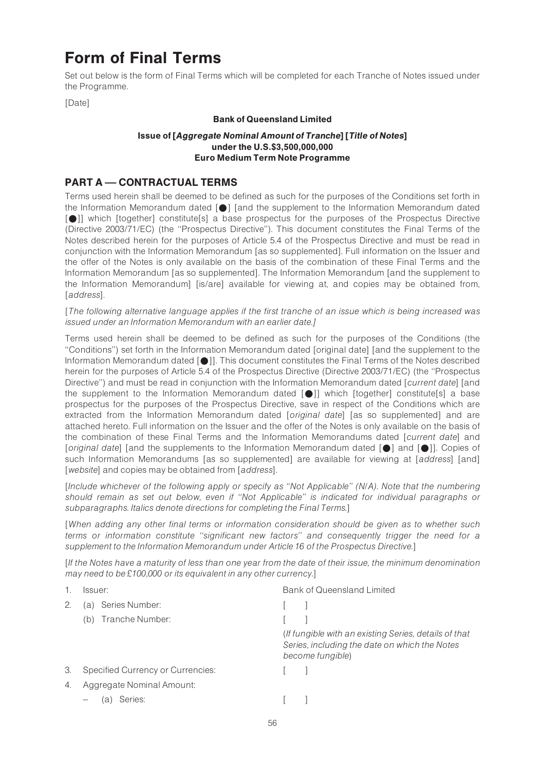# Form of Final Terms

Set out below is the form of Final Terms which will be completed for each Tranche of Notes issued under the Programme.

[Date]

**Bank of Queensland Limited**

**Issue of [*Aggregate Nominal Amount of Tranche*] [*Title of Notes*]**
**under the U.S.$3,500,000,000**
**Euro Medium Term Note Programme**

## PART A — CONTRACTUAL TERMS

Terms used herein shall be deemed to be defined as such for the purposes of the Conditions set forth in the Information Memorandum dated [●] [and the supplement to the Information Memorandum dated [●]] which [together] constitute[s] a base prospectus for the purposes of the Prospectus Directive (Directive 2003/71/EC) (the ''Prospectus Directive''). This document constitutes the Final Terms of the Notes described herein for the purposes of Article 5.4 of the Prospectus Directive and must be read in conjunction with the Information Memorandum [as so supplemented]. Full information on the Issuer and the offer of the Notes is only available on the basis of the combination of these Final Terms and the Information Memorandum [as so supplemented]. The Information Memorandum [and the supplement to the Information Memorandum] [is/are] available for viewing at, and copies may be obtained from, [*address*].

[*The following alternative language applies if the first tranche of an issue which is being increased was issued under an Information Memorandum with an earlier date.]*

Terms used herein shall be deemed to be defined as such for the purposes of the Conditions (the ''Conditions'') set forth in the Information Memorandum dated [original date] [and the supplement to the Information Memorandum dated [●]]. This document constitutes the Final Terms of the Notes described herein for the purposes of Article 5.4 of the Prospectus Directive (Directive 2003/71/EC) (the ''Prospectus Directive'') and must be read in conjunction with the Information Memorandum dated [*current date*] [and the supplement to the Information Memorandum dated [●]] which [together] constitute[s] a base prospectus for the purposes of the Prospectus Directive, save in respect of the Conditions which are extracted from the Information Memorandum dated [*original date*] [as so supplemented] and are attached hereto. Full information on the Issuer and the offer of the Notes is only available on the basis of the combination of these Final Terms and the Information Memorandums dated [*current date*] and [*original date*] [and the supplements to the Information Memorandum dated [●] and [●]]. Copies of such Information Memorandums [as so supplemented] are available for viewing at [*address*] [and] [*website*] and copies may be obtained from [*address*].

[*Include whichever of the following apply or specify as ''Not Applicable'' (N/A). Note that the numbering should remain as set out below, even if ''Not Applicable'' is indicated for individual paragraphs or subparagraphs. Italics denote directions for completing the Final Terms.*]

[*When adding any other final terms or information consideration should be given as to whether such terms or information constitute ''significant new factors'' and consequently trigger the need for a supplement to the Information Memorandum under Article 16 of the Prospectus Directive.*]

[*If the Notes have a maturity of less than one year from the date of their issue, the minimum denomination may need to be £100,000 or its equivalent in any other currency.*]

| | | |
|---|---|---|
| 1. | Issuer: | Bank of Queensland Limited |
| 2. | (a) Series Number: | [ ] |
| | (b) Tranche Number: | [ ] |
| | | (*If fungible with an existing Series, details of that Series, including the date on which the Notes become fungible*) |
| 3. | Specified Currency or Currencies: | [ ] |
| 4. | Aggregate Nominal Amount: | |
| | – (a) Series: | [ ] |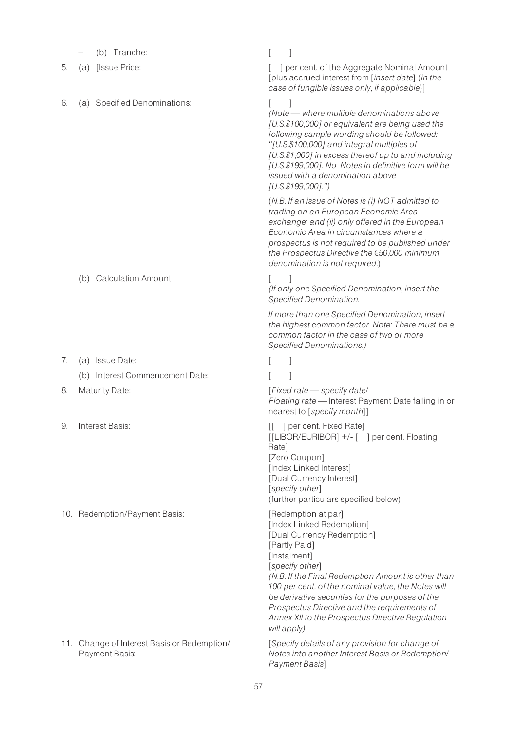| | | |
|---|---|---|
| | – (b) Tranche: | [ ] |
| 5. | (a) [Issue Price: | [ ] per cent. of the Aggregate Nominal Amount [plus accrued interest from [*insert date*] (*in the case of fungible issues only, if applicable*)] |
| 6. | (a) Specified Denominations: | [ ]<br>*(Note — where multiple denominations above [U.S.$100,000] or equivalent are being used the following sample wording should be followed: "[U.S.$100,000] and integral multiples of [U.S.$1,000] in excess thereof up to and including [U.S.$199,000]. No Notes in definitive form will be issued with a denomination above [U.S.$199,000].")*<br><br>(*N.B. If an issue of Notes is (i) NOT admitted to trading on an European Economic Area exchange; and (ii) only offered in the European Economic Area in circumstances where a prospectus is not required to be published under the Prospectus Directive the €50,000 minimum denomination is not required.*) |
| | (b) Calculation Amount: | [ ]<br>*(If only one Specified Denomination, insert the Specified Denomination.*<br><br>*If more than one Specified Denomination, insert the highest common factor. Note: There must be a common factor in the case of two or more Specified Denominations.)* |
| 7. | (a) Issue Date: | [ ] |
| | (b) Interest Commencement Date: | [ ] |
| 8. | Maturity Date: | [*Fixed rate — specify date*/<br>*Floating rate* — Interest Payment Date falling in or nearest to [*specify month*]] |
| 9. | Interest Basis: | [[ ] per cent. Fixed Rate]<br>[[LIBOR/EURIBOR] +/- [ ] per cent. Floating Rate]<br>[Zero Coupon]<br>[Index Linked Interest]<br>[Dual Currency Interest]<br>[*specify other*]<br>(further particulars specified below) |
| 10. | Redemption/Payment Basis: | [Redemption at par]<br>[Index Linked Redemption]<br>[Dual Currency Redemption]<br>[Partly Paid]<br>[Instalment]<br>[*specify other*]<br>*(N.B. If the Final Redemption Amount is other than 100 per cent. of the nominal value, the Notes will be derivative securities for the purposes of the Prospectus Directive and the requirements of Annex XII to the Prospectus Directive Regulation will apply)* |
| 11. | Change of Interest Basis or Redemption/ Payment Basis: | [*Specify details of any provision for change of Notes into another Interest Basis or Redemption/ Payment Basis*] |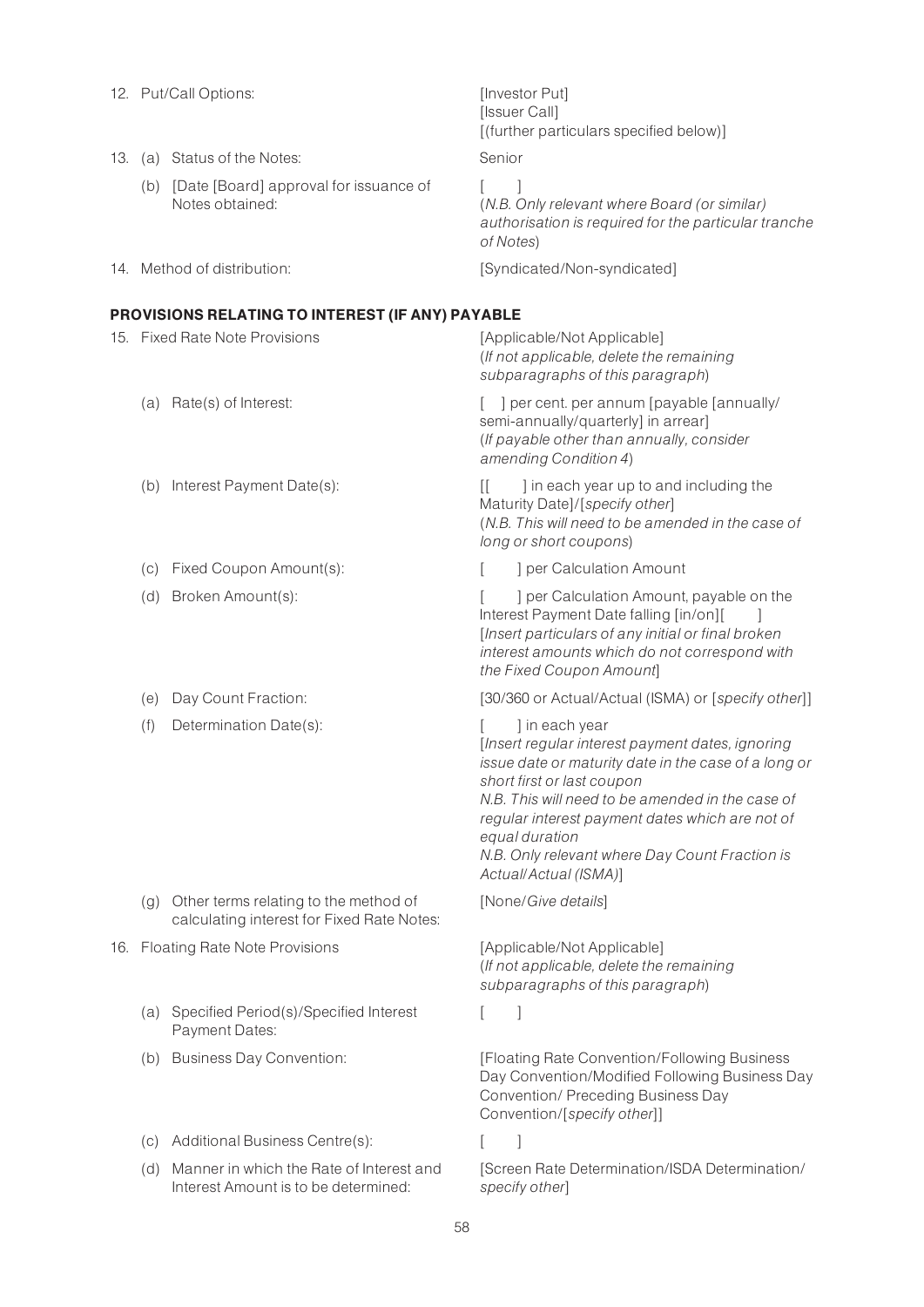| | | |
|---|---|---|
| 12. | Put/Call Options: | [Investor Put]<br>[Issuer Call]<br>[(further particulars specified below)] |
| 13. | (a) Status of the Notes: | Senior |
| | (b) [Date [Board] approval for issuance of Notes obtained: | [ ]<br>(*N.B. Only relevant where Board (or similar) authorisation is required for the particular tranche of Notes*) |
| 14. | Method of distribution: | [Syndicated/Non-syndicated] |

**PROVISIONS RELATING TO INTEREST (IF ANY) PAYABLE**

| | | |
|---|---|---|
| 15. | Fixed Rate Note Provisions | [Applicable/Not Applicable]<br>(*If not applicable, delete the remaining subparagraphs of this paragraph*) |
| | (a) Rate(s) of Interest: | [ ] per cent. per annum [payable [annually/ semi-annually/quarterly] in arrear]<br>(*If payable other than annually, consider amending Condition 4*) |
| | (b) Interest Payment Date(s): | [[ ] in each year up to and including the Maturity Date]/[*specify other*]<br>(*N.B. This will need to be amended in the case of long or short coupons*) |
| | (c) Fixed Coupon Amount(s): | [ ] per Calculation Amount |
| | (d) Broken Amount(s): | [ ] per Calculation Amount, payable on the Interest Payment Date falling [in/on][ ]<br>[*Insert particulars of any initial or final broken interest amounts which do not correspond with the Fixed Coupon Amount*] |
| | (e) Day Count Fraction: | [30/360 or Actual/Actual (ISMA) or [*specify other*]] |
| | (f) Determination Date(s): | [ ] in each year<br>[*Insert regular interest payment dates, ignoring issue date or maturity date in the case of a long or short first or last coupon*<br>*N.B. This will need to be amended in the case of regular interest payment dates which are not of equal duration*<br>*N.B. Only relevant where Day Count Fraction is Actual/Actual (ISMA)*] |
| | (g) Other terms relating to the method of calculating interest for Fixed Rate Notes: | [None/*Give details*] |
| 16. | Floating Rate Note Provisions | [Applicable/Not Applicable]<br>(*If not applicable, delete the remaining subparagraphs of this paragraph*) |
| | (a) Specified Period(s)/Specified Interest Payment Dates: | [ ] |
| | (b) Business Day Convention: | [Floating Rate Convention/Following Business Day Convention/Modified Following Business Day Convention/ Preceding Business Day Convention/[*specify other*]] |
| | (c) Additional Business Centre(s): | [ ] |
| | (d) Manner in which the Rate of Interest and Interest Amount is to be determined: | [Screen Rate Determination/ISDA Determination/ *specify other*] |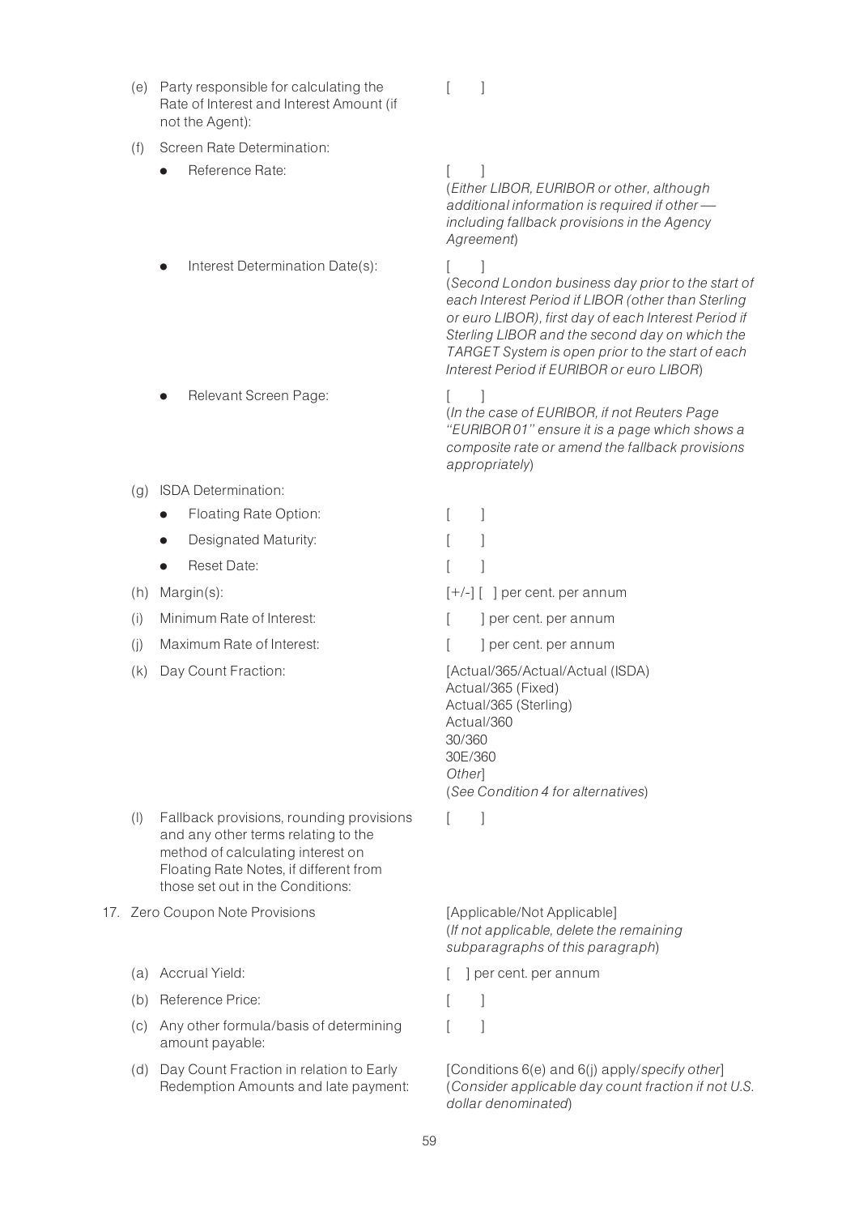| | |
|---|---|
| (e) Party responsible for calculating the Rate of Interest and Interest Amount (if not the Agent): | [ ] |
| (f) Screen Rate Determination: | |
| • Reference Rate: | [ ] (*Either LIBOR, EURIBOR or other, although additional information is required if other — including fallback provisions in the Agency Agreement*) |
| • Interest Determination Date(s): | [ ] (*Second London business day prior to the start of each Interest Period if LIBOR (other than Sterling or euro LIBOR), first day of each Interest Period if Sterling LIBOR and the second day on which the TARGET System is open prior to the start of each Interest Period if EURIBOR or euro LIBOR*) |
| • Relevant Screen Page: | [ ] (*In the case of EURIBOR, if not Reuters Page "EURIBOR 01" ensure it is a page which shows a composite rate or amend the fallback provisions appropriately*) |
| (g) ISDA Determination: | |
| • Floating Rate Option: | [ ] |
| • Designated Maturity: | [ ] |
| • Reset Date: | [ ] |
| (h) Margin(s): | [+/-] [ ] per cent. per annum |
| (i) Minimum Rate of Interest: | [ ] per cent. per annum |
| (j) Maximum Rate of Interest: | [ ] per cent. per annum |
| (k) Day Count Fraction: | [Actual/365/Actual/Actual (ISDA) Actual/365 (Fixed) Actual/365 (Sterling) Actual/360 30/360 30E/360 *Other*] (*See Condition 4 for alternatives*) |
| (l) Fallback provisions, rounding provisions and any other terms relating to the method of calculating interest on Floating Rate Notes, if different from those set out in the Conditions: | [ ] |
| 17. Zero Coupon Note Provisions | [Applicable/Not Applicable] (*If not applicable, delete the remaining subparagraphs of this paragraph*) |
| (a) Accrual Yield: | [ ] per cent. per annum |
| (b) Reference Price: | [ ] |
| (c) Any other formula/basis of determining amount payable: | [ ] |
| (d) Day Count Fraction in relation to Early Redemption Amounts and late payment: | [Conditions 6(e) and 6(j) apply/*specify other*] (*Consider applicable day count fraction if not U.S. dollar denominated*) |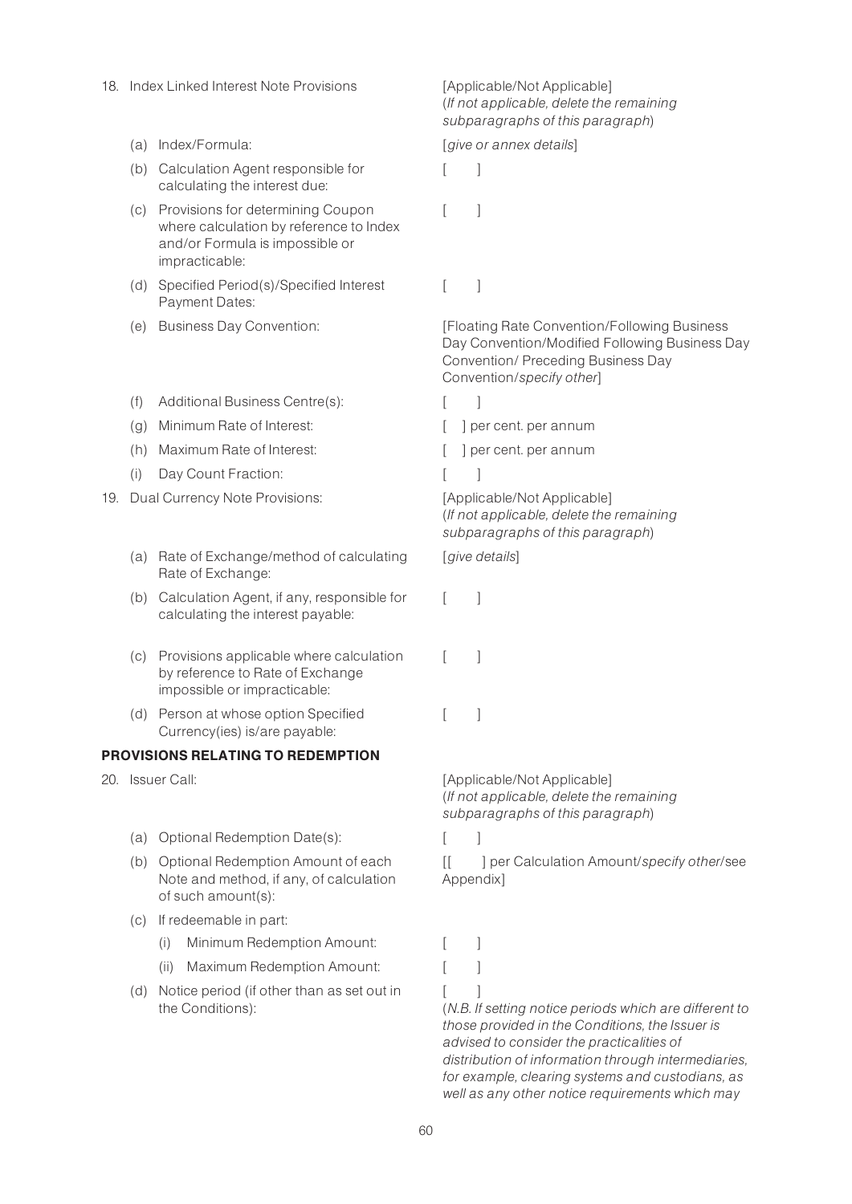| | |
|---|---|
| 18. Index Linked Interest Note Provisions | [Applicable/Not Applicable] (*If not applicable, delete the remaining subparagraphs of this paragraph*) |
| (a) Index/Formula: | [*give or annex details*] |
| (b) Calculation Agent responsible for calculating the interest due: | [ ] |
| (c) Provisions for determining Coupon where calculation by reference to Index and/or Formula is impossible or impracticable: | [ ] |
| (d) Specified Period(s)/Specified Interest Payment Dates: | [ ] |
| (e) Business Day Convention: | [Floating Rate Convention/Following Business Day Convention/Modified Following Business Day Convention/ Preceding Business Day Convention/*specify other*] |
| (f) Additional Business Centre(s): | [ ] |
| (g) Minimum Rate of Interest: | [ ] per cent. per annum |
| (h) Maximum Rate of Interest: | [ ] per cent. per annum |
| (i) Day Count Fraction: | [ ] |
| 19. Dual Currency Note Provisions: | [Applicable/Not Applicable] (*If not applicable, delete the remaining subparagraphs of this paragraph*) |
| (a) Rate of Exchange/method of calculating Rate of Exchange: | [*give details*] |
| (b) Calculation Agent, if any, responsible for calculating the interest payable: | [ ] |
| (c) Provisions applicable where calculation by reference to Rate of Exchange impossible or impracticable: | [ ] |
| (d) Person at whose option Specified Currency(ies) is/are payable: | [ ] |

**PROVISIONS RELATING TO REDEMPTION**

| | |
|---|---|
| 20. Issuer Call: | [Applicable/Not Applicable] (*If not applicable, delete the remaining subparagraphs of this paragraph*) |
| (a) Optional Redemption Date(s): | [ ] |
| (b) Optional Redemption Amount of each Note and method, if any, of calculation of such amount(s): | [[ ] per Calculation Amount/*specify other*/see Appendix] |
| (c) If redeemable in part: | |
| (i) Minimum Redemption Amount: | [ ] |
| (ii) Maximum Redemption Amount: | [ ] |
| (d) Notice period (if other than as set out in the Conditions): | [ ] (*N.B. If setting notice periods which are different to those provided in the Conditions, the Issuer is advised to consider the practicalities of distribution of information through intermediaries, for example, clearing systems and custodians, as well as any other notice requirements which may* |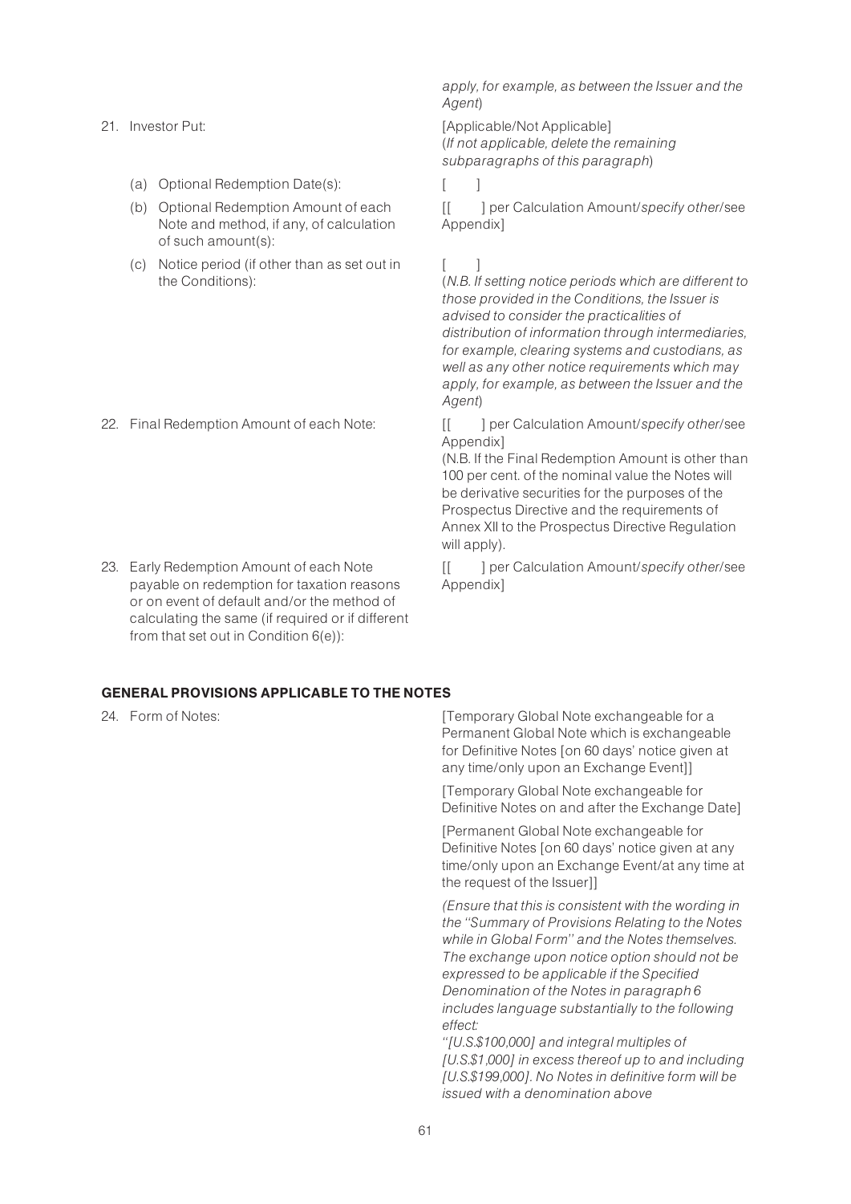*apply, for example, as between the Issuer and the Agent*)

| | |
|---|---|
| 21. Investor Put: | [Applicable/Not Applicable] (*If not applicable, delete the remaining subparagraphs of this paragraph*) |
| (a) Optional Redemption Date(s): | [ ] |
| (b) Optional Redemption Amount of each Note and method, if any, of calculation of such amount(s): | [[ ] per Calculation Amount/*specify other*/see Appendix] |
| (c) Notice period (if other than as set out in the Conditions): | [ ] (*N.B. If setting notice periods which are different to those provided in the Conditions, the Issuer is advised to consider the practicalities of distribution of information through intermediaries, for example, clearing systems and custodians, as well as any other notice requirements which may apply, for example, as between the Issuer and the Agent*) |
| 22. Final Redemption Amount of each Note: | [[ ] per Calculation Amount/*specify other*/see Appendix] (N.B. If the Final Redemption Amount is other than 100 per cent. of the nominal value the Notes will be derivative securities for the purposes of the Prospectus Directive and the requirements of Annex XII to the Prospectus Directive Regulation will apply). |
| 23. Early Redemption Amount of each Note payable on redemption for taxation reasons or on event of default and/or the method of calculating the same (if required or if different from that set out in Condition 6(e)): | [[ ] per Calculation Amount/*specify other*/see Appendix] |

## GENERAL PROVISIONS APPLICABLE TO THE NOTES

| | |
|---|---|
| 24. Form of Notes: | [Temporary Global Note exchangeable for a Permanent Global Note which is exchangeable for Definitive Notes [on 60 days' notice given at any time/only upon an Exchange Event]]<br><br>[Temporary Global Note exchangeable for Definitive Notes on and after the Exchange Date]<br><br>[Permanent Global Note exchangeable for Definitive Notes [on 60 days' notice given at any time/only upon an Exchange Event/at any time at the request of the Issuer]]<br><br>*(Ensure that this is consistent with the wording in the "Summary of Provisions Relating to the Notes while in Global Form" and the Notes themselves. The exchange upon notice option should not be expressed to be applicable if the Specified Denomination of the Notes in paragraph 6 includes language substantially to the following effect:*<br>*"[U.S.$100,000] and integral multiples of [U.S.$1,000] in excess thereof up to and including [U.S.$199,000]. No Notes in definitive form will be issued with a denomination above* |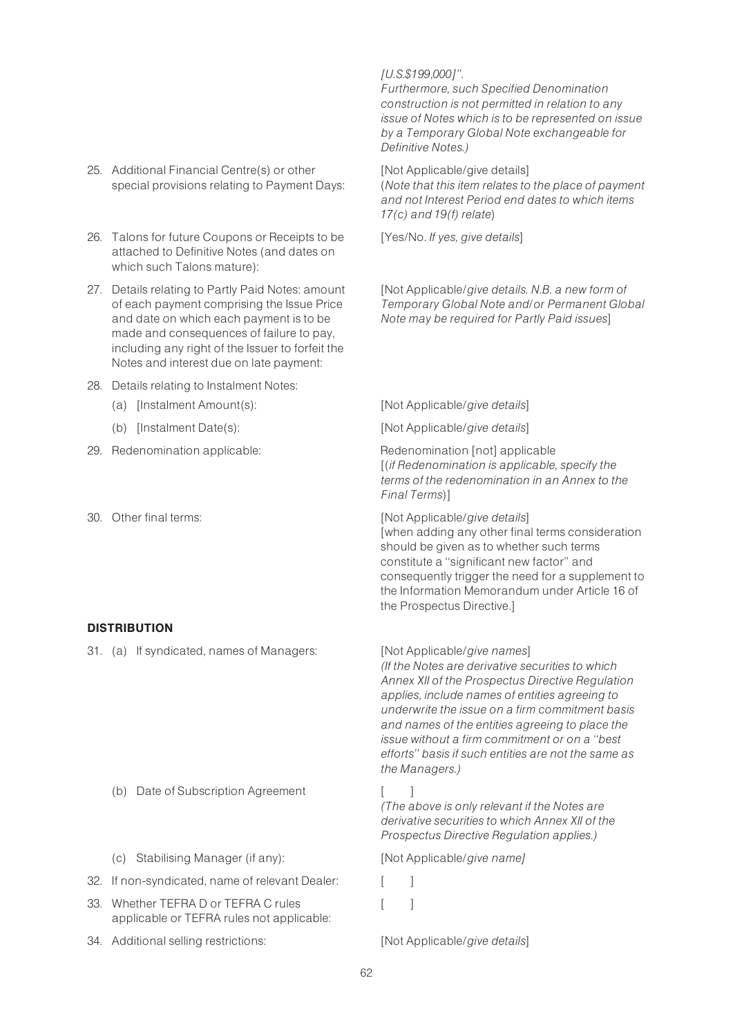*[U.S.$199,000]".*
*Furthermore, such Specified Denomination construction is not permitted in relation to any issue of Notes which is to be represented on issue by a Temporary Global Note exchangeable for Definitive Notes.)*

| | |
|---|---|
| 25. Additional Financial Centre(s) or other special provisions relating to Payment Days: | [Not Applicable/give details] (*Note that this item relates to the place of payment and not Interest Period end dates to which items 17(c) and 19(f) relate*) |
| 26. Talons for future Coupons or Receipts to be attached to Definitive Notes (and dates on which such Talons mature): | [Yes/No. *If yes, give details*] |
| 27. Details relating to Partly Paid Notes: amount of each payment comprising the Issue Price and date on which each payment is to be made and consequences of failure to pay, including any right of the Issuer to forfeit the Notes and interest due on late payment: | [Not Applicable/*give details. N.B. a new form of Temporary Global Note and/or Permanent Global Note may be required for Partly Paid issues*] |
| 28. Details relating to Instalment Notes: | |
| (a) [Instalment Amount(s): | [Not Applicable/*give details*] |
| (b) [Instalment Date(s): | [Not Applicable/*give details*] |
| 29. Redenomination applicable: | Redenomination [not] applicable [(*if Redenomination is applicable, specify the terms of the redenomination in an Annex to the Final Terms*)] |
| 30. Other final terms: | [Not Applicable/*give details*] [when adding any other final terms consideration should be given as to whether such terms constitute a "significant new factor" and consequently trigger the need for a supplement to the Information Memorandum under Article 16 of the Prospectus Directive.] |

**DISTRIBUTION**

| | |
|---|---|
| 31. (a) If syndicated, names of Managers: | [Not Applicable/*give names*] *(If the Notes are derivative securities to which Annex XII of the Prospectus Directive Regulation applies, include names of entities agreeing to underwrite the issue on a firm commitment basis and names of the entities agreeing to place the issue without a firm commitment or on a "best efforts" basis if such entities are not the same as the Managers.)* |
| (b) Date of Subscription Agreement | [ ] *(The above is only relevant if the Notes are derivative securities to which Annex XII of the Prospectus Directive Regulation applies.)* |
| (c) Stabilising Manager (if any): | [Not Applicable/*give name]* |
| 32. If non-syndicated, name of relevant Dealer: | [ ] |
| 33. Whether TEFRA D or TEFRA C rules applicable or TEFRA rules not applicable: | [ ] |
| 34. Additional selling restrictions: | [Not Applicable/*give details*] |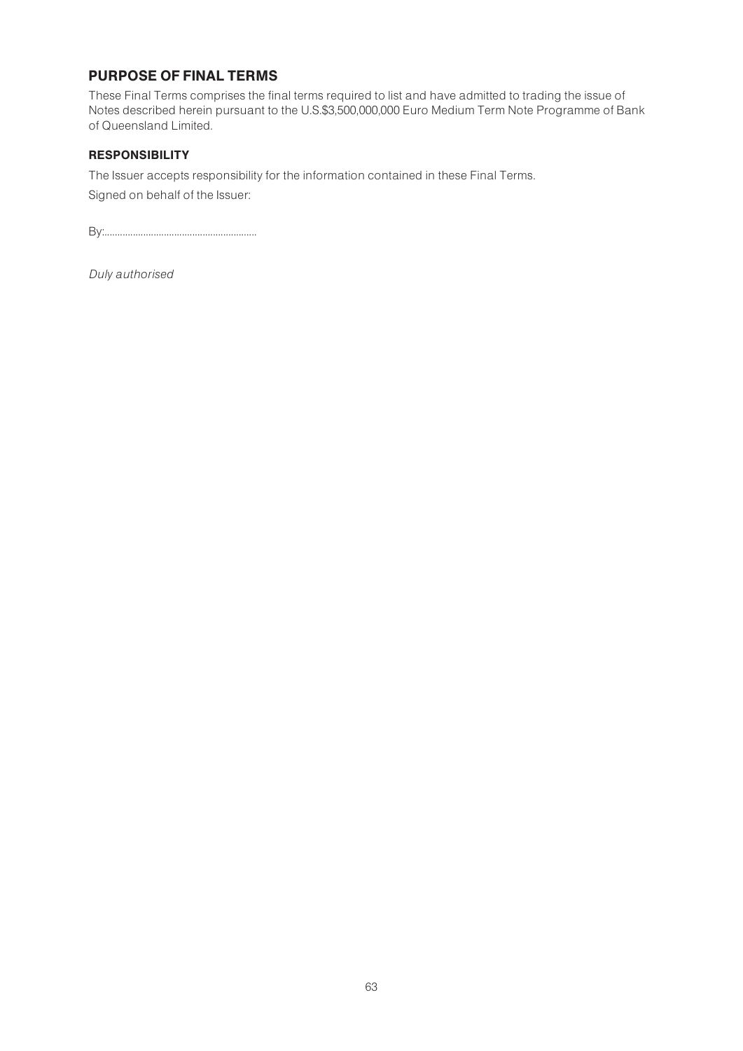## PURPOSE OF FINAL TERMS

These Final Terms comprises the final terms required to list and have admitted to trading the issue of Notes described herein pursuant to the U.S.$3,500,000,000 Euro Medium Term Note Programme of Bank of Queensland Limited.

### RESPONSIBILITY

The Issuer accepts responsibility for the information contained in these Final Terms.

Signed on behalf of the Issuer:

By:............................................................

*Duly authorised*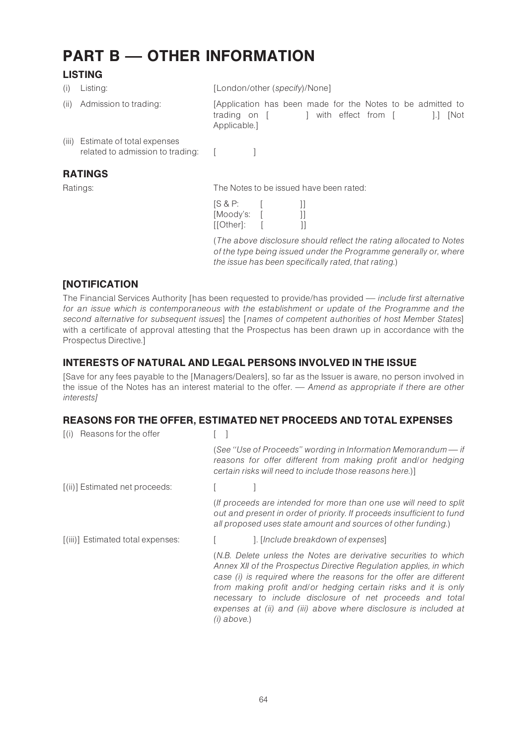# PART B — OTHER INFORMATION

## LISTING

| | |
|---|---|
| (i) Listing: | [London/other (*specify*)/None] |
| (ii) Admission to trading: | [Application has been made for the Notes to be admitted to trading on [ ] with effect from [ ].] [Not Applicable.] |
| (iii) Estimate of total expenses related to admission to trading: | [ ] |

## RATINGS

| | |
|---|---|
| Ratings: | The Notes to be issued have been rated: |
| | [S & P: [ ]] |
| | [Moody's: [ ]] |
| | [[Other]: [ ]] |
| | (*The above disclosure should reflect the rating allocated to Notes of the type being issued under the Programme generally or, where the issue has been specifically rated, that rating.*) |

## [NOTIFICATION

The Financial Services Authority [has been requested to provide/has provided — *include first alternative for an issue which is contemporaneous with the establishment or update of the Programme and the second alternative for subsequent issues*] the [*names of competent authorities of host Member States*] with a certificate of approval attesting that the Prospectus has been drawn up in accordance with the Prospectus Directive.]

## INTERESTS OF NATURAL AND LEGAL PERSONS INVOLVED IN THE ISSUE

[Save for any fees payable to the [Managers/Dealers], so far as the Issuer is aware, no person involved in the issue of the Notes has an interest material to the offer. — *Amend as appropriate if there are other interests]*

## REASONS FOR THE OFFER, ESTIMATED NET PROCEEDS AND TOTAL EXPENSES

| | |
|---|---|
| [(i) Reasons for the offer | [ ] |
| | (*See "Use of Proceeds" wording in Information Memorandum — if reasons for offer different from making profit and/or hedging certain risks will need to include those reasons here.*)] |
| [(ii)] Estimated net proceeds: | [ ] |
| | (*If proceeds are intended for more than one use will need to split out and present in order of priority. If proceeds insufficient to fund all proposed uses state amount and sources of other funding.*) |
| [(iii)] Estimated total expenses: | [ ]. [*Include breakdown of expenses*] |
| | (*N.B. Delete unless the Notes are derivative securities to which Annex XII of the Prospectus Directive Regulation applies, in which case (i) is required where the reasons for the offer are different from making profit and/or hedging certain risks and it is only necessary to include disclosure of net proceeds and total expenses at (ii) and (iii) above where disclosure is included at (i) above.*) |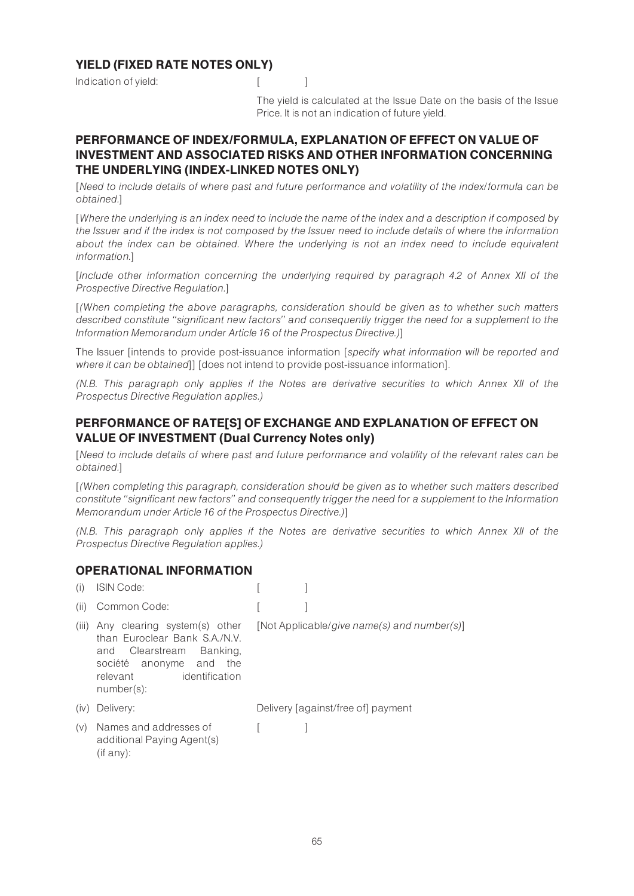## YIELD (FIXED RATE NOTES ONLY)

| | |
|---|---|
| Indication of yield: | [ ] |
| | The yield is calculated at the Issue Date on the basis of the Issue Price. It is not an indication of future yield. |

## PERFORMANCE OF INDEX/FORMULA, EXPLANATION OF EFFECT ON VALUE OF INVESTMENT AND ASSOCIATED RISKS AND OTHER INFORMATION CONCERNING THE UNDERLYING (INDEX-LINKED NOTES ONLY)

[*Need to include details of where past and future performance and volatility of the index/formula can be obtained.*]

[*Where the underlying is an index need to include the name of the index and a description if composed by the Issuer and if the index is not composed by the Issuer need to include details of where the information about the index can be obtained. Where the underlying is not an index need to include equivalent information.*]

[*Include other information concerning the underlying required by paragraph 4.2 of Annex XII of the Prospective Directive Regulation.*]

[*(When completing the above paragraphs, consideration should be given as to whether such matters described constitute ''significant new factors'' and consequently trigger the need for a supplement to the Information Memorandum under Article 16 of the Prospectus Directive.)*]

The Issuer [intends to provide post-issuance information [*specify what information will be reported and where it can be obtained*]] [does not intend to provide post-issuance information].

*(N.B. This paragraph only applies if the Notes are derivative securities to which Annex XII of the Prospectus Directive Regulation applies.)*

## PERFORMANCE OF RATE[S] OF EXCHANGE AND EXPLANATION OF EFFECT ON VALUE OF INVESTMENT (Dual Currency Notes only)

[*Need to include details of where past and future performance and volatility of the relevant rates can be obtained.*]

[*(When completing this paragraph, consideration should be given as to whether such matters described constitute ''significant new factors'' and consequently trigger the need for a supplement to the Information Memorandum under Article 16 of the Prospectus Directive.)*]

*(N.B. This paragraph only applies if the Notes are derivative securities to which Annex XII of the Prospectus Directive Regulation applies.)*

## OPERATIONAL INFORMATION

| | | |
|---|---|---|
| (i) | ISIN Code: | [ ] |
| (ii) | Common Code: | [ ] |
| (iii) | Any clearing system(s) other than Euroclear Bank S.A./N.V. and Clearstream Banking, société anonyme and the relevant identification number(s): | [Not Applicable/*give name(s) and number(s)*] |
| (iv) | Delivery: | Delivery [against/free of] payment |
| (v) | Names and addresses of additional Paying Agent(s) (if any): | [ ] |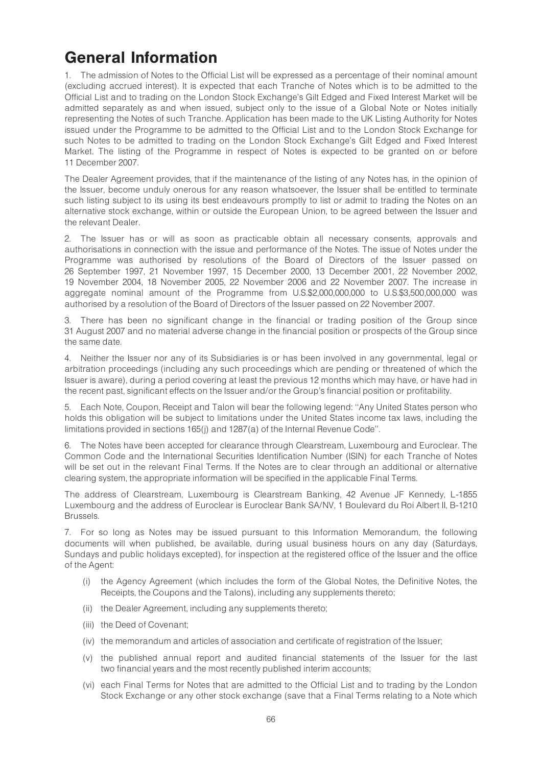# General Information

1. The admission of Notes to the Official List will be expressed as a percentage of their nominal amount (excluding accrued interest). It is expected that each Tranche of Notes which is to be admitted to the Official List and to trading on the London Stock Exchange's Gilt Edged and Fixed Interest Market will be admitted separately as and when issued, subject only to the issue of a Global Note or Notes initially representing the Notes of such Tranche. Application has been made to the UK Listing Authority for Notes issued under the Programme to be admitted to the Official List and to the London Stock Exchange for such Notes to be admitted to trading on the London Stock Exchange's Gilt Edged and Fixed Interest Market. The listing of the Programme in respect of Notes is expected to be granted on or before 11 December 2007.

The Dealer Agreement provides, that if the maintenance of the listing of any Notes has, in the opinion of the Issuer, become unduly onerous for any reason whatsoever, the Issuer shall be entitled to terminate such listing subject to its using its best endeavours promptly to list or admit to trading the Notes on an alternative stock exchange, within or outside the European Union, to be agreed between the Issuer and the relevant Dealer.

2. The Issuer has or will as soon as practicable obtain all necessary consents, approvals and authorisations in connection with the issue and performance of the Notes. The issue of Notes under the Programme was authorised by resolutions of the Board of Directors of the Issuer passed on 26 September 1997, 21 November 1997, 15 December 2000, 13 December 2001, 22 November 2002, 19 November 2004, 18 November 2005, 22 November 2006 and 22 November 2007. The increase in aggregate nominal amount of the Programme from U.S.$2,000,000,000 to U.S.$3,500,000,000 was authorised by a resolution of the Board of Directors of the Issuer passed on 22 November 2007.

3. There has been no significant change in the financial or trading position of the Group since 31 August 2007 and no material adverse change in the financial position or prospects of the Group since the same date.

4. Neither the Issuer nor any of its Subsidiaries is or has been involved in any governmental, legal or arbitration proceedings (including any such proceedings which are pending or threatened of which the Issuer is aware), during a period covering at least the previous 12 months which may have, or have had in the recent past, significant effects on the Issuer and/or the Group's financial position or profitability.

5. Each Note, Coupon, Receipt and Talon will bear the following legend: ''Any United States person who holds this obligation will be subject to limitations under the United States income tax laws, including the limitations provided in sections 165(j) and 1287(a) of the Internal Revenue Code''.

6. The Notes have been accepted for clearance through Clearstream, Luxembourg and Euroclear. The Common Code and the International Securities Identification Number (ISIN) for each Tranche of Notes will be set out in the relevant Final Terms. If the Notes are to clear through an additional or alternative clearing system, the appropriate information will be specified in the applicable Final Terms.

The address of Clearstream, Luxembourg is Clearstream Banking, 42 Avenue JF Kennedy, L-1855 Luxembourg and the address of Euroclear is Euroclear Bank SA/NV, 1 Boulevard du Roi Albert II, B-1210 Brussels.

7. For so long as Notes may be issued pursuant to this Information Memorandum, the following documents will when published, be available, during usual business hours on any day (Saturdays, Sundays and public holidays excepted), for inspection at the registered office of the Issuer and the office of the Agent:

(i) the Agency Agreement (which includes the form of the Global Notes, the Definitive Notes, the Receipts, the Coupons and the Talons), including any supplements thereto;

(ii) the Dealer Agreement, including any supplements thereto;

(iii) the Deed of Covenant;

(iv) the memorandum and articles of association and certificate of registration of the Issuer;

(v) the published annual report and audited financial statements of the Issuer for the last two financial years and the most recently published interim accounts;

(vi) each Final Terms for Notes that are admitted to the Official List and to trading by the London Stock Exchange or any other stock exchange (save that a Final Terms relating to a Note which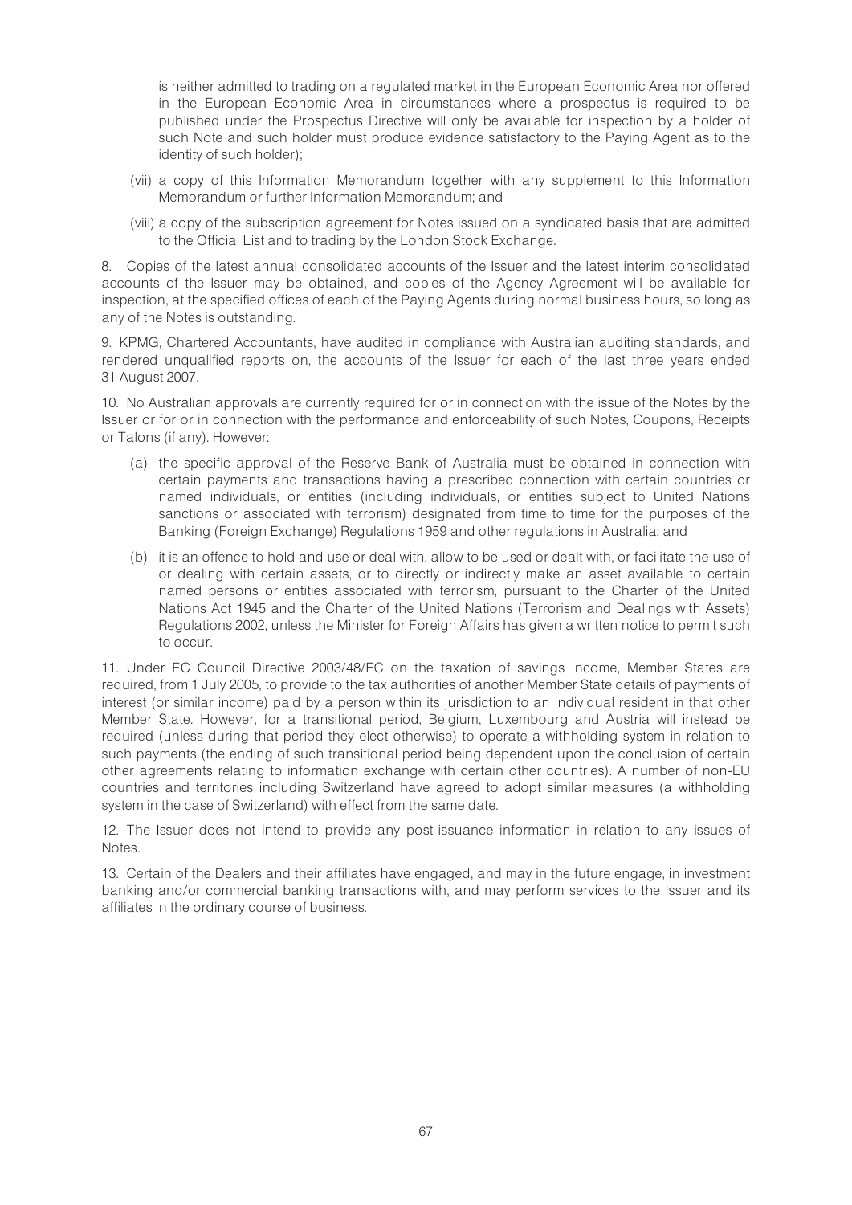is neither admitted to trading on a regulated market in the European Economic Area nor offered in the European Economic Area in circumstances where a prospectus is required to be published under the Prospectus Directive will only be available for inspection by a holder of such Note and such holder must produce evidence satisfactory to the Paying Agent as to the identity of such holder);

(vii) a copy of this Information Memorandum together with any supplement to this Information Memorandum or further Information Memorandum; and

(viii) a copy of the subscription agreement for Notes issued on a syndicated basis that are admitted to the Official List and to trading by the London Stock Exchange.

8. Copies of the latest annual consolidated accounts of the Issuer and the latest interim consolidated accounts of the Issuer may be obtained, and copies of the Agency Agreement will be available for inspection, at the specified offices of each of the Paying Agents during normal business hours, so long as any of the Notes is outstanding.

9. KPMG, Chartered Accountants, have audited in compliance with Australian auditing standards, and rendered unqualified reports on, the accounts of the Issuer for each of the last three years ended 31 August 2007.

10. No Australian approvals are currently required for or in connection with the issue of the Notes by the Issuer or for or in connection with the performance and enforceability of such Notes, Coupons, Receipts or Talons (if any). However:

(a) the specific approval of the Reserve Bank of Australia must be obtained in connection with certain payments and transactions having a prescribed connection with certain countries or named individuals, or entities (including individuals, or entities subject to United Nations sanctions or associated with terrorism) designated from time to time for the purposes of the Banking (Foreign Exchange) Regulations 1959 and other regulations in Australia; and

(b) it is an offence to hold and use or deal with, allow to be used or dealt with, or facilitate the use of or dealing with certain assets, or to directly or indirectly make an asset available to certain named persons or entities associated with terrorism, pursuant to the Charter of the United Nations Act 1945 and the Charter of the United Nations (Terrorism and Dealings with Assets) Regulations 2002, unless the Minister for Foreign Affairs has given a written notice to permit such to occur.

11. Under EC Council Directive 2003/48/EC on the taxation of savings income, Member States are required, from 1 July 2005, to provide to the tax authorities of another Member State details of payments of interest (or similar income) paid by a person within its jurisdiction to an individual resident in that other Member State. However, for a transitional period, Belgium, Luxembourg and Austria will instead be required (unless during that period they elect otherwise) to operate a withholding system in relation to such payments (the ending of such transitional period being dependent upon the conclusion of certain other agreements relating to information exchange with certain other countries). A number of non-EU countries and territories including Switzerland have agreed to adopt similar measures (a withholding system in the case of Switzerland) with effect from the same date.

12. The Issuer does not intend to provide any post-issuance information in relation to any issues of Notes.

13. Certain of the Dealers and their affiliates have engaged, and may in the future engage, in investment banking and/or commercial banking transactions with, and may perform services to the Issuer and its affiliates in the ordinary course of business.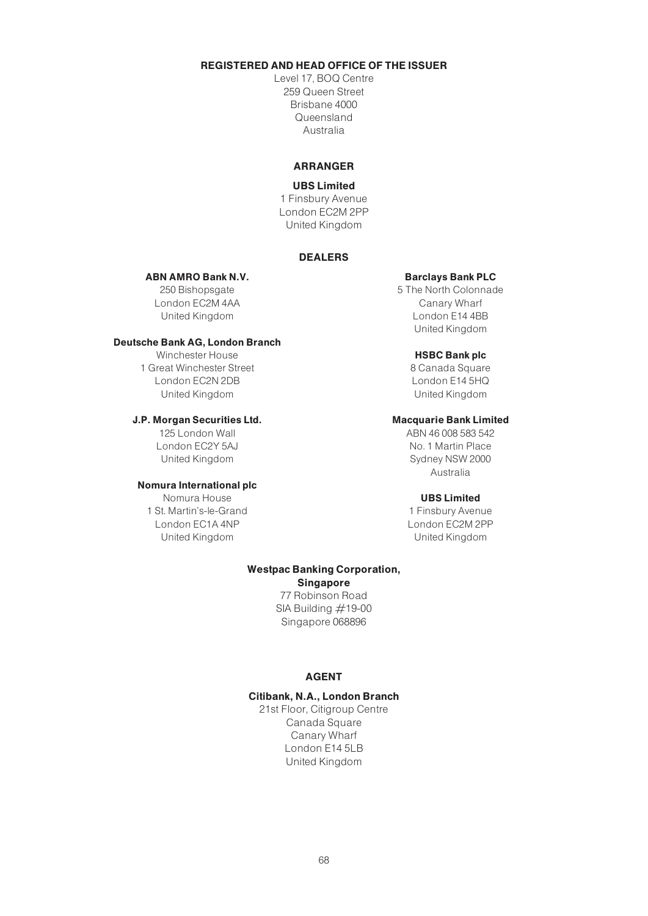## REGISTERED AND HEAD OFFICE OF THE ISSUER

Level 17, BOQ Centre
259 Queen Street
Brisbane 4000
Queensland
Australia

## ARRANGER

**UBS Limited**
1 Finsbury Avenue
London EC2M 2PP
United Kingdom

## DEALERS

**ABN AMRO Bank N.V.**
250 Bishopsgate
London EC2M 4AA
United Kingdom

**Barclays Bank PLC**
5 The North Colonnade
Canary Wharf
London E14 4BB
United Kingdom

**Deutsche Bank AG, London Branch**
Winchester House
1 Great Winchester Street
London EC2N 2DB
United Kingdom

**HSBC Bank plc**
8 Canada Square
London E14 5HQ
United Kingdom

**J.P. Morgan Securities Ltd.**
125 London Wall
London EC2Y 5AJ
United Kingdom

**Macquarie Bank Limited**
ABN 46 008 583 542
No. 1 Martin Place
Sydney NSW 2000
Australia

**Nomura International plc**
Nomura House
1 St. Martin's-le-Grand
London EC1A 4NP
United Kingdom

**UBS Limited**
1 Finsbury Avenue
London EC2M 2PP
United Kingdom

**Westpac Banking Corporation, Singapore**
77 Robinson Road
SIA Building #19-00
Singapore 068896

## AGENT

**Citibank, N.A., London Branch**
21st Floor, Citigroup Centre
Canada Square
Canary Wharf
London E14 5LB
United Kingdom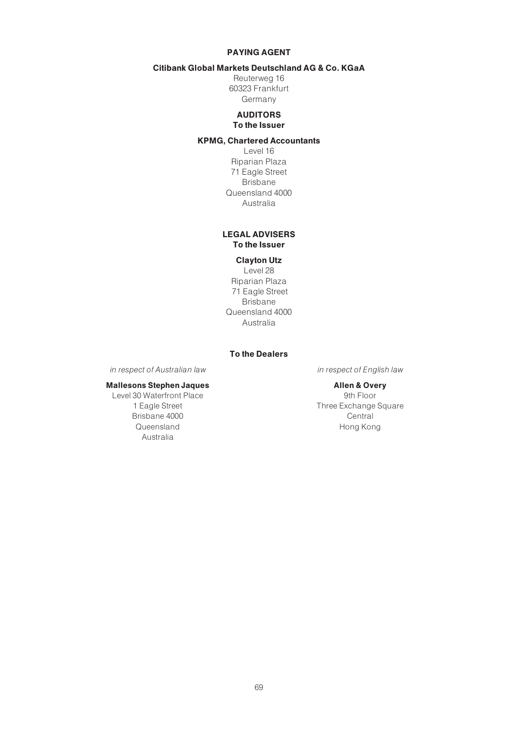## PAYING AGENT

**Citibank Global Markets Deutschland AG & Co. KGaA**
Reuterweg 16
60323 Frankfurt
Germany

## AUDITORS
### To the Issuer

**KPMG, Chartered Accountants**
Level 16
Riparian Plaza
71 Eagle Street
Brisbane
Queensland 4000
Australia

## LEGAL ADVISERS
### To the Issuer

**Clayton Utz**
Level 28
Riparian Plaza
71 Eagle Street
Brisbane
Queensland 4000
Australia

### To the Dealers

*in respect of Australian law*

**Mallesons Stephen Jaques**
Level 30 Waterfront Place
1 Eagle Street
Brisbane 4000
Queensland
Australia

*in respect of English law*

**Allen & Overy**
9th Floor
Three Exchange Square
Central
Hong Kong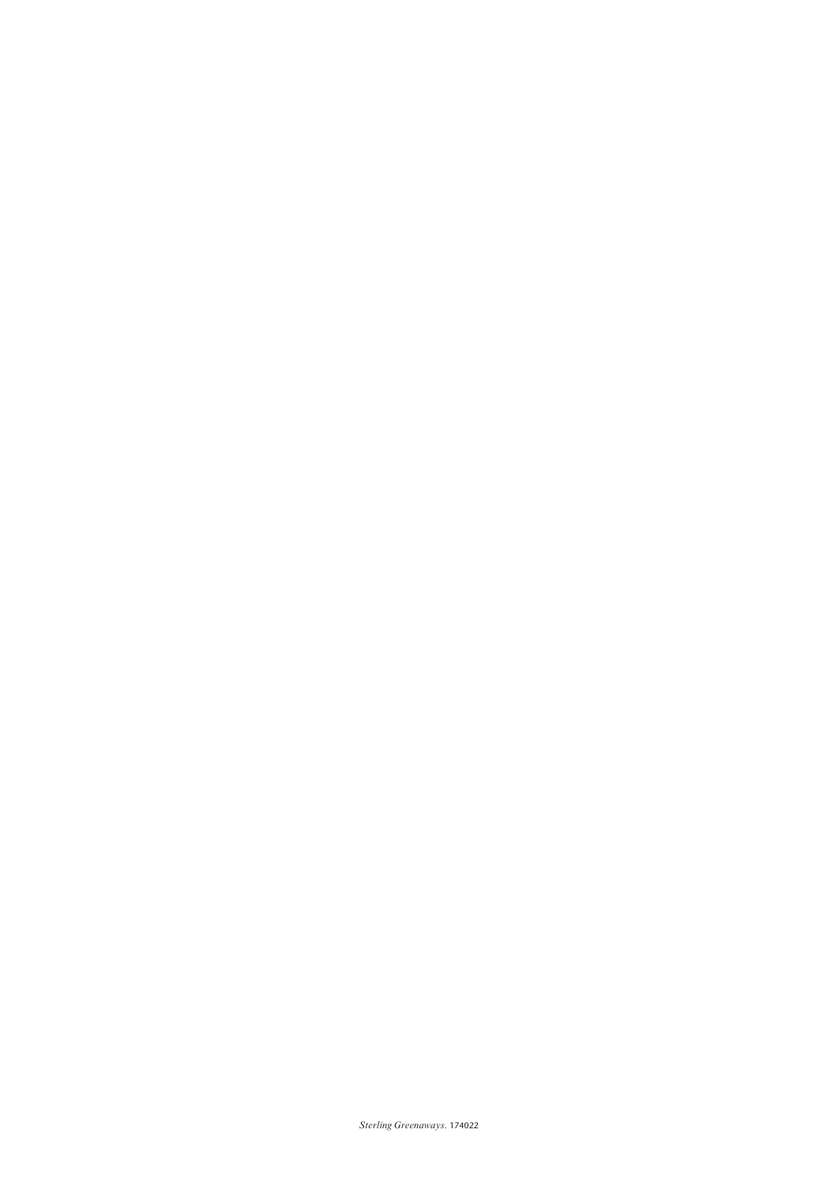*Sterling Greenaways.* 174022